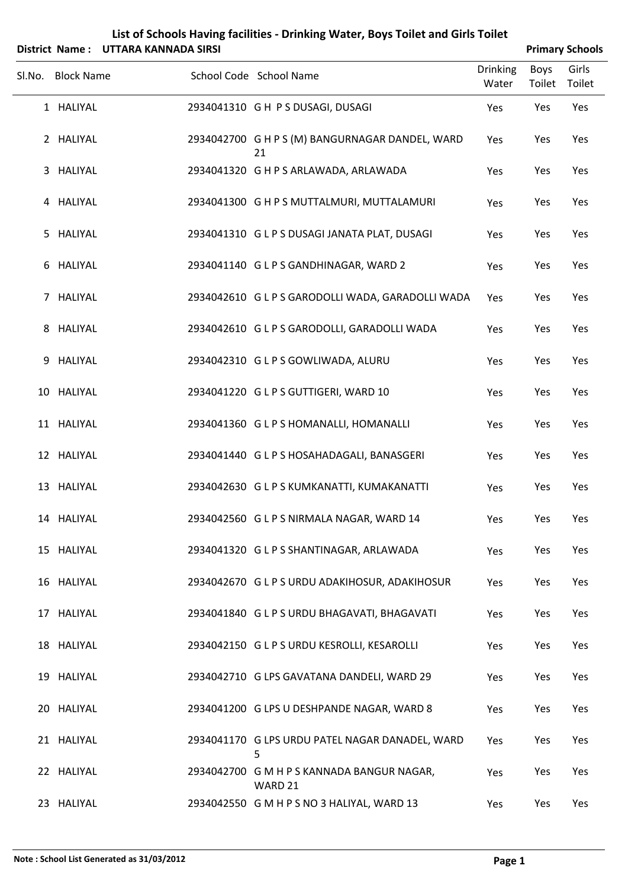# List of Schools Having facilities - Drinking Water, Boys Toilet and Girls Toilet

**District Name : UTTARA KANNADA SIRSI** | **Primary Schools**

| Sl.No. | Block Name | School Code | School Name | Drinking Water | Boys Toilet | Girls Toilet |
|---|---|---|---|---|---|---|
| 1 | HALIYAL | 2934041310 | G H P S DUSAGI, DUSAGI | Yes | Yes | Yes |
| 2 | HALIYAL | 2934042700 | G H P S (M) BANGURNAGAR DANDEL, WARD 21 | Yes | Yes | Yes |
| 3 | HALIYAL | 2934041320 | G H P S ARLAWADA, ARLAWADA | Yes | Yes | Yes |
| 4 | HALIYAL | 2934041300 | G H P S MUTTALMURI, MUTTALAMURI | Yes | Yes | Yes |
| 5 | HALIYAL | 2934041310 | G L P S DUSAGI JANATA PLAT, DUSAGI | Yes | Yes | Yes |
| 6 | HALIYAL | 2934041140 | G L P S GANDHINAGAR, WARD 2 | Yes | Yes | Yes |
| 7 | HALIYAL | 2934042610 | G L P S GARODOLLI WADA, GARADOLLI WADA | Yes | Yes | Yes |
| 8 | HALIYAL | 2934042610 | G L P S GARODOLLI, GARADOLLI WADA | Yes | Yes | Yes |
| 9 | HALIYAL | 2934042310 | G L P S GOWLIWADA, ALURU | Yes | Yes | Yes |
| 10 | HALIYAL | 2934041220 | G L P S GUTTIGERI, WARD 10 | Yes | Yes | Yes |
| 11 | HALIYAL | 2934041360 | G L P S HOMANALLI, HOMANALLI | Yes | Yes | Yes |
| 12 | HALIYAL | 2934041440 | G L P S HOSAHADAGALI, BANASGERI | Yes | Yes | Yes |
| 13 | HALIYAL | 2934042630 | G L P S KUMKANATTI, KUMAKANATTI | Yes | Yes | Yes |
| 14 | HALIYAL | 2934042560 | G L P S NIRMALA NAGAR, WARD 14 | Yes | Yes | Yes |
| 15 | HALIYAL | 2934041320 | G L P S SHANTINAGAR, ARLAWADA | Yes | Yes | Yes |
| 16 | HALIYAL | 2934042670 | G L P S URDU ADAKIHOSUR, ADAKIHOSUR | Yes | Yes | Yes |
| 17 | HALIYAL | 2934041840 | G L P S URDU BHAGAVATI, BHAGAVATI | Yes | Yes | Yes |
| 18 | HALIYAL | 2934042150 | G L P S URDU KESROLLI, KESAROLLI | Yes | Yes | Yes |
| 19 | HALIYAL | 2934042710 | G LPS GAVATANA DANDELI, WARD 29 | Yes | Yes | Yes |
| 20 | HALIYAL | 2934041200 | G LPS U DESHPANDE NAGAR, WARD 8 | Yes | Yes | Yes |
| 21 | HALIYAL | 2934041170 | G LPS URDU PATEL NAGAR DANADEL, WARD 5 | Yes | Yes | Yes |
| 22 | HALIYAL | 2934042700 | G M H P S KANNADA BANGUR NAGAR, WARD 21 | Yes | Yes | Yes |
| 23 | HALIYAL | 2934042550 | G M H P S NO 3 HALIYAL, WARD 13 | Yes | Yes | Yes |

**Note : School List Generated as 31/03/2012**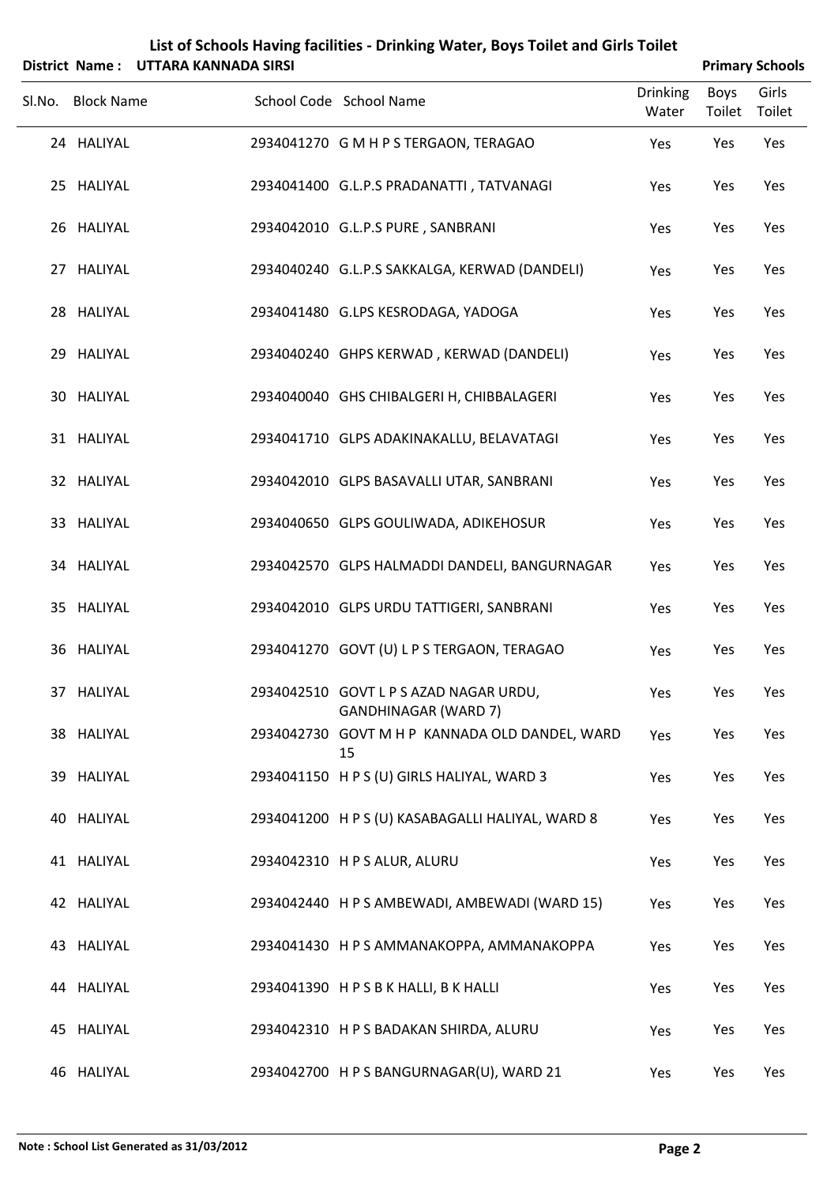# List of Schools Having facilities - Drinking Water, Boys Toilet and Girls Toilet

**District Name : UTTARA KANNADA SIRSI** **Primary Schools**

| Sl.No. | Block Name | School Code | School Name | Drinking Water | Boys Toilet | Girls Toilet |
|---|---|---|---|---|---|---|
| 24 | HALIYAL | 2934041270 | G M H P S TERGAON, TERAGAO | Yes | Yes | Yes |
| 25 | HALIYAL | 2934041400 | G.L.P.S PRADANATTI , TATVANAGI | Yes | Yes | Yes |
| 26 | HALIYAL | 2934042010 | G.L.P.S PURE , SANBRANI | Yes | Yes | Yes |
| 27 | HALIYAL | 2934040240 | G.L.P.S SAKKALGA, KERWAD (DANDELI) | Yes | Yes | Yes |
| 28 | HALIYAL | 2934041480 | G.LPS KESRODAGA, YADOGA | Yes | Yes | Yes |
| 29 | HALIYAL | 2934040240 | GHPS KERWAD , KERWAD (DANDELI) | Yes | Yes | Yes |
| 30 | HALIYAL | 2934040040 | GHS CHIBALGERI H, CHIBBALAGERI | Yes | Yes | Yes |
| 31 | HALIYAL | 2934041710 | GLPS ADAKINAKALLU, BELAVATAGI | Yes | Yes | Yes |
| 32 | HALIYAL | 2934042010 | GLPS BASAVALLI UTAR, SANBRANI | Yes | Yes | Yes |
| 33 | HALIYAL | 2934040650 | GLPS GOULIWADA, ADIKEHOSUR | Yes | Yes | Yes |
| 34 | HALIYAL | 2934042570 | GLPS HALMADDI DANDELI, BANGURNAGAR | Yes | Yes | Yes |
| 35 | HALIYAL | 2934042010 | GLPS URDU TATTIGERI, SANBRANI | Yes | Yes | Yes |
| 36 | HALIYAL | 2934041270 | GOVT (U) L P S TERGAON, TERAGAO | Yes | Yes | Yes |
| 37 | HALIYAL | 2934042510 | GOVT L P S AZAD NAGAR URDU, GANDHINAGAR (WARD 7) | Yes | Yes | Yes |
| 38 | HALIYAL | 2934042730 | GOVT M H P KANNADA OLD DANDEL, WARD 15 | Yes | Yes | Yes |
| 39 | HALIYAL | 2934041150 | H P S (U) GIRLS HALIYAL, WARD 3 | Yes | Yes | Yes |
| 40 | HALIYAL | 2934041200 | H P S (U) KASABAGALLI HALIYAL, WARD 8 | Yes | Yes | Yes |
| 41 | HALIYAL | 2934042310 | H P S ALUR, ALURU | Yes | Yes | Yes |
| 42 | HALIYAL | 2934042440 | H P S AMBEWADI, AMBEWADI (WARD 15) | Yes | Yes | Yes |
| 43 | HALIYAL | 2934041430 | H P S AMMANAKOPPA, AMMANAKOPPA | Yes | Yes | Yes |
| 44 | HALIYAL | 2934041390 | H P S B K HALLI, B K HALLI | Yes | Yes | Yes |
| 45 | HALIYAL | 2934042310 | H P S BADAKAN SHIRDA, ALURU | Yes | Yes | Yes |
| 46 | HALIYAL | 2934042700 | H P S BANGURNAGAR(U), WARD 21 | Yes | Yes | Yes |

**Note : School List Generated as 31/03/2012**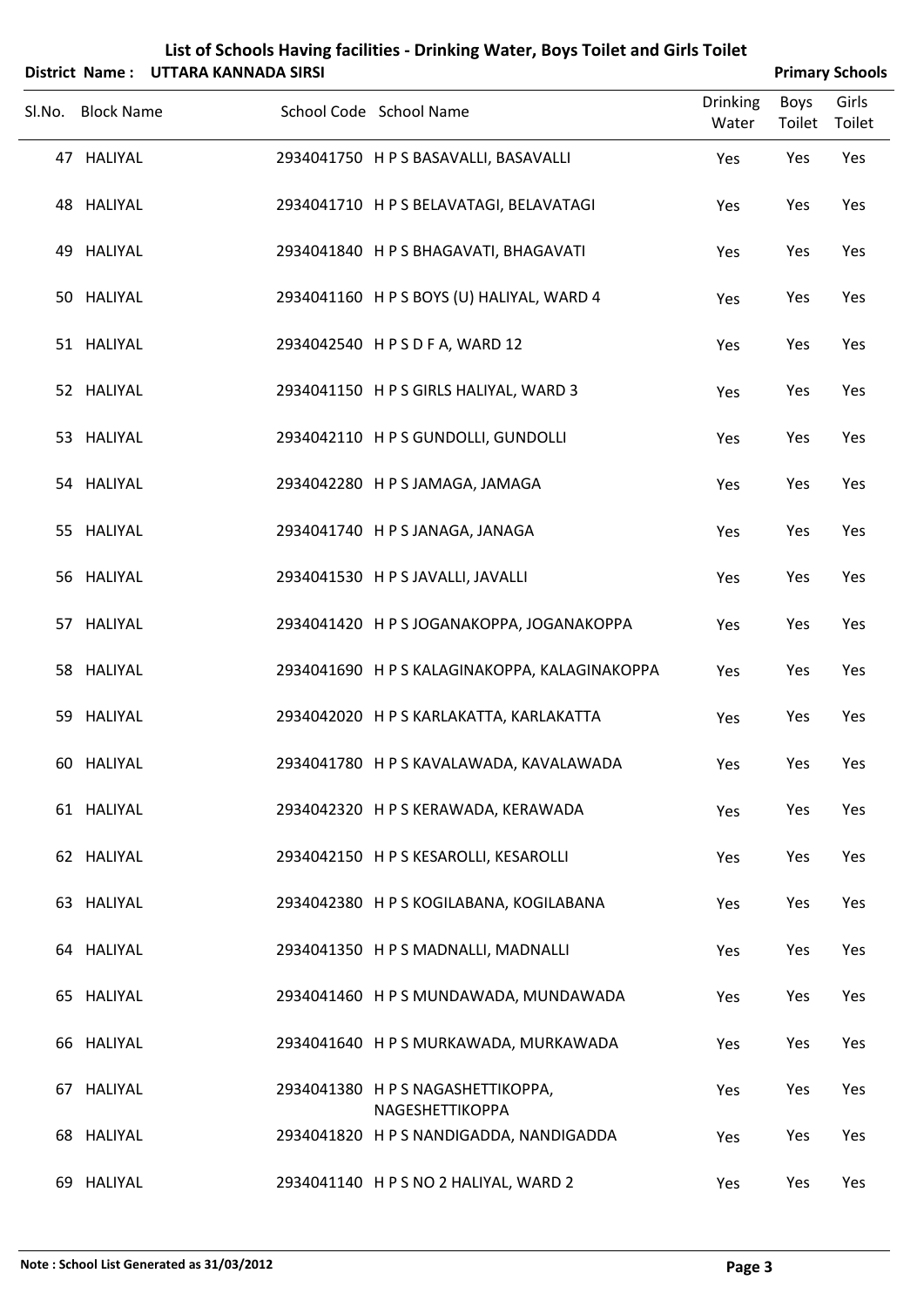# List of Schools Having facilities - Drinking Water, Boys Toilet and Girls Toilet

**District Name : UTTARA KANNADA SIRSI** **Primary Schools**

| Sl.No. | Block Name | School Code | School Name | Drinking Water | Boys Toilet | Girls Toilet |
|---|---|---|---|---|---|---|
| 47 | HALIYAL | 2934041750 | H P S BASAVALLI, BASAVALLI | Yes | Yes | Yes |
| 48 | HALIYAL | 2934041710 | H P S BELAVATAGI, BELAVATAGI | Yes | Yes | Yes |
| 49 | HALIYAL | 2934041840 | H P S BHAGAVATI, BHAGAVATI | Yes | Yes | Yes |
| 50 | HALIYAL | 2934041160 | H P S BOYS (U) HALIYAL, WARD 4 | Yes | Yes | Yes |
| 51 | HALIYAL | 2934042540 | H P S D F A, WARD 12 | Yes | Yes | Yes |
| 52 | HALIYAL | 2934041150 | H P S GIRLS HALIYAL, WARD 3 | Yes | Yes | Yes |
| 53 | HALIYAL | 2934042110 | H P S GUNDOLLI, GUNDOLLI | Yes | Yes | Yes |
| 54 | HALIYAL | 2934042280 | H P S JAMAGA, JAMAGA | Yes | Yes | Yes |
| 55 | HALIYAL | 2934041740 | H P S JANAGA, JANAGA | Yes | Yes | Yes |
| 56 | HALIYAL | 2934041530 | H P S JAVALLI, JAVALLI | Yes | Yes | Yes |
| 57 | HALIYAL | 2934041420 | H P S JOGANAKOPPA, JOGANAKOPPA | Yes | Yes | Yes |
| 58 | HALIYAL | 2934041690 | H P S KALAGINAKOPPA, KALAGINAKOPPA | Yes | Yes | Yes |
| 59 | HALIYAL | 2934042020 | H P S KARLAKATTA, KARLAKATTA | Yes | Yes | Yes |
| 60 | HALIYAL | 2934041780 | H P S KAVALAWADA, KAVALAWADA | Yes | Yes | Yes |
| 61 | HALIYAL | 2934042320 | H P S KERAWADA, KERAWADA | Yes | Yes | Yes |
| 62 | HALIYAL | 2934042150 | H P S KESAROLLI, KESAROLLI | Yes | Yes | Yes |
| 63 | HALIYAL | 2934042380 | H P S KOGILABANA, KOGILABANA | Yes | Yes | Yes |
| 64 | HALIYAL | 2934041350 | H P S MADNALLI, MADNALLI | Yes | Yes | Yes |
| 65 | HALIYAL | 2934041460 | H P S MUNDAWADA, MUNDAWADA | Yes | Yes | Yes |
| 66 | HALIYAL | 2934041640 | H P S MURKAWADA, MURKAWADA | Yes | Yes | Yes |
| 67 | HALIYAL | 2934041380 | H P S NAGASHETTIKOPPA, NAGESHETTIKOPPA | Yes | Yes | Yes |
| 68 | HALIYAL | 2934041820 | H P S NANDIGADDA, NANDIGADDA | Yes | Yes | Yes |
| 69 | HALIYAL | 2934041140 | H P S NO 2 HALIYAL, WARD 2 | Yes | Yes | Yes |

**Note : School List Generated as 31/03/2012**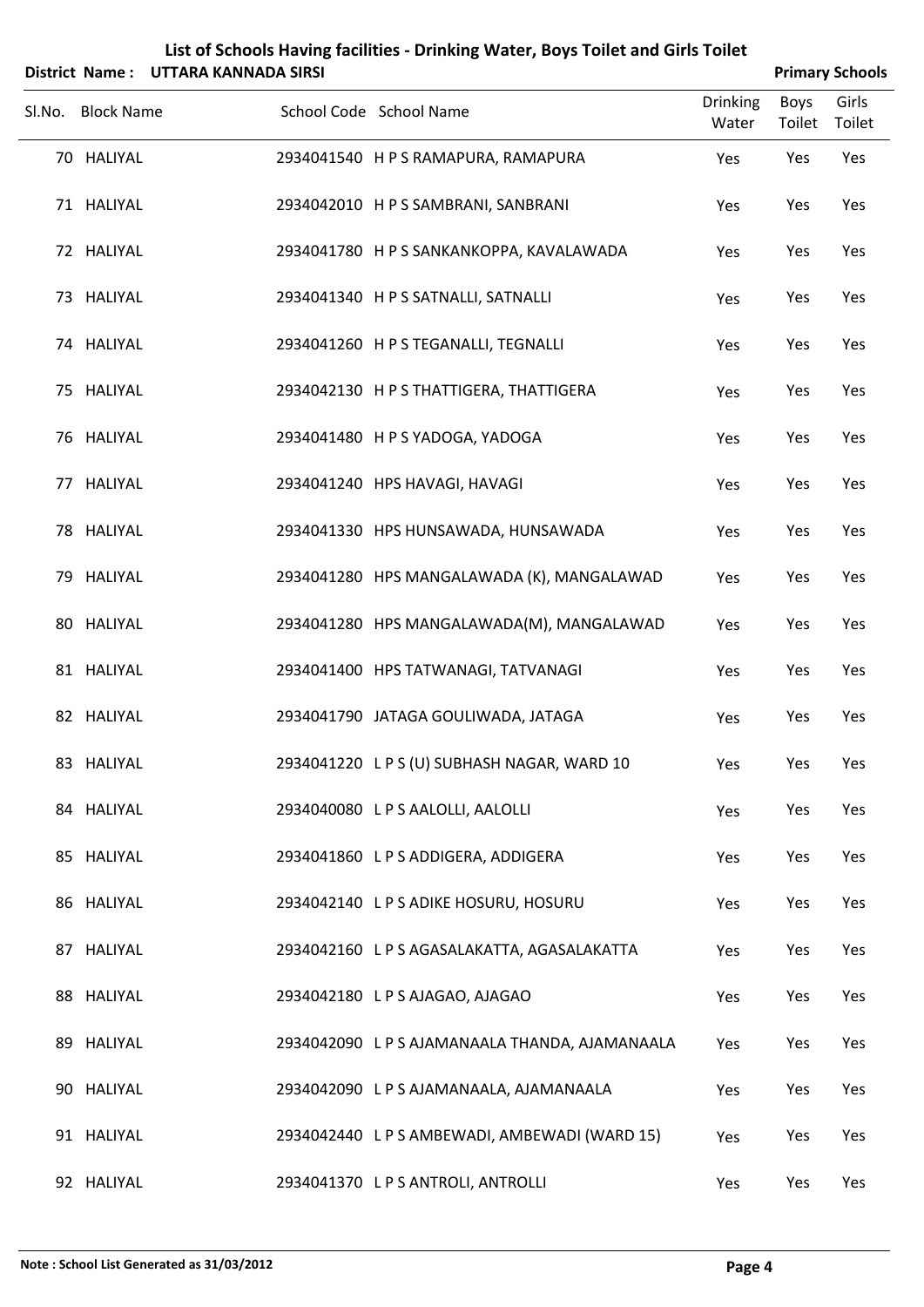# List of Schools Having facilities - Drinking Water, Boys Toilet and Girls Toilet

**District Name : UTTARA KANNADA SIRSI** | **Primary Schools**

| Sl.No. | Block Name | School Code | School Name | Drinking Water | Boys Toilet | Girls Toilet |
|---|---|---|---|---|---|---|
| 70 | HALIYAL | 2934041540 | H P S RAMAPURA, RAMAPURA | Yes | Yes | Yes |
| 71 | HALIYAL | 2934042010 | H P S SAMBRANI, SANBRANI | Yes | Yes | Yes |
| 72 | HALIYAL | 2934041780 | H P S SANKANKOPPA, KAVALAWADA | Yes | Yes | Yes |
| 73 | HALIYAL | 2934041340 | H P S SATNALLI, SATNALLI | Yes | Yes | Yes |
| 74 | HALIYAL | 2934041260 | H P S TEGANALLI, TEGNALLI | Yes | Yes | Yes |
| 75 | HALIYAL | 2934042130 | H P S THATTIGERA, THATTIGERA | Yes | Yes | Yes |
| 76 | HALIYAL | 2934041480 | H P S YADOGA, YADOGA | Yes | Yes | Yes |
| 77 | HALIYAL | 2934041240 | HPS HAVAGI, HAVAGI | Yes | Yes | Yes |
| 78 | HALIYAL | 2934041330 | HPS HUNSAWADA, HUNSAWADA | Yes | Yes | Yes |
| 79 | HALIYAL | 2934041280 | HPS MANGALAWADA (K), MANGALAWAD | Yes | Yes | Yes |
| 80 | HALIYAL | 2934041280 | HPS MANGALAWADA(M), MANGALAWAD | Yes | Yes | Yes |
| 81 | HALIYAL | 2934041400 | HPS TATWANAGI, TATVANAGI | Yes | Yes | Yes |
| 82 | HALIYAL | 2934041790 | JATAGA GOULIWADA, JATAGA | Yes | Yes | Yes |
| 83 | HALIYAL | 2934041220 | L P S (U) SUBHASH NAGAR, WARD 10 | Yes | Yes | Yes |
| 84 | HALIYAL | 2934040080 | L P S AALOLLI, AALOLLI | Yes | Yes | Yes |
| 85 | HALIYAL | 2934041860 | L P S ADDIGERA, ADDIGERA | Yes | Yes | Yes |
| 86 | HALIYAL | 2934042140 | L P S ADIKE HOSURU, HOSURU | Yes | Yes | Yes |
| 87 | HALIYAL | 2934042160 | L P S AGASALAKATTA, AGASALAKATTA | Yes | Yes | Yes |
| 88 | HALIYAL | 2934042180 | L P S AJAGAO, AJAGAO | Yes | Yes | Yes |
| 89 | HALIYAL | 2934042090 | L P S AJAMANAALA THANDA, AJAMANAALA | Yes | Yes | Yes |
| 90 | HALIYAL | 2934042090 | L P S AJAMANAALA, AJAMANAALA | Yes | Yes | Yes |
| 91 | HALIYAL | 2934042440 | L P S AMBEWADI, AMBEWADI (WARD 15) | Yes | Yes | Yes |
| 92 | HALIYAL | 2934041370 | L P S ANTROLI, ANTROLLI | Yes | Yes | Yes |

**Note : School List Generated as 31/03/2012**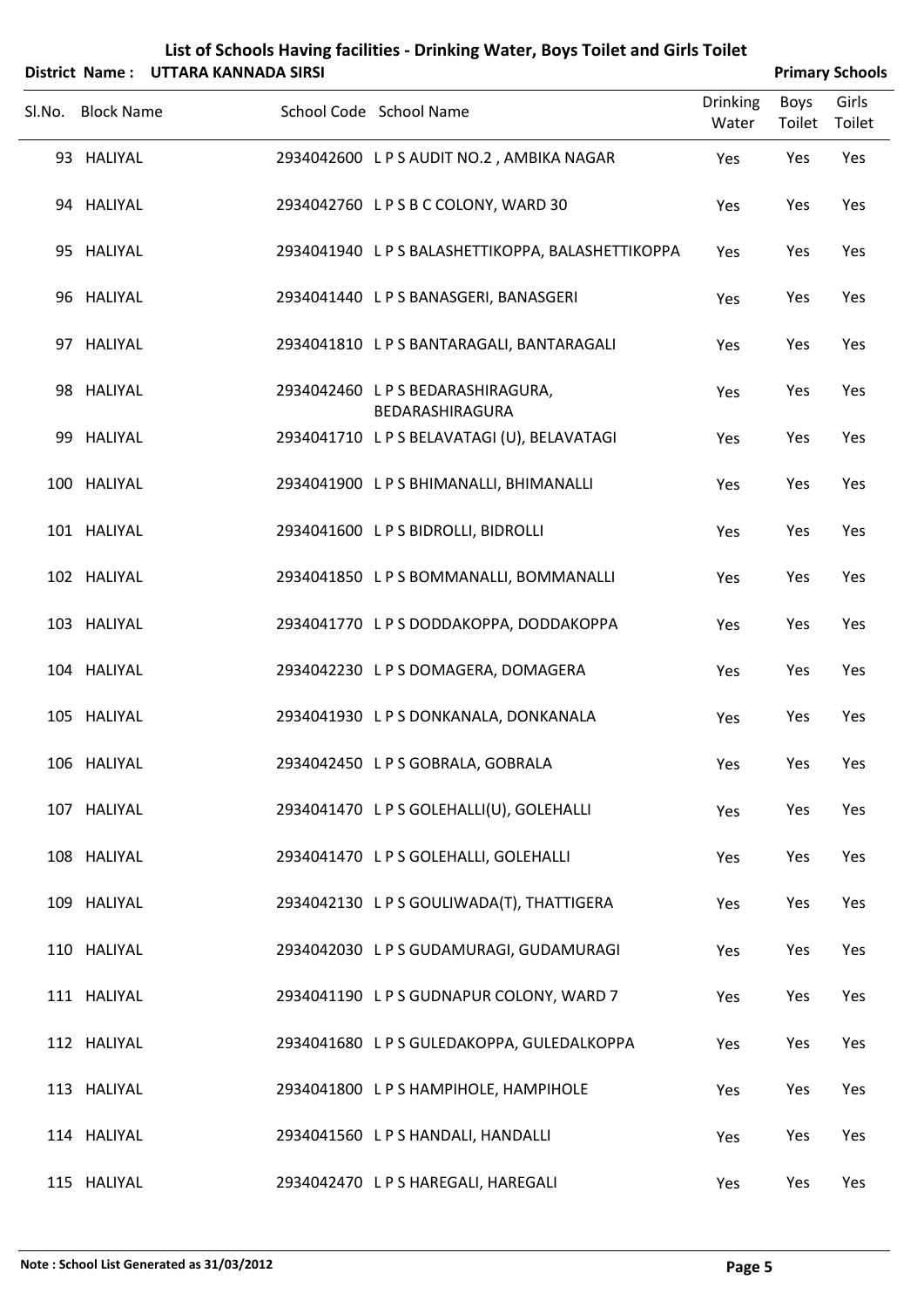# List of Schools Having facilities - Drinking Water, Boys Toilet and Girls Toilet

**District Name : UTTARA KANNADA SIRSI** **Primary Schools**

| Sl.No. | Block Name | School Code | School Name | Drinking Water | Boys Toilet | Girls Toilet |
|---|---|---|---|---|---|---|
| 93 | HALIYAL | 2934042600 | L P S AUDIT NO.2 , AMBIKA NAGAR | Yes | Yes | Yes |
| 94 | HALIYAL | 2934042760 | L P S B C COLONY, WARD 30 | Yes | Yes | Yes |
| 95 | HALIYAL | 2934041940 | L P S BALASHETTIKOPPA, BALASHETTIKOPPA | Yes | Yes | Yes |
| 96 | HALIYAL | 2934041440 | L P S BANASGERI, BANASGERI | Yes | Yes | Yes |
| 97 | HALIYAL | 2934041810 | L P S BANTARAGALI, BANTARAGALI | Yes | Yes | Yes |
| 98 | HALIYAL | 2934042460 | L P S BEDARASHIRAGURA, BEDARASHIRAGURA | Yes | Yes | Yes |
| 99 | HALIYAL | 2934041710 | L P S BELAVATAGI (U), BELAVATAGI | Yes | Yes | Yes |
| 100 | HALIYAL | 2934041900 | L P S BHIMANALLI, BHIMANALLI | Yes | Yes | Yes |
| 101 | HALIYAL | 2934041600 | L P S BIDROLLI, BIDROLLI | Yes | Yes | Yes |
| 102 | HALIYAL | 2934041850 | L P S BOMMANALLI, BOMMANALLI | Yes | Yes | Yes |
| 103 | HALIYAL | 2934041770 | L P S DODDAKOPPA, DODDAKOPPA | Yes | Yes | Yes |
| 104 | HALIYAL | 2934042230 | L P S DOMAGERA, DOMAGERA | Yes | Yes | Yes |
| 105 | HALIYAL | 2934041930 | L P S DONKANALA, DONKANALA | Yes | Yes | Yes |
| 106 | HALIYAL | 2934042450 | L P S GOBRALA, GOBRALA | Yes | Yes | Yes |
| 107 | HALIYAL | 2934041470 | L P S GOLEHALLI(U), GOLEHALLI | Yes | Yes | Yes |
| 108 | HALIYAL | 2934041470 | L P S GOLEHALLI, GOLEHALLI | Yes | Yes | Yes |
| 109 | HALIYAL | 2934042130 | L P S GOULIWADA(T), THATTIGERA | Yes | Yes | Yes |
| 110 | HALIYAL | 2934042030 | L P S GUDAMURAGI, GUDAMURAGI | Yes | Yes | Yes |
| 111 | HALIYAL | 2934041190 | L P S GUDNAPUR COLONY, WARD 7 | Yes | Yes | Yes |
| 112 | HALIYAL | 2934041680 | L P S GULEDAKOPPA, GULEDALKOPPA | Yes | Yes | Yes |
| 113 | HALIYAL | 2934041800 | L P S HAMPIHOLE, HAMPIHOLE | Yes | Yes | Yes |
| 114 | HALIYAL | 2934041560 | L P S HANDALI, HANDALLI | Yes | Yes | Yes |
| 115 | HALIYAL | 2934042470 | L P S HAREGALI, HAREGALI | Yes | Yes | Yes |

**Note : School List Generated as 31/03/2012**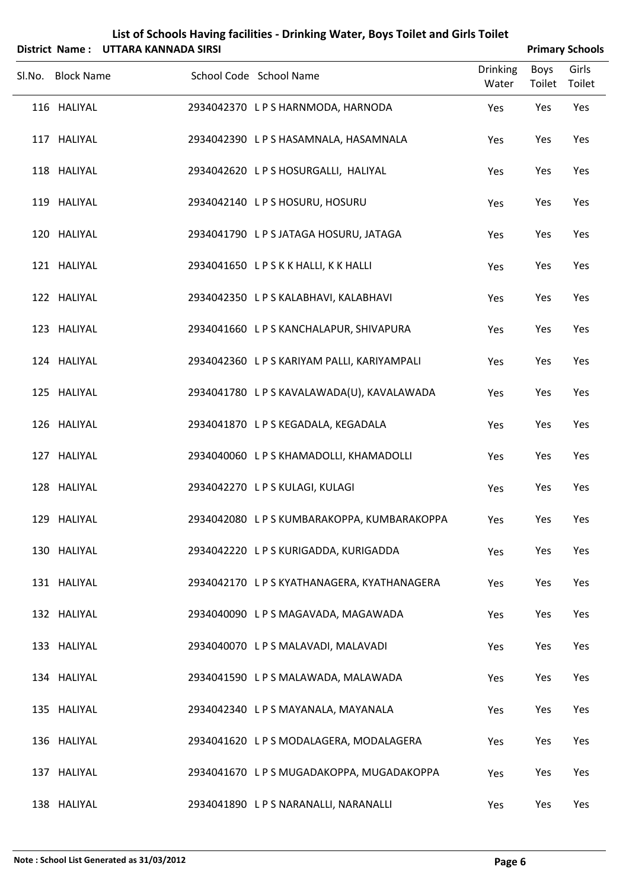# List of Schools Having facilities - Drinking Water, Boys Toilet and Girls Toilet

**District Name : UTTARA KANNADA SIRSI** **Primary Schools**

| Sl.No. | Block Name | School Code | School Name | Drinking Water | Boys Toilet | Girls Toilet |
|---|---|---|---|---|---|---|
| 116 | HALIYAL | 2934042370 | L P S HARNMODA, HARNODA | Yes | Yes | Yes |
| 117 | HALIYAL | 2934042390 | L P S HASAMNALA, HASAMNALA | Yes | Yes | Yes |
| 118 | HALIYAL | 2934042620 | L P S HOSURGALLI, HALIYAL | Yes | Yes | Yes |
| 119 | HALIYAL | 2934042140 | L P S HOSURU, HOSURU | Yes | Yes | Yes |
| 120 | HALIYAL | 2934041790 | L P S JATAGA HOSURU, JATAGA | Yes | Yes | Yes |
| 121 | HALIYAL | 2934041650 | L P S K K HALLI, K K HALLI | Yes | Yes | Yes |
| 122 | HALIYAL | 2934042350 | L P S KALABHAVI, KALABHAVI | Yes | Yes | Yes |
| 123 | HALIYAL | 2934041660 | L P S KANCHALAPUR, SHIVAPURA | Yes | Yes | Yes |
| 124 | HALIYAL | 2934042360 | L P S KARIYAM PALLI, KARIYAMPALI | Yes | Yes | Yes |
| 125 | HALIYAL | 2934041780 | L P S KAVALAWADA(U), KAVALAWADA | Yes | Yes | Yes |
| 126 | HALIYAL | 2934041870 | L P S KEGADALA, KEGADALA | Yes | Yes | Yes |
| 127 | HALIYAL | 2934040060 | L P S KHAMADOLLI, KHAMADOLLI | Yes | Yes | Yes |
| 128 | HALIYAL | 2934042270 | L P S KULAGI, KULAGI | Yes | Yes | Yes |
| 129 | HALIYAL | 2934042080 | L P S KUMBARAKOPPA, KUMBARAKOPPA | Yes | Yes | Yes |
| 130 | HALIYAL | 2934042220 | L P S KURIGADDA, KURIGADDA | Yes | Yes | Yes |
| 131 | HALIYAL | 2934042170 | L P S KYATHANAGERA, KYATHANAGERA | Yes | Yes | Yes |
| 132 | HALIYAL | 2934040090 | L P S MAGAVADA, MAGAWADA | Yes | Yes | Yes |
| 133 | HALIYAL | 2934040070 | L P S MALAVADI, MALAVADI | Yes | Yes | Yes |
| 134 | HALIYAL | 2934041590 | L P S MALAWADA, MALAWADA | Yes | Yes | Yes |
| 135 | HALIYAL | 2934042340 | L P S MAYANALA, MAYANALA | Yes | Yes | Yes |
| 136 | HALIYAL | 2934041620 | L P S MODALAGERA, MODALAGERA | Yes | Yes | Yes |
| 137 | HALIYAL | 2934041670 | L P S MUGADAKOPPA, MUGADAKOPPA | Yes | Yes | Yes |
| 138 | HALIYAL | 2934041890 | L P S NARANALLI, NARANALLI | Yes | Yes | Yes |

**Note : School List Generated as 31/03/2012**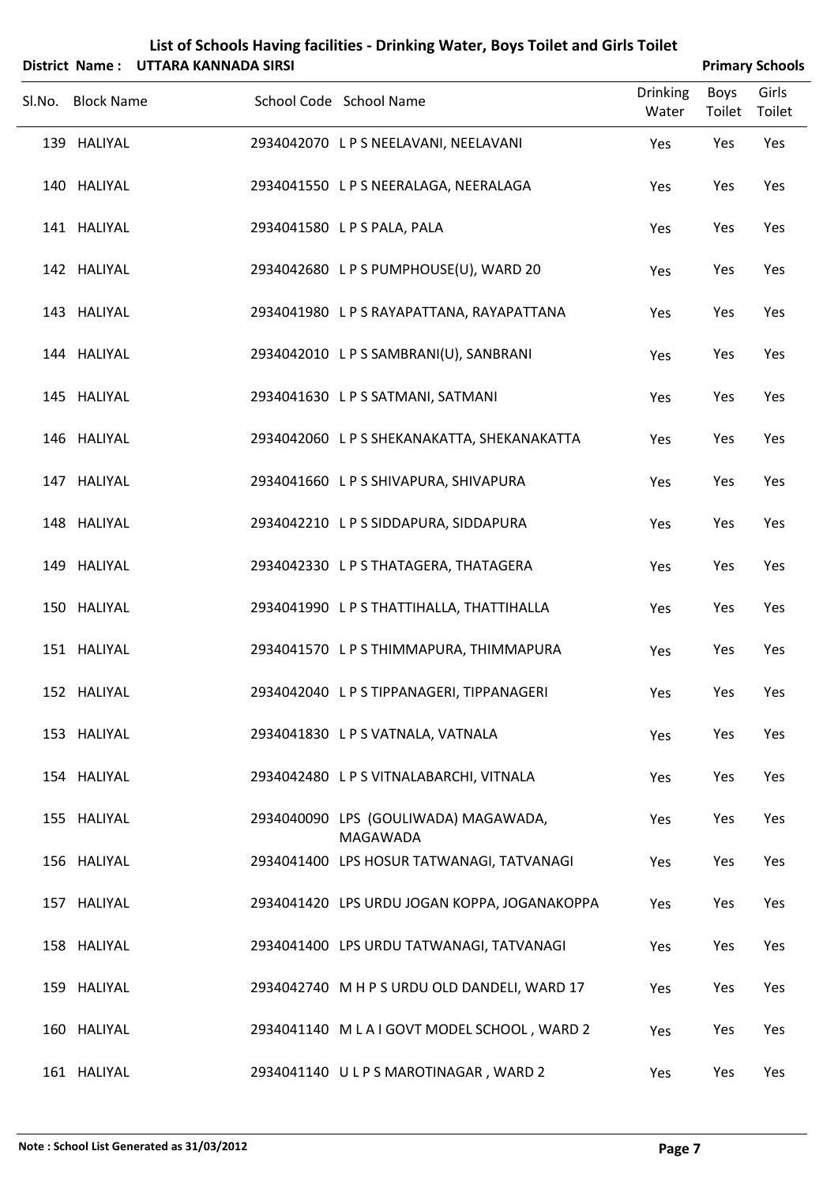# List of Schools Having facilities - Drinking Water, Boys Toilet and Girls Toilet

**District Name : UTTARA KANNADA SIRSI** **Primary Schools**

| Sl.No. | Block Name | School Code | School Name | Drinking Water | Boys Toilet | Girls Toilet |
|---|---|---|---|---|---|---|
| 139 | HALIYAL | 2934042070 | L P S NEELAVANI, NEELAVANI | Yes | Yes | Yes |
| 140 | HALIYAL | 2934041550 | L P S NEERALAGA, NEERALAGA | Yes | Yes | Yes |
| 141 | HALIYAL | 2934041580 | L P S PALA, PALA | Yes | Yes | Yes |
| 142 | HALIYAL | 2934042680 | L P S PUMPHOUSE(U), WARD 20 | Yes | Yes | Yes |
| 143 | HALIYAL | 2934041980 | L P S RAYAPATTANA, RAYAPATTANA | Yes | Yes | Yes |
| 144 | HALIYAL | 2934042010 | L P S SAMBRANI(U), SANBRANI | Yes | Yes | Yes |
| 145 | HALIYAL | 2934041630 | L P S SATMANI, SATMANI | Yes | Yes | Yes |
| 146 | HALIYAL | 2934042060 | L P S SHEKANAKATTA, SHEKANAKATTA | Yes | Yes | Yes |
| 147 | HALIYAL | 2934041660 | L P S SHIVAPURA, SHIVAPURA | Yes | Yes | Yes |
| 148 | HALIYAL | 2934042210 | L P S SIDDAPURA, SIDDAPURA | Yes | Yes | Yes |
| 149 | HALIYAL | 2934042330 | L P S THATAGERA, THATAGERA | Yes | Yes | Yes |
| 150 | HALIYAL | 2934041990 | L P S THATTIHALLA, THATTIHALLA | Yes | Yes | Yes |
| 151 | HALIYAL | 2934041570 | L P S THIMMAPURA, THIMMAPURA | Yes | Yes | Yes |
| 152 | HALIYAL | 2934042040 | L P S TIPPANAGERI, TIPPANAGERI | Yes | Yes | Yes |
| 153 | HALIYAL | 2934041830 | L P S VATNALA, VATNALA | Yes | Yes | Yes |
| 154 | HALIYAL | 2934042480 | L P S VITNALABARCHI, VITNALA | Yes | Yes | Yes |
| 155 | HALIYAL | 2934040090 | LPS (GOULIWADA) MAGAWADA, MAGAWADA | Yes | Yes | Yes |
| 156 | HALIYAL | 2934041400 | LPS HOSUR TATWANAGI, TATVANAGI | Yes | Yes | Yes |
| 157 | HALIYAL | 2934041420 | LPS URDU JOGAN KOPPA, JOGANAKOPPA | Yes | Yes | Yes |
| 158 | HALIYAL | 2934041400 | LPS URDU TATWANAGI, TATVANAGI | Yes | Yes | Yes |
| 159 | HALIYAL | 2934042740 | M H P S URDU OLD DANDELI, WARD 17 | Yes | Yes | Yes |
| 160 | HALIYAL | 2934041140 | M L A I GOVT MODEL SCHOOL , WARD 2 | Yes | Yes | Yes |
| 161 | HALIYAL | 2934041140 | U L P S MAROTINAGAR , WARD 2 | Yes | Yes | Yes |

**Note : School List Generated as 31/03/2012**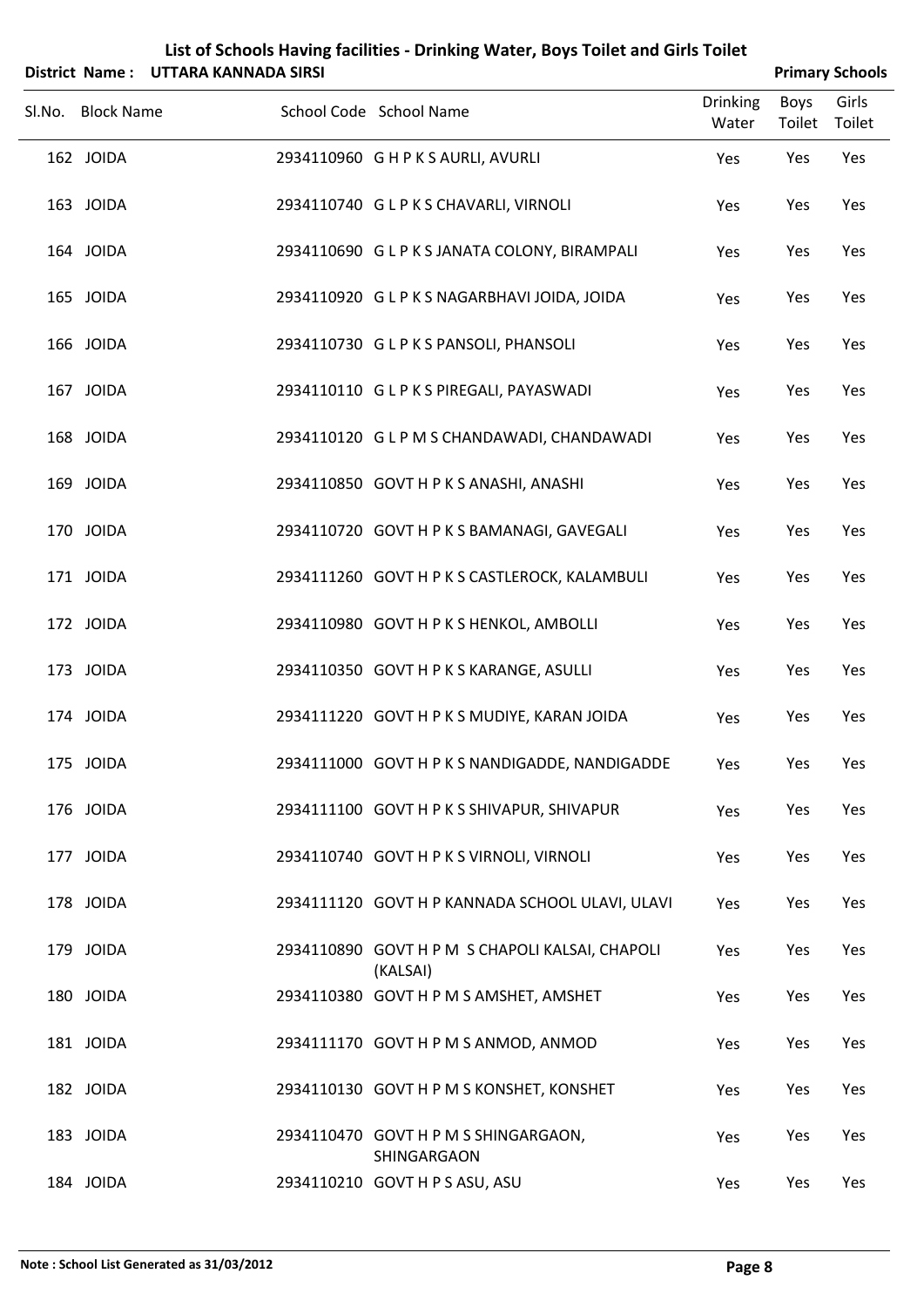# List of Schools Having facilities - Drinking Water, Boys Toilet and Girls Toilet

**District Name : UTTARA KANNADA SIRSI** **Primary Schools**

| Sl.No. | Block Name | School Code | School Name | Drinking Water | Boys Toilet | Girls Toilet |
|---|---|---|---|---|---|---|
| 162 | JOIDA | 2934110960 | G H P K S AURLI, AVURLI | Yes | Yes | Yes |
| 163 | JOIDA | 2934110740 | G L P K S CHAVARLI, VIRNOLI | Yes | Yes | Yes |
| 164 | JOIDA | 2934110690 | G L P K S JANATA COLONY, BIRAMPALI | Yes | Yes | Yes |
| 165 | JOIDA | 2934110920 | G L P K S NAGARBHAVI JOIDA, JOIDA | Yes | Yes | Yes |
| 166 | JOIDA | 2934110730 | G L P K S PANSOLI, PHANSOLI | Yes | Yes | Yes |
| 167 | JOIDA | 2934110110 | G L P K S PIREGALI, PAYASWADI | Yes | Yes | Yes |
| 168 | JOIDA | 2934110120 | G L P M S CHANDAWADI, CHANDAWADI | Yes | Yes | Yes |
| 169 | JOIDA | 2934110850 | GOVT H P K S ANASHI, ANASHI | Yes | Yes | Yes |
| 170 | JOIDA | 2934110720 | GOVT H P K S BAMANAGI, GAVEGALI | Yes | Yes | Yes |
| 171 | JOIDA | 2934111260 | GOVT H P K S CASTLEROCK, KALAMBULI | Yes | Yes | Yes |
| 172 | JOIDA | 2934110980 | GOVT H P K S HENKOL, AMBOLLI | Yes | Yes | Yes |
| 173 | JOIDA | 2934110350 | GOVT H P K S KARANGE, ASULLI | Yes | Yes | Yes |
| 174 | JOIDA | 2934111220 | GOVT H P K S MUDIYE, KARAN JOIDA | Yes | Yes | Yes |
| 175 | JOIDA | 2934111000 | GOVT H P K S NANDIGADDE, NANDIGADDE | Yes | Yes | Yes |
| 176 | JOIDA | 2934111100 | GOVT H P K S SHIVAPUR, SHIVAPUR | Yes | Yes | Yes |
| 177 | JOIDA | 2934110740 | GOVT H P K S VIRNOLI, VIRNOLI | Yes | Yes | Yes |
| 178 | JOIDA | 2934111120 | GOVT H P KANNADA SCHOOL ULAVI, ULAVI | Yes | Yes | Yes |
| 179 | JOIDA | 2934110890 | GOVT H P M S CHAPOLI KALSAI, CHAPOLI (KALSAI) | Yes | Yes | Yes |
| 180 | JOIDA | 2934110380 | GOVT H P M S AMSHET, AMSHET | Yes | Yes | Yes |
| 181 | JOIDA | 2934111170 | GOVT H P M S ANMOD, ANMOD | Yes | Yes | Yes |
| 182 | JOIDA | 2934110130 | GOVT H P M S KONSHET, KONSHET | Yes | Yes | Yes |
| 183 | JOIDA | 2934110470 | GOVT H P M S SHINGARGAON, SHINGARGAON | Yes | Yes | Yes |
| 184 | JOIDA | 2934110210 | GOVT H P S ASU, ASU | Yes | Yes | Yes |

**Note : School List Generated as 31/03/2012**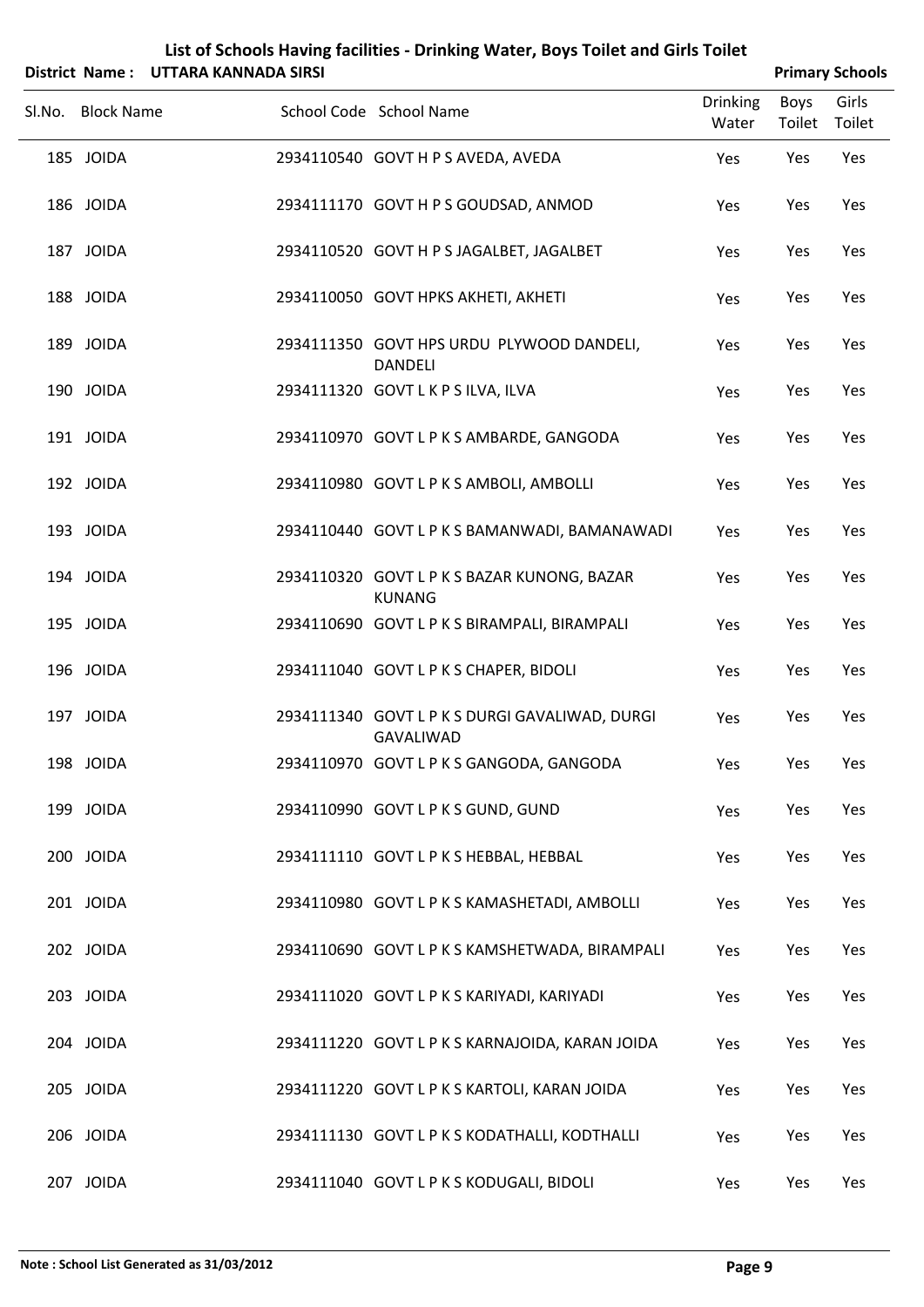# List of Schools Having facilities - Drinking Water, Boys Toilet and Girls Toilet

**District Name : UTTARA KANNADA SIRSI** **Primary Schools**

| Sl.No. | Block Name | School Code | School Name | Drinking Water | Boys Toilet | Girls Toilet |
|---|---|---|---|---|---|---|
| 185 | JOIDA | 2934110540 | GOVT H P S AVEDA, AVEDA | Yes | Yes | Yes |
| 186 | JOIDA | 2934111170 | GOVT H P S GOUDSAD, ANMOD | Yes | Yes | Yes |
| 187 | JOIDA | 2934110520 | GOVT H P S JAGALBET, JAGALBET | Yes | Yes | Yes |
| 188 | JOIDA | 2934110050 | GOVT HPKS AKHETI, AKHETI | Yes | Yes | Yes |
| 189 | JOIDA | 2934111350 | GOVT HPS URDU PLYWOOD DANDELI, DANDELI | Yes | Yes | Yes |
| 190 | JOIDA | 2934111320 | GOVT L K P S ILVA, ILVA | Yes | Yes | Yes |
| 191 | JOIDA | 2934110970 | GOVT L P K S AMBARDE, GANGODA | Yes | Yes | Yes |
| 192 | JOIDA | 2934110980 | GOVT L P K S AMBOLI, AMBOLLI | Yes | Yes | Yes |
| 193 | JOIDA | 2934110440 | GOVT L P K S BAMANWADI, BAMANAWADI | Yes | Yes | Yes |
| 194 | JOIDA | 2934110320 | GOVT L P K S BAZAR KUNONG, BAZAR KUNANG | Yes | Yes | Yes |
| 195 | JOIDA | 2934110690 | GOVT L P K S BIRAMPALI, BIRAMPALI | Yes | Yes | Yes |
| 196 | JOIDA | 2934111040 | GOVT L P K S CHAPER, BIDOLI | Yes | Yes | Yes |
| 197 | JOIDA | 2934111340 | GOVT L P K S DURGI GAVALIWAD, DURGI GAVALIWAD | Yes | Yes | Yes |
| 198 | JOIDA | 2934110970 | GOVT L P K S GANGODA, GANGODA | Yes | Yes | Yes |
| 199 | JOIDA | 2934110990 | GOVT L P K S GUND, GUND | Yes | Yes | Yes |
| 200 | JOIDA | 2934111110 | GOVT L P K S HEBBAL, HEBBAL | Yes | Yes | Yes |
| 201 | JOIDA | 2934110980 | GOVT L P K S KAMASHETADI, AMBOLLI | Yes | Yes | Yes |
| 202 | JOIDA | 2934110690 | GOVT L P K S KAMSHETWADA, BIRAMPALI | Yes | Yes | Yes |
| 203 | JOIDA | 2934111020 | GOVT L P K S KARIYADI, KARIYADI | Yes | Yes | Yes |
| 204 | JOIDA | 2934111220 | GOVT L P K S KARNAJOIDA, KARAN JOIDA | Yes | Yes | Yes |
| 205 | JOIDA | 2934111220 | GOVT L P K S KARTOLI, KARAN JOIDA | Yes | Yes | Yes |
| 206 | JOIDA | 2934111130 | GOVT L P K S KODATHALLI, KODTHALLI | Yes | Yes | Yes |
| 207 | JOIDA | 2934111040 | GOVT L P K S KODUGALI, BIDOLI | Yes | Yes | Yes |

**Note : School List Generated as 31/03/2012**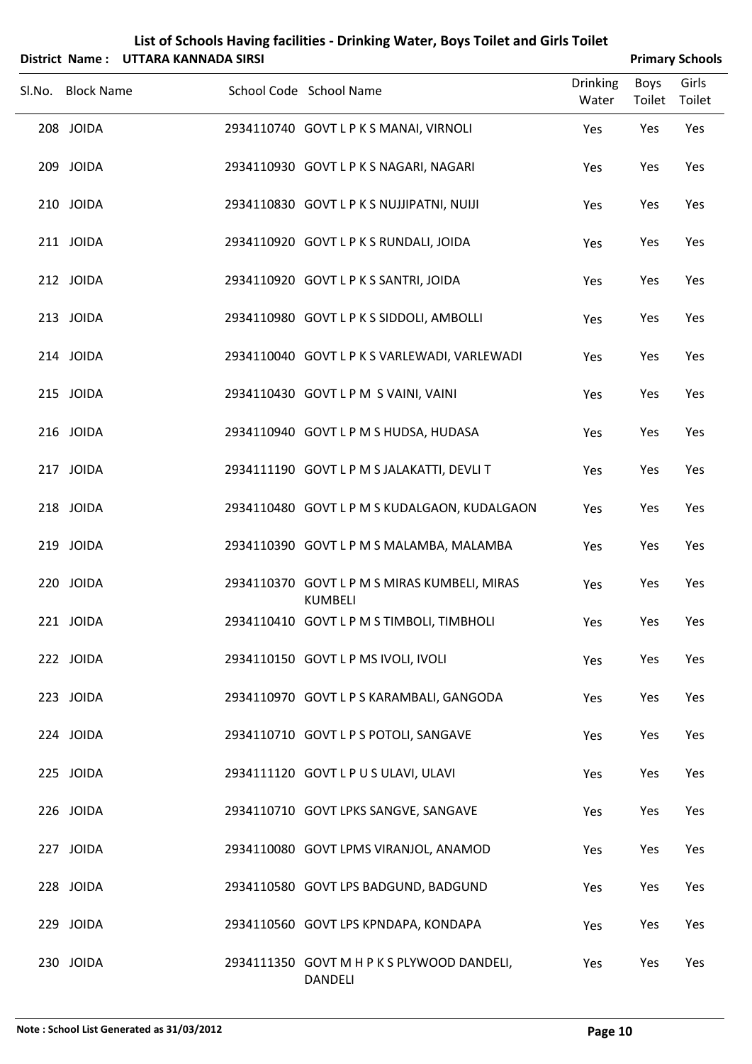# List of Schools Having facilities - Drinking Water, Boys Toilet and Girls Toilet

**District Name : UTTARA KANNADA SIRSI** **Primary Schools**

| Sl.No. | Block Name | School Code | School Name | Drinking Water | Boys Toilet | Girls Toilet |
|---|---|---|---|---|---|---|
| 208 | JOIDA | 2934110740 | GOVT L P K S MANAI, VIRNOLI | Yes | Yes | Yes |
| 209 | JOIDA | 2934110930 | GOVT L P K S NAGARI, NAGARI | Yes | Yes | Yes |
| 210 | JOIDA | 2934110830 | GOVT L P K S NUJJIPATNI, NUIJI | Yes | Yes | Yes |
| 211 | JOIDA | 2934110920 | GOVT L P K S RUNDALI, JOIDA | Yes | Yes | Yes |
| 212 | JOIDA | 2934110920 | GOVT L P K S SANTRI, JOIDA | Yes | Yes | Yes |
| 213 | JOIDA | 2934110980 | GOVT L P K S SIDDOLI, AMBOLLI | Yes | Yes | Yes |
| 214 | JOIDA | 2934110040 | GOVT L P K S VARLEWADI, VARLEWADI | Yes | Yes | Yes |
| 215 | JOIDA | 2934110430 | GOVT L P M S VAINI, VAINI | Yes | Yes | Yes |
| 216 | JOIDA | 2934110940 | GOVT L P M S HUDSA, HUDASA | Yes | Yes | Yes |
| 217 | JOIDA | 2934111190 | GOVT L P M S JALAKATTI, DEVLI T | Yes | Yes | Yes |
| 218 | JOIDA | 2934110480 | GOVT L P M S KUDALGAON, KUDALGAON | Yes | Yes | Yes |
| 219 | JOIDA | 2934110390 | GOVT L P M S MALAMBA, MALAMBA | Yes | Yes | Yes |
| 220 | JOIDA | 2934110370 | GOVT L P M S MIRAS KUMBELI, MIRAS KUMBELI | Yes | Yes | Yes |
| 221 | JOIDA | 2934110410 | GOVT L P M S TIMBOLI, TIMBHOLI | Yes | Yes | Yes |
| 222 | JOIDA | 2934110150 | GOVT L P MS IVOLI, IVOLI | Yes | Yes | Yes |
| 223 | JOIDA | 2934110970 | GOVT L P S KARAMBALI, GANGODA | Yes | Yes | Yes |
| 224 | JOIDA | 2934110710 | GOVT L P S POTOLI, SANGAVE | Yes | Yes | Yes |
| 225 | JOIDA | 2934111120 | GOVT L P U S ULAVI, ULAVI | Yes | Yes | Yes |
| 226 | JOIDA | 2934110710 | GOVT LPKS SANGVE, SANGAVE | Yes | Yes | Yes |
| 227 | JOIDA | 2934110080 | GOVT LPMS VIRANJOL, ANAMOD | Yes | Yes | Yes |
| 228 | JOIDA | 2934110580 | GOVT LPS BADGUND, BADGUND | Yes | Yes | Yes |
| 229 | JOIDA | 2934110560 | GOVT LPS KPNDAPA, KONDAPA | Yes | Yes | Yes |
| 230 | JOIDA | 2934111350 | GOVT M H P K S PLYWOOD DANDELI, DANDELI | Yes | Yes | Yes |

**Note : School List Generated as 31/03/2012**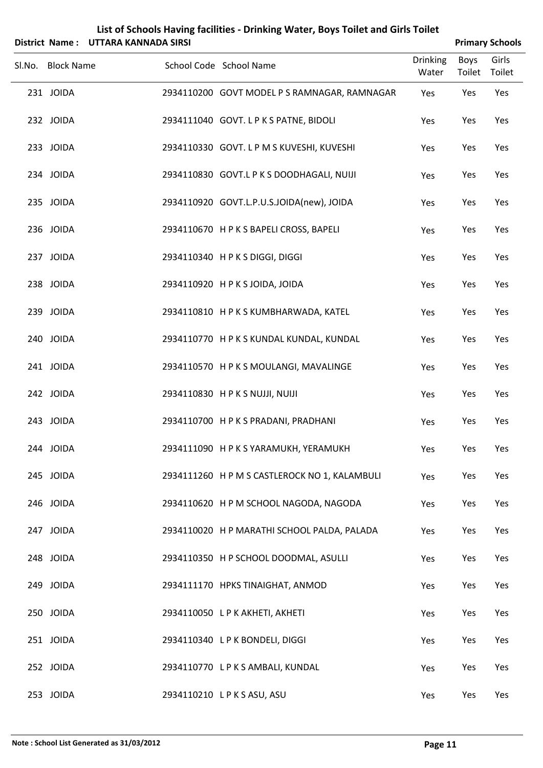# List of Schools Having facilities - Drinking Water, Boys Toilet and Girls Toilet

**District Name : UTTARA KANNADA SIRSI** **Primary Schools**

| Sl.No. | Block Name | School Code | School Name | Drinking Water | Boys Toilet | Girls Toilet |
|---|---|---|---|---|---|---|
| 231 | JOIDA | 2934110200 | GOVT MODEL P S RAMNAGAR, RAMNAGAR | Yes | Yes | Yes |
| 232 | JOIDA | 2934111040 | GOVT. L P K S PATNE, BIDOLI | Yes | Yes | Yes |
| 233 | JOIDA | 2934110330 | GOVT. L P M S KUVESHI, KUVESHI | Yes | Yes | Yes |
| 234 | JOIDA | 2934110830 | GOVT.L P K S DOODHAGALI, NUIJI | Yes | Yes | Yes |
| 235 | JOIDA | 2934110920 | GOVT.L.P.U.S.JOIDA(new), JOIDA | Yes | Yes | Yes |
| 236 | JOIDA | 2934110670 | H P K S BAPELI CROSS, BAPELI | Yes | Yes | Yes |
| 237 | JOIDA | 2934110340 | H P K S DIGGI, DIGGI | Yes | Yes | Yes |
| 238 | JOIDA | 2934110920 | H P K S JOIDA, JOIDA | Yes | Yes | Yes |
| 239 | JOIDA | 2934110810 | H P K S KUMBHARWADA, KATEL | Yes | Yes | Yes |
| 240 | JOIDA | 2934110770 | H P K S KUNDAL KUNDAL, KUNDAL | Yes | Yes | Yes |
| 241 | JOIDA | 2934110570 | H P K S MOULANGI, MAVALINGE | Yes | Yes | Yes |
| 242 | JOIDA | 2934110830 | H P K S NUJJI, NUIJI | Yes | Yes | Yes |
| 243 | JOIDA | 2934110700 | H P K S PRADANI, PRADHANI | Yes | Yes | Yes |
| 244 | JOIDA | 2934111090 | H P K S YARAMUKH, YERAMUKH | Yes | Yes | Yes |
| 245 | JOIDA | 2934111260 | H P M S CASTLEROCK NO 1, KALAMBULI | Yes | Yes | Yes |
| 246 | JOIDA | 2934110620 | H P M SCHOOL NAGODA, NAGODA | Yes | Yes | Yes |
| 247 | JOIDA | 2934110020 | H P MARATHI SCHOOL PALDA, PALADA | Yes | Yes | Yes |
| 248 | JOIDA | 2934110350 | H P SCHOOL DOODMAL, ASULLI | Yes | Yes | Yes |
| 249 | JOIDA | 2934111170 | HPKS TINAIGHAT, ANMOD | Yes | Yes | Yes |
| 250 | JOIDA | 2934110050 | L P K AKHETI, AKHETI | Yes | Yes | Yes |
| 251 | JOIDA | 2934110340 | L P K BONDELI, DIGGI | Yes | Yes | Yes |
| 252 | JOIDA | 2934110770 | L P K S AMBALI, KUNDAL | Yes | Yes | Yes |
| 253 | JOIDA | 2934110210 | L P K S ASU, ASU | Yes | Yes | Yes |

**Note : School List Generated as 31/03/2012**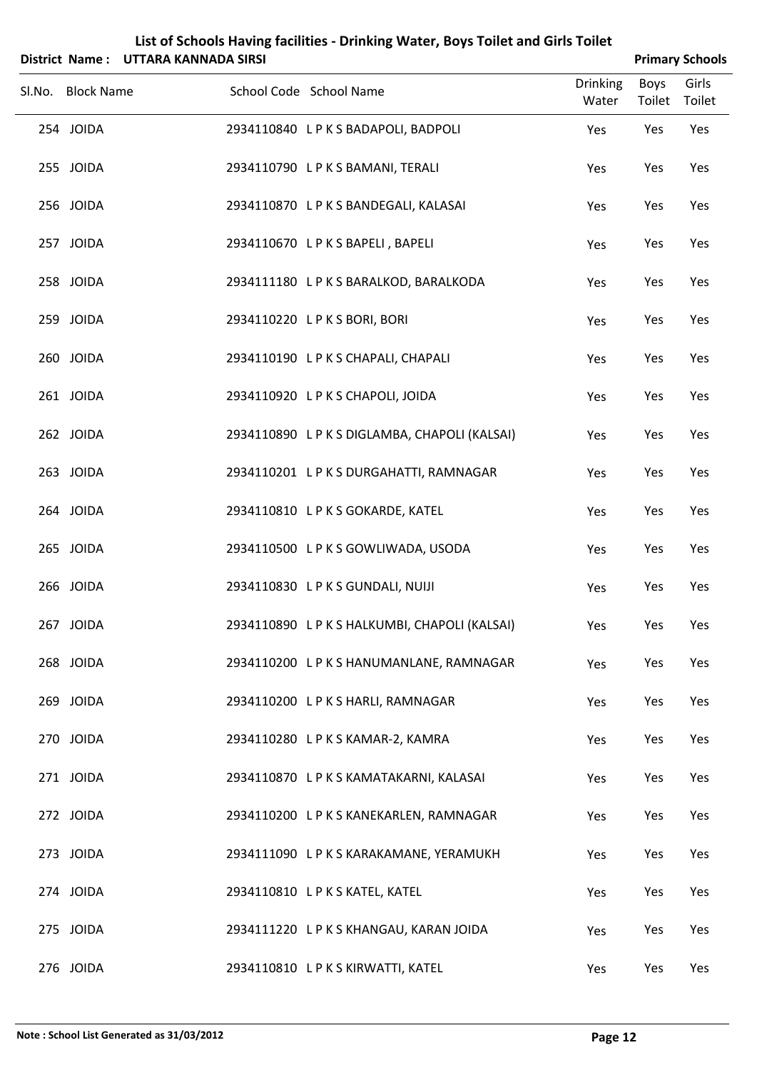# List of Schools Having facilities - Drinking Water, Boys Toilet and Girls Toilet

**District Name : UTTARA KANNADA SIRSI** | **Primary Schools**

| Sl.No. | Block Name | School Code | School Name | Drinking Water | Boys Toilet | Girls Toilet |
|---|---|---|---|---|---|---|
| 254 | JOIDA | 2934110840 | L P K S BADAPOLI, BADPOLI | Yes | Yes | Yes |
| 255 | JOIDA | 2934110790 | L P K S BAMANI, TERALI | Yes | Yes | Yes |
| 256 | JOIDA | 2934110870 | L P K S BANDEGALI, KALASAI | Yes | Yes | Yes |
| 257 | JOIDA | 2934110670 | L P K S BAPELI , BAPELI | Yes | Yes | Yes |
| 258 | JOIDA | 2934111180 | L P K S BARALKOD, BARALKODA | Yes | Yes | Yes |
| 259 | JOIDA | 2934110220 | L P K S BORI, BORI | Yes | Yes | Yes |
| 260 | JOIDA | 2934110190 | L P K S CHAPALI, CHAPALI | Yes | Yes | Yes |
| 261 | JOIDA | 2934110920 | L P K S CHAPOLI, JOIDA | Yes | Yes | Yes |
| 262 | JOIDA | 2934110890 | L P K S DIGLAMBA, CHAPOLI (KALSAI) | Yes | Yes | Yes |
| 263 | JOIDA | 2934110201 | L P K S DURGAHATTI, RAMNAGAR | Yes | Yes | Yes |
| 264 | JOIDA | 2934110810 | L P K S GOKARDE, KATEL | Yes | Yes | Yes |
| 265 | JOIDA | 2934110500 | L P K S GOWLIWADA, USODA | Yes | Yes | Yes |
| 266 | JOIDA | 2934110830 | L P K S GUNDALI, NUIJI | Yes | Yes | Yes |
| 267 | JOIDA | 2934110890 | L P K S HALKUMBI, CHAPOLI (KALSAI) | Yes | Yes | Yes |
| 268 | JOIDA | 2934110200 | L P K S HANUMANLANE, RAMNAGAR | Yes | Yes | Yes |
| 269 | JOIDA | 2934110200 | L P K S HARLI, RAMNAGAR | Yes | Yes | Yes |
| 270 | JOIDA | 2934110280 | L P K S KAMAR-2, KAMRA | Yes | Yes | Yes |
| 271 | JOIDA | 2934110870 | L P K S KAMATAKARNI, KALASAI | Yes | Yes | Yes |
| 272 | JOIDA | 2934110200 | L P K S KANEKARLEN, RAMNAGAR | Yes | Yes | Yes |
| 273 | JOIDA | 2934111090 | L P K S KARAKAMANE, YERAMUKH | Yes | Yes | Yes |
| 274 | JOIDA | 2934110810 | L P K S KATEL, KATEL | Yes | Yes | Yes |
| 275 | JOIDA | 2934111220 | L P K S KHANGAU, KARAN JOIDA | Yes | Yes | Yes |
| 276 | JOIDA | 2934110810 | L P K S KIRWATTI, KATEL | Yes | Yes | Yes |

**Note : School List Generated as 31/03/2012**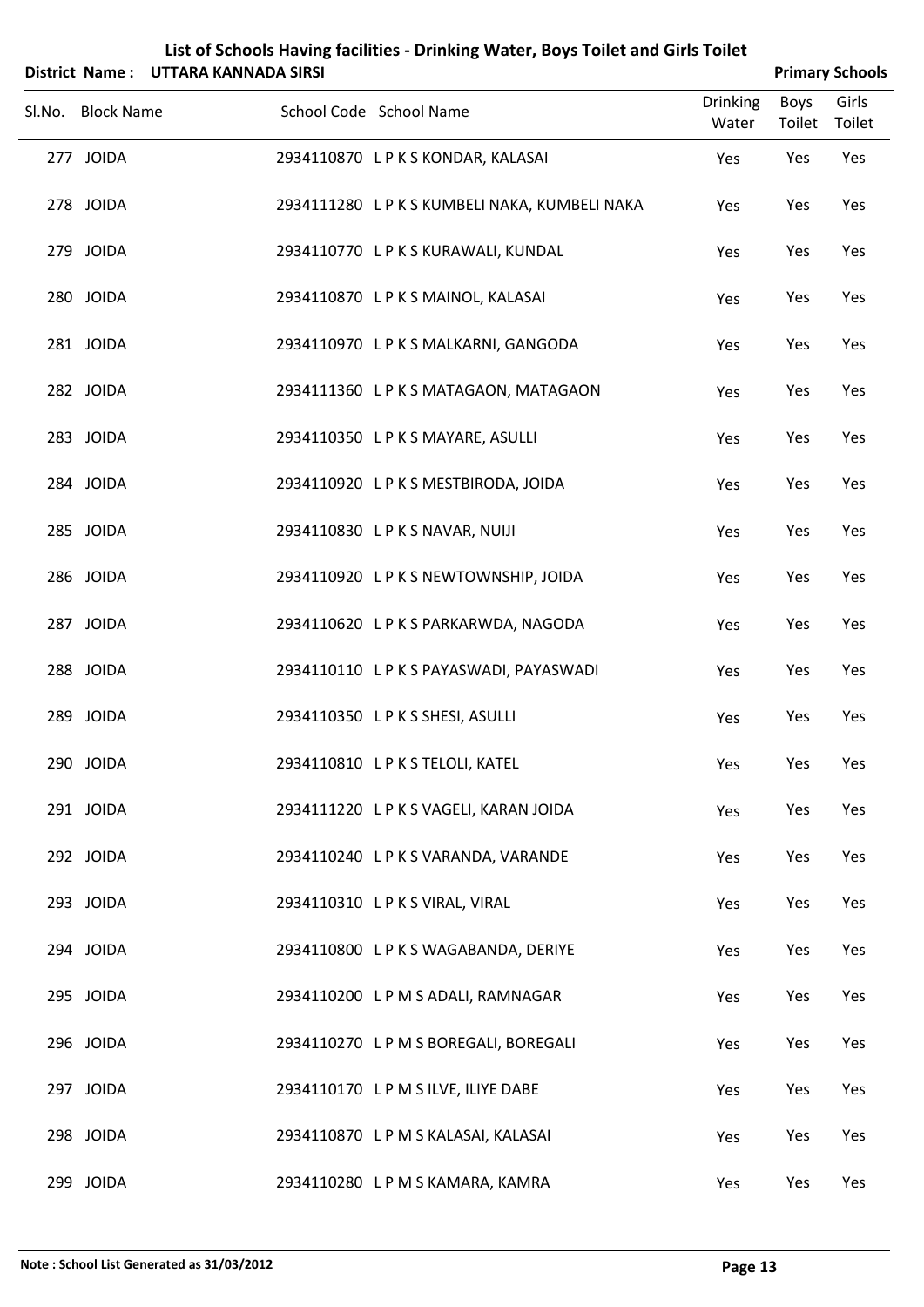# List of Schools Having facilities - Drinking Water, Boys Toilet and Girls Toilet

**District Name : UTTARA KANNADA SIRSI** **Primary Schools**

| Sl.No. | Block Name | School Code | School Name | Drinking Water | Boys Toilet | Girls Toilet |
|---|---|---|---|---|---|---|
| 277 | JOIDA | 2934110870 | L P K S KONDAR, KALASAI | Yes | Yes | Yes |
| 278 | JOIDA | 2934111280 | L P K S KUMBELI NAKA, KUMBELI NAKA | Yes | Yes | Yes |
| 279 | JOIDA | 2934110770 | L P K S KURAWALI, KUNDAL | Yes | Yes | Yes |
| 280 | JOIDA | 2934110870 | L P K S MAINOL, KALASAI | Yes | Yes | Yes |
| 281 | JOIDA | 2934110970 | L P K S MALKARNI, GANGODA | Yes | Yes | Yes |
| 282 | JOIDA | 2934111360 | L P K S MATAGAON, MATAGAON | Yes | Yes | Yes |
| 283 | JOIDA | 2934110350 | L P K S MAYARE, ASULLI | Yes | Yes | Yes |
| 284 | JOIDA | 2934110920 | L P K S MESTBIRODA, JOIDA | Yes | Yes | Yes |
| 285 | JOIDA | 2934110830 | L P K S NAVAR, NUIJI | Yes | Yes | Yes |
| 286 | JOIDA | 2934110920 | L P K S NEWTOWNSHIP, JOIDA | Yes | Yes | Yes |
| 287 | JOIDA | 2934110620 | L P K S PARKARWDA, NAGODA | Yes | Yes | Yes |
| 288 | JOIDA | 2934110110 | L P K S PAYASWADI, PAYASWADI | Yes | Yes | Yes |
| 289 | JOIDA | 2934110350 | L P K S SHESI, ASULLI | Yes | Yes | Yes |
| 290 | JOIDA | 2934110810 | L P K S TELOLI, KATEL | Yes | Yes | Yes |
| 291 | JOIDA | 2934111220 | L P K S VAGELI, KARAN JOIDA | Yes | Yes | Yes |
| 292 | JOIDA | 2934110240 | L P K S VARANDA, VARANDE | Yes | Yes | Yes |
| 293 | JOIDA | 2934110310 | L P K S VIRAL, VIRAL | Yes | Yes | Yes |
| 294 | JOIDA | 2934110800 | L P K S WAGABANDA, DERIYE | Yes | Yes | Yes |
| 295 | JOIDA | 2934110200 | L P M S ADALI, RAMNAGAR | Yes | Yes | Yes |
| 296 | JOIDA | 2934110270 | L P M S BOREGALI, BOREGALI | Yes | Yes | Yes |
| 297 | JOIDA | 2934110170 | L P M S ILVE, ILIYE DABE | Yes | Yes | Yes |
| 298 | JOIDA | 2934110870 | L P M S KALASAI, KALASAI | Yes | Yes | Yes |
| 299 | JOIDA | 2934110280 | L P M S KAMARA, KAMRA | Yes | Yes | Yes |

**Note : School List Generated as 31/03/2012**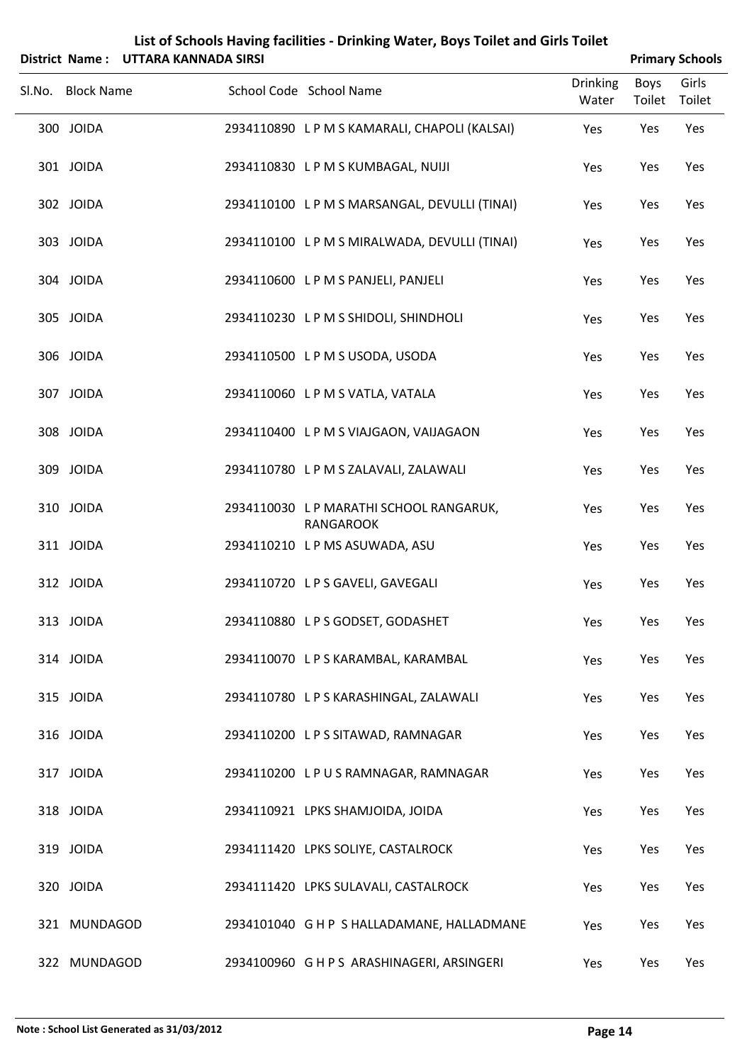# List of Schools Having facilities - Drinking Water, Boys Toilet and Girls Toilet

**District Name : UTTARA KANNADA SIRSI** **Primary Schools**

| Sl.No. | Block Name | School Code | School Name | Drinking Water | Boys Toilet | Girls Toilet |
|---|---|---|---|---|---|---|
| 300 | JOIDA | 2934110890 | L P M S KAMARALI, CHAPOLI (KALSAI) | Yes | Yes | Yes |
| 301 | JOIDA | 2934110830 | L P M S KUMBAGAL, NUIJI | Yes | Yes | Yes |
| 302 | JOIDA | 2934110100 | L P M S MARSANGAL, DEVULLI (TINAI) | Yes | Yes | Yes |
| 303 | JOIDA | 2934110100 | L P M S MIRALWADA, DEVULLI (TINAI) | Yes | Yes | Yes |
| 304 | JOIDA | 2934110600 | L P M S PANJELI, PANJELI | Yes | Yes | Yes |
| 305 | JOIDA | 2934110230 | L P M S SHIDOLI, SHINDHOLI | Yes | Yes | Yes |
| 306 | JOIDA | 2934110500 | L P M S USODA, USODA | Yes | Yes | Yes |
| 307 | JOIDA | 2934110060 | L P M S VATLA, VATALA | Yes | Yes | Yes |
| 308 | JOIDA | 2934110400 | L P M S VIAJGAON, VAIJAGAON | Yes | Yes | Yes |
| 309 | JOIDA | 2934110780 | L P M S ZALAVALI, ZALAWALI | Yes | Yes | Yes |
| 310 | JOIDA | 2934110030 | L P MARATHI SCHOOL RANGARUK, RANGAROOK | Yes | Yes | Yes |
| 311 | JOIDA | 2934110210 | L P MS ASUWADA, ASU | Yes | Yes | Yes |
| 312 | JOIDA | 2934110720 | L P S GAVELI, GAVEGALI | Yes | Yes | Yes |
| 313 | JOIDA | 2934110880 | L P S GODSET, GODASHET | Yes | Yes | Yes |
| 314 | JOIDA | 2934110070 | L P S KARAMBAL, KARAMBAL | Yes | Yes | Yes |
| 315 | JOIDA | 2934110780 | L P S KARASHINGAL, ZALAWALI | Yes | Yes | Yes |
| 316 | JOIDA | 2934110200 | L P S SITAWAD, RAMNAGAR | Yes | Yes | Yes |
| 317 | JOIDA | 2934110200 | L P U S RAMNAGAR, RAMNAGAR | Yes | Yes | Yes |
| 318 | JOIDA | 2934110921 | LPKS SHAMJOIDA, JOIDA | Yes | Yes | Yes |
| 319 | JOIDA | 2934111420 | LPKS SOLIYE, CASTALROCK | Yes | Yes | Yes |
| 320 | JOIDA | 2934111420 | LPKS SULAVALI, CASTALROCK | Yes | Yes | Yes |
| 321 | MUNDAGOD | 2934101040 | G H P S HALLADAMANE, HALLADMANE | Yes | Yes | Yes |
| 322 | MUNDAGOD | 2934100960 | G H P S ARASHINAGERI, ARSINGERI | Yes | Yes | Yes |

**Note : School List Generated as 31/03/2012**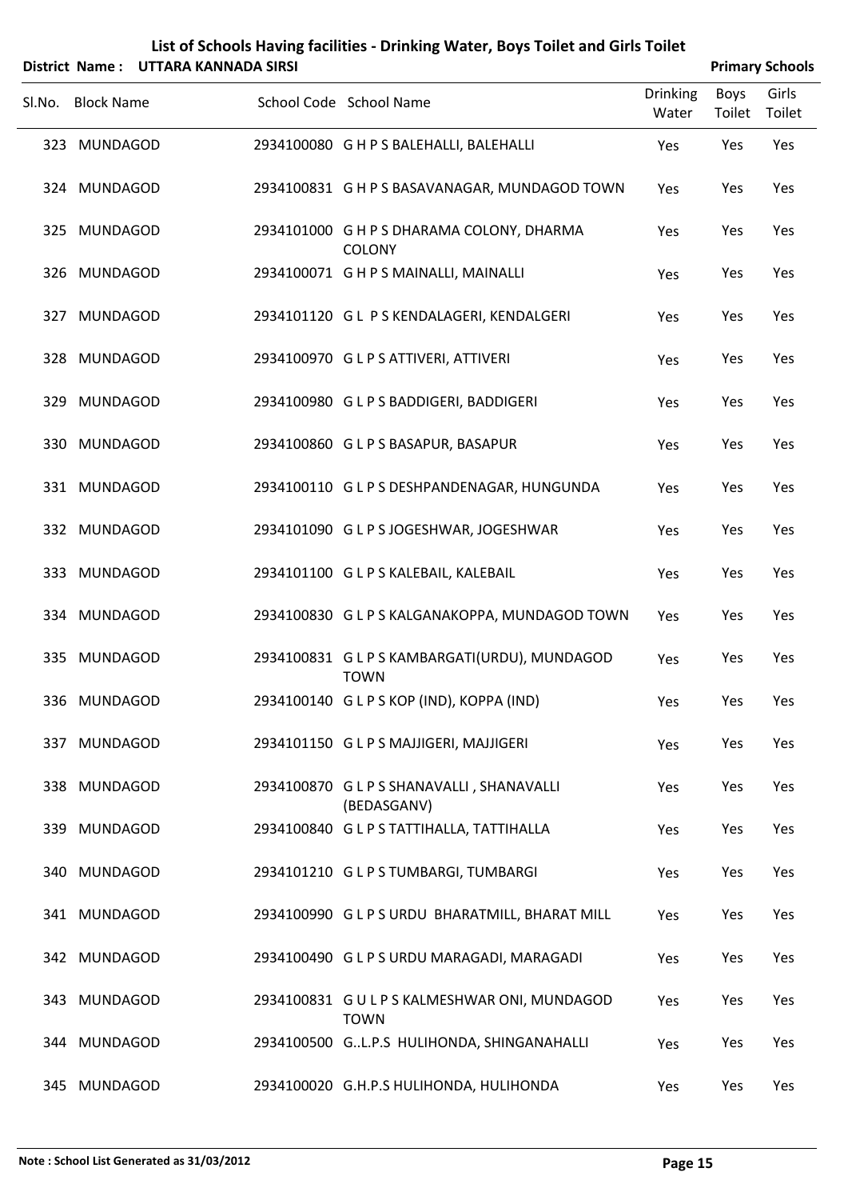# List of Schools Having facilities - Drinking Water, Boys Toilet and Girls Toilet

**District Name : UTTARA KANNADA SIRSI** **Primary Schools**

| Sl.No. | Block Name | School Code | School Name | Drinking Water | Boys Toilet | Girls Toilet |
|---|---|---|---|---|---|---|
| 323 | MUNDAGOD | 2934100080 | G H P S BALEHALLI, BALEHALLI | Yes | Yes | Yes |
| 324 | MUNDAGOD | 2934100831 | G H P S BASAVANAGAR, MUNDAGOD TOWN | Yes | Yes | Yes |
| 325 | MUNDAGOD | 2934101000 | G H P S DHARAMA COLONY, DHARMA COLONY | Yes | Yes | Yes |
| 326 | MUNDAGOD | 2934100071 | G H P S MAINALLI, MAINALLI | Yes | Yes | Yes |
| 327 | MUNDAGOD | 2934101120 | G L P S KENDALAGERI, KENDALGERI | Yes | Yes | Yes |
| 328 | MUNDAGOD | 2934100970 | G L P S ATTIVERI, ATTIVERI | Yes | Yes | Yes |
| 329 | MUNDAGOD | 2934100980 | G L P S BADDIGERI, BADDIGERI | Yes | Yes | Yes |
| 330 | MUNDAGOD | 2934100860 | G L P S BASAPUR, BASAPUR | Yes | Yes | Yes |
| 331 | MUNDAGOD | 2934100110 | G L P S DESHPANDENAGAR, HUNGUNDA | Yes | Yes | Yes |
| 332 | MUNDAGOD | 2934101090 | G L P S JOGESHWAR, JOGESHWAR | Yes | Yes | Yes |
| 333 | MUNDAGOD | 2934101100 | G L P S KALEBAIL, KALEBAIL | Yes | Yes | Yes |
| 334 | MUNDAGOD | 2934100830 | G L P S KALGANAKOPPA, MUNDAGOD TOWN | Yes | Yes | Yes |
| 335 | MUNDAGOD | 2934100831 | G L P S KAMBARGATI(URDU), MUNDAGOD TOWN | Yes | Yes | Yes |
| 336 | MUNDAGOD | 2934100140 | G L P S KOP (IND), KOPPA (IND) | Yes | Yes | Yes |
| 337 | MUNDAGOD | 2934101150 | G L P S MAJJIGERI, MAJJIGERI | Yes | Yes | Yes |
| 338 | MUNDAGOD | 2934100870 | G L P S SHANAVALLI , SHANAVALLI (BEDASGANV) | Yes | Yes | Yes |
| 339 | MUNDAGOD | 2934100840 | G L P S TATTIHALLA, TATTIHALLA | Yes | Yes | Yes |
| 340 | MUNDAGOD | 2934101210 | G L P S TUMBARGI, TUMBARGI | Yes | Yes | Yes |
| 341 | MUNDAGOD | 2934100990 | G L P S URDU BHARATMILL, BHARAT MILL | Yes | Yes | Yes |
| 342 | MUNDAGOD | 2934100490 | G L P S URDU MARAGADI, MARAGADI | Yes | Yes | Yes |
| 343 | MUNDAGOD | 2934100831 | G U L P S KALMESHWAR ONI, MUNDAGOD TOWN | Yes | Yes | Yes |
| 344 | MUNDAGOD | 2934100500 | G..L.P.S HULIHONDA, SHINGANAHALLI | Yes | Yes | Yes |
| 345 | MUNDAGOD | 2934100020 | G.H.P.S HULIHONDA, HULIHONDA | Yes | Yes | Yes |

**Note : School List Generated as 31/03/2012**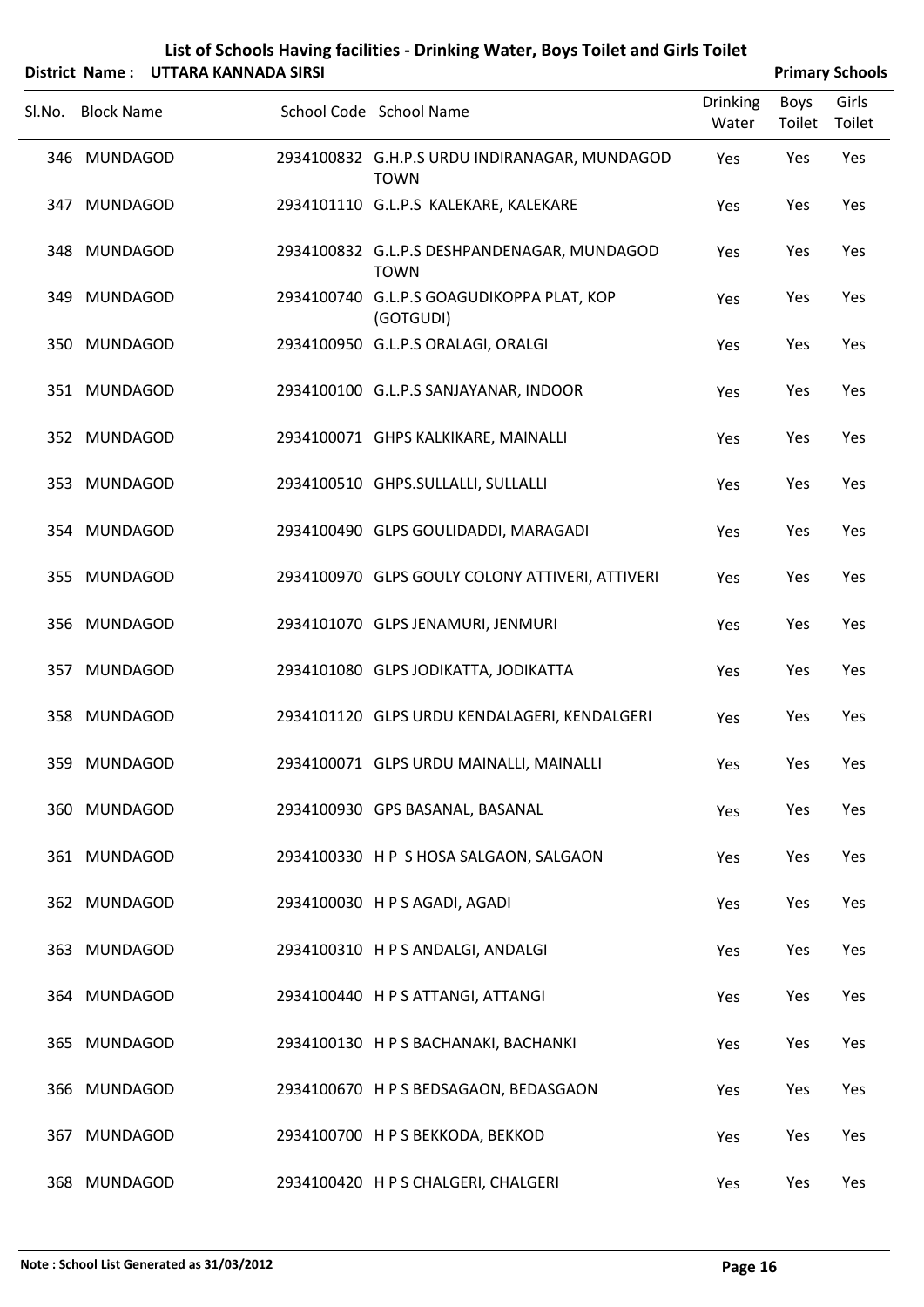# List of Schools Having facilities - Drinking Water, Boys Toilet and Girls Toilet

**District Name : UTTARA KANNADA SIRSI** **Primary Schools**

| Sl.No. | Block Name | School Code | School Name | Drinking Water | Boys Toilet | Girls Toilet |
|---|---|---|---|---|---|---|
| 346 | MUNDAGOD | 2934100832 | G.H.P.S URDU INDIRANAGAR, MUNDAGOD TOWN | Yes | Yes | Yes |
| 347 | MUNDAGOD | 2934101110 | G.L.P.S KALEKARE, KALEKARE | Yes | Yes | Yes |
| 348 | MUNDAGOD | 2934100832 | G.L.P.S DESHPANDENAGAR, MUNDAGOD TOWN | Yes | Yes | Yes |
| 349 | MUNDAGOD | 2934100740 | G.L.P.S GOAGUDIKOPPA PLAT, KOP (GOTGUDI) | Yes | Yes | Yes |
| 350 | MUNDAGOD | 2934100950 | G.L.P.S ORALAGI, ORALGI | Yes | Yes | Yes |
| 351 | MUNDAGOD | 2934100100 | G.L.P.S SANJAYANAR, INDOOR | Yes | Yes | Yes |
| 352 | MUNDAGOD | 2934100071 | GHPS KALKIKARE, MAINALLI | Yes | Yes | Yes |
| 353 | MUNDAGOD | 2934100510 | GHPS.SULLALLI, SULLALLI | Yes | Yes | Yes |
| 354 | MUNDAGOD | 2934100490 | GLPS GOULIDADDI, MARAGADI | Yes | Yes | Yes |
| 355 | MUNDAGOD | 2934100970 | GLPS GOULY COLONY ATTIVERI, ATTIVERI | Yes | Yes | Yes |
| 356 | MUNDAGOD | 2934101070 | GLPS JENAMURI, JENMURI | Yes | Yes | Yes |
| 357 | MUNDAGOD | 2934101080 | GLPS JODIKATTA, JODIKATTA | Yes | Yes | Yes |
| 358 | MUNDAGOD | 2934101120 | GLPS URDU KENDALAGERI, KENDALGERI | Yes | Yes | Yes |
| 359 | MUNDAGOD | 2934100071 | GLPS URDU MAINALLI, MAINALLI | Yes | Yes | Yes |
| 360 | MUNDAGOD | 2934100930 | GPS BASANAL, BASANAL | Yes | Yes | Yes |
| 361 | MUNDAGOD | 2934100330 | H P S HOSA SALGAON, SALGAON | Yes | Yes | Yes |
| 362 | MUNDAGOD | 2934100030 | H P S AGADI, AGADI | Yes | Yes | Yes |
| 363 | MUNDAGOD | 2934100310 | H P S ANDALGI, ANDALGI | Yes | Yes | Yes |
| 364 | MUNDAGOD | 2934100440 | H P S ATTANGI, ATTANGI | Yes | Yes | Yes |
| 365 | MUNDAGOD | 2934100130 | H P S BACHANAKI, BACHANKI | Yes | Yes | Yes |
| 366 | MUNDAGOD | 2934100670 | H P S BEDSAGAON, BEDASGAON | Yes | Yes | Yes |
| 367 | MUNDAGOD | 2934100700 | H P S BEKKODA, BEKKOD | Yes | Yes | Yes |
| 368 | MUNDAGOD | 2934100420 | H P S CHALGERI, CHALGERI | Yes | Yes | Yes |

**Note : School List Generated as 31/03/2012**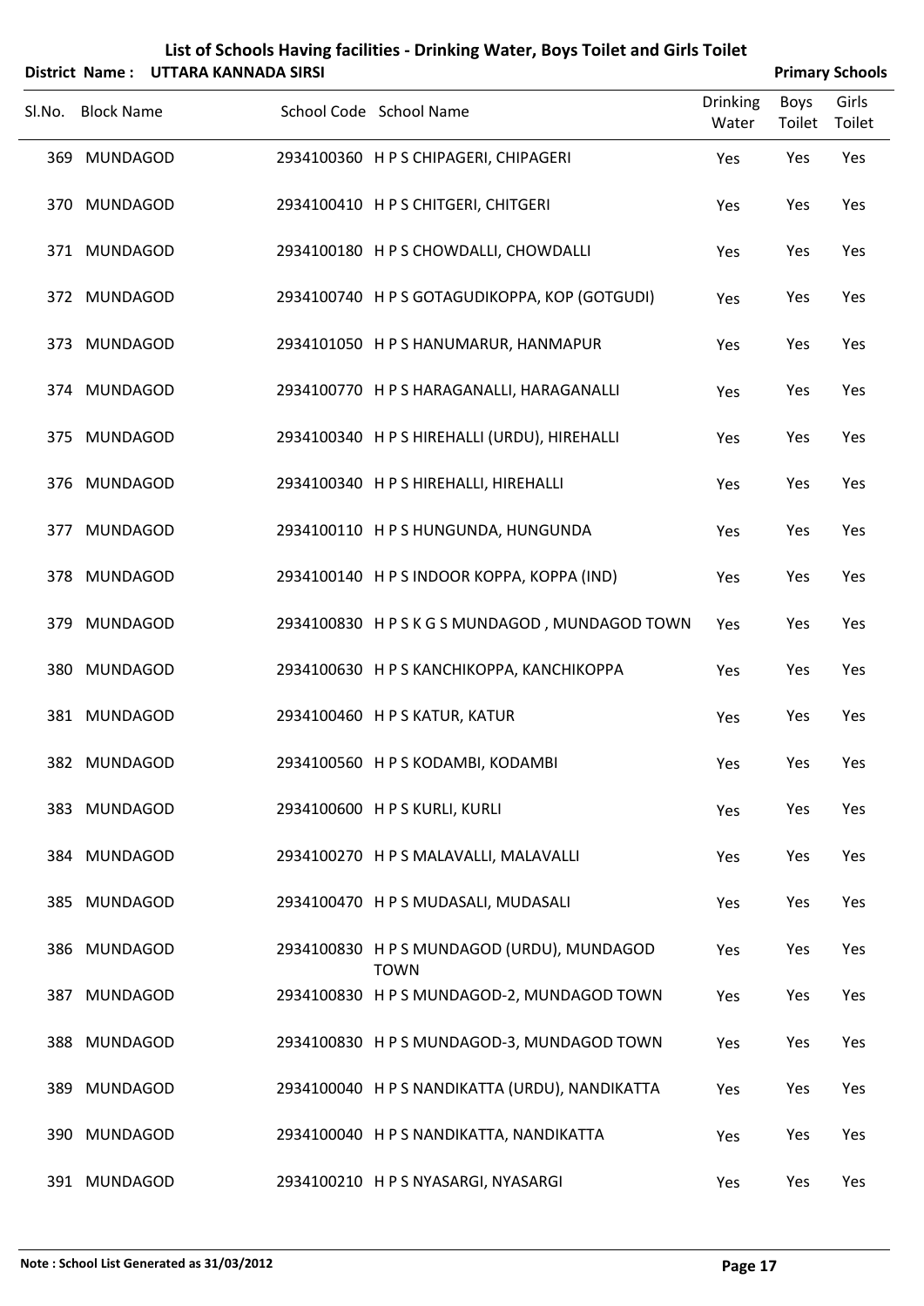# List of Schools Having facilities - Drinking Water, Boys Toilet and Girls Toilet

**District Name : UTTARA KANNADA SIRSI** **Primary Schools**

| Sl.No. | Block Name | School Code | School Name | Drinking Water | Boys Toilet | Girls Toilet |
|---|---|---|---|---|---|---|
| 369 | MUNDAGOD | 2934100360 | H P S CHIPAGERI, CHIPAGERI | Yes | Yes | Yes |
| 370 | MUNDAGOD | 2934100410 | H P S CHITGERI, CHITGERI | Yes | Yes | Yes |
| 371 | MUNDAGOD | 2934100180 | H P S CHOWDALLI, CHOWDALLI | Yes | Yes | Yes |
| 372 | MUNDAGOD | 2934100740 | H P S GOTAGUDIKOPPA, KOP (GOTGUDI) | Yes | Yes | Yes |
| 373 | MUNDAGOD | 2934101050 | H P S HANUMARUR, HANMAPUR | Yes | Yes | Yes |
| 374 | MUNDAGOD | 2934100770 | H P S HARAGANALLI, HARAGANALLI | Yes | Yes | Yes |
| 375 | MUNDAGOD | 2934100340 | H P S HIREHALLI (URDU), HIREHALLI | Yes | Yes | Yes |
| 376 | MUNDAGOD | 2934100340 | H P S HIREHALLI, HIREHALLI | Yes | Yes | Yes |
| 377 | MUNDAGOD | 2934100110 | H P S HUNGUNDA, HUNGUNDA | Yes | Yes | Yes |
| 378 | MUNDAGOD | 2934100140 | H P S INDOOR KOPPA, KOPPA (IND) | Yes | Yes | Yes |
| 379 | MUNDAGOD | 2934100830 | H P S K G S MUNDAGOD , MUNDAGOD TOWN | Yes | Yes | Yes |
| 380 | MUNDAGOD | 2934100630 | H P S KANCHIKOPPA, KANCHIKOPPA | Yes | Yes | Yes |
| 381 | MUNDAGOD | 2934100460 | H P S KATUR, KATUR | Yes | Yes | Yes |
| 382 | MUNDAGOD | 2934100560 | H P S KODAMBI, KODAMBI | Yes | Yes | Yes |
| 383 | MUNDAGOD | 2934100600 | H P S KURLI, KURLI | Yes | Yes | Yes |
| 384 | MUNDAGOD | 2934100270 | H P S MALAVALLI, MALAVALLI | Yes | Yes | Yes |
| 385 | MUNDAGOD | 2934100470 | H P S MUDASALI, MUDASALI | Yes | Yes | Yes |
| 386 | MUNDAGOD | 2934100830 | H P S MUNDAGOD (URDU), MUNDAGOD TOWN | Yes | Yes | Yes |
| 387 | MUNDAGOD | 2934100830 | H P S MUNDAGOD-2, MUNDAGOD TOWN | Yes | Yes | Yes |
| 388 | MUNDAGOD | 2934100830 | H P S MUNDAGOD-3, MUNDAGOD TOWN | Yes | Yes | Yes |
| 389 | MUNDAGOD | 2934100040 | H P S NANDIKATTA (URDU), NANDIKATTA | Yes | Yes | Yes |
| 390 | MUNDAGOD | 2934100040 | H P S NANDIKATTA, NANDIKATTA | Yes | Yes | Yes |
| 391 | MUNDAGOD | 2934100210 | H P S NYASARGI, NYASARGI | Yes | Yes | Yes |

**Note : School List Generated as 31/03/2012**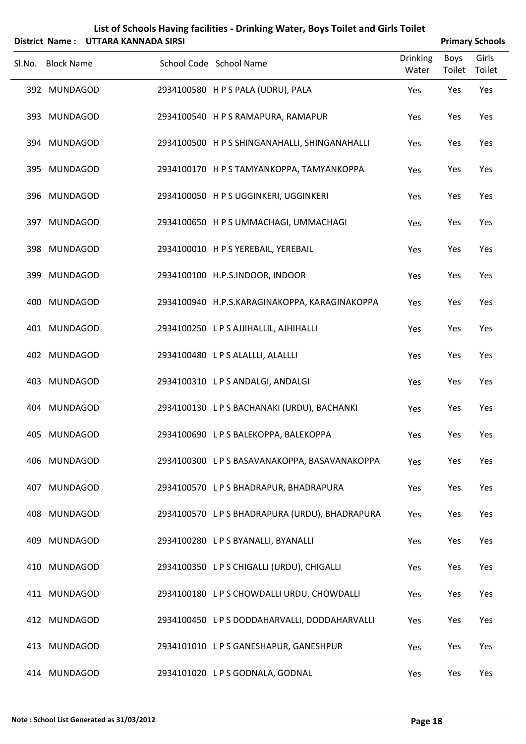# List of Schools Having facilities - Drinking Water, Boys Toilet and Girls Toilet

**District Name : UTTARA KANNADA SIRSI** **Primary Schools**

| Sl.No. | Block Name | School Code | School Name | Drinking Water | Boys Toilet | Girls Toilet |
|---|---|---|---|---|---|---|
| 392 | MUNDAGOD | 2934100580 | H P S PALA (UDRU), PALA | Yes | Yes | Yes |
| 393 | MUNDAGOD | 2934100540 | H P S RAMAPURA, RAMAPUR | Yes | Yes | Yes |
| 394 | MUNDAGOD | 2934100500 | H P S SHINGANAHALLI, SHINGANAHALLI | Yes | Yes | Yes |
| 395 | MUNDAGOD | 2934100170 | H P S TAMYANKOPPA, TAMYANKOPPA | Yes | Yes | Yes |
| 396 | MUNDAGOD | 2934100050 | H P S UGGINKERI, UGGINKERI | Yes | Yes | Yes |
| 397 | MUNDAGOD | 2934100650 | H P S UMMACHAGI, UMMACHAGI | Yes | Yes | Yes |
| 398 | MUNDAGOD | 2934100010 | H P S YEREBAIL, YEREBAIL | Yes | Yes | Yes |
| 399 | MUNDAGOD | 2934100100 | H.P.S.INDOOR, INDOOR | Yes | Yes | Yes |
| 400 | MUNDAGOD | 2934100940 | H.P.S.KARAGINAKOPPA, KARAGINAKOPPA | Yes | Yes | Yes |
| 401 | MUNDAGOD | 2934100250 | L P S AJJIHALLIL, AJHIHALLI | Yes | Yes | Yes |
| 402 | MUNDAGOD | 2934100480 | L P S ALALLLI, ALALLLI | Yes | Yes | Yes |
| 403 | MUNDAGOD | 2934100310 | L P S ANDALGI, ANDALGI | Yes | Yes | Yes |
| 404 | MUNDAGOD | 2934100130 | L P S BACHANAKI (URDU), BACHANKI | Yes | Yes | Yes |
| 405 | MUNDAGOD | 2934100690 | L P S BALEKOPPA, BALEKOPPA | Yes | Yes | Yes |
| 406 | MUNDAGOD | 2934100300 | L P S BASAVANAKOPPA, BASAVANAKOPPA | Yes | Yes | Yes |
| 407 | MUNDAGOD | 2934100570 | L P S BHADRAPUR, BHADRAPURA | Yes | Yes | Yes |
| 408 | MUNDAGOD | 2934100570 | L P S BHADRAPURA (URDU), BHADRAPURA | Yes | Yes | Yes |
| 409 | MUNDAGOD | 2934100280 | L P S BYANALLI, BYANALLI | Yes | Yes | Yes |
| 410 | MUNDAGOD | 2934100350 | L P S CHIGALLI (URDU), CHIGALLI | Yes | Yes | Yes |
| 411 | MUNDAGOD | 2934100180 | L P S CHOWDALLI URDU, CHOWDALLI | Yes | Yes | Yes |
| 412 | MUNDAGOD | 2934100450 | L P S DODDAHARVALLI, DODDAHARVALLI | Yes | Yes | Yes |
| 413 | MUNDAGOD | 2934101010 | L P S GANESHAPUR, GANESHPUR | Yes | Yes | Yes |
| 414 | MUNDAGOD | 2934101020 | L P S GODNALA, GODNAL | Yes | Yes | Yes |

**Note : School List Generated as 31/03/2012**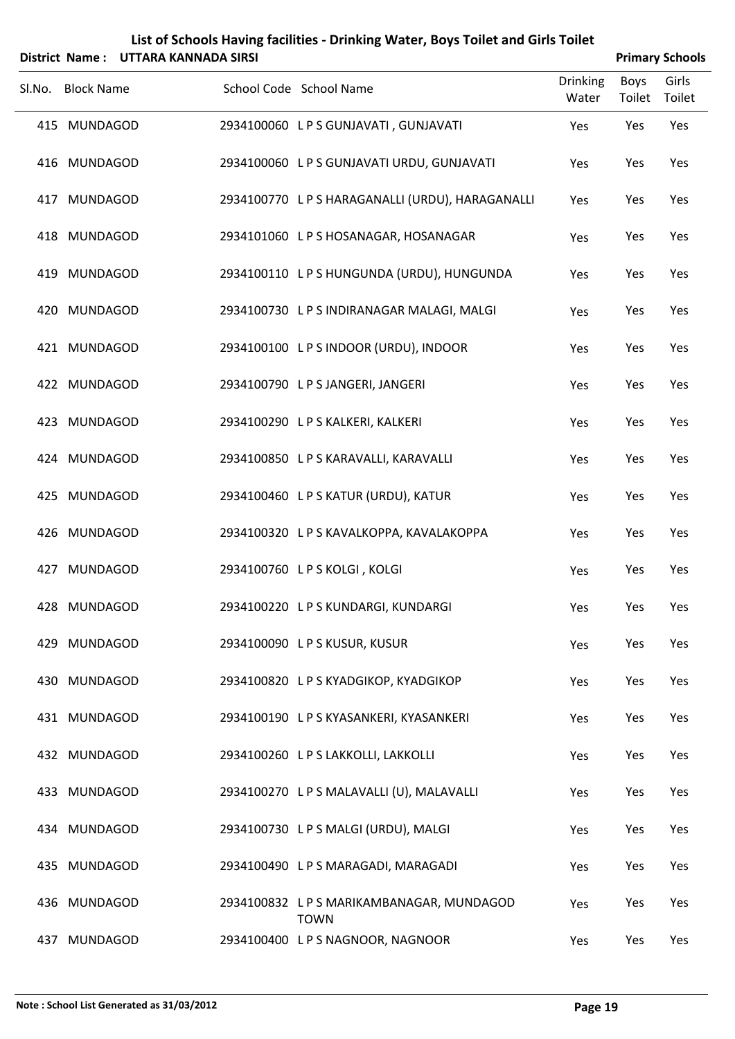# List of Schools Having facilities - Drinking Water, Boys Toilet and Girls Toilet

**District Name : UTTARA KANNADA SIRSI** **Primary Schools**

| Sl.No. | Block Name | School Code | School Name | Drinking Water | Boys Toilet | Girls Toilet |
|---|---|---|---|---|---|---|
| 415 | MUNDAGOD | 2934100060 | L P S GUNJAVATI , GUNJAVATI | Yes | Yes | Yes |
| 416 | MUNDAGOD | 2934100060 | L P S GUNJAVATI URDU, GUNJAVATI | Yes | Yes | Yes |
| 417 | MUNDAGOD | 2934100770 | L P S HARAGANALLI (URDU), HARAGANALLI | Yes | Yes | Yes |
| 418 | MUNDAGOD | 2934101060 | L P S HOSANAGAR, HOSANAGAR | Yes | Yes | Yes |
| 419 | MUNDAGOD | 2934100110 | L P S HUNGUNDA (URDU), HUNGUNDA | Yes | Yes | Yes |
| 420 | MUNDAGOD | 2934100730 | L P S INDIRANAGAR MALAGI, MALGI | Yes | Yes | Yes |
| 421 | MUNDAGOD | 2934100100 | L P S INDOOR (URDU), INDOOR | Yes | Yes | Yes |
| 422 | MUNDAGOD | 2934100790 | L P S JANGERI, JANGERI | Yes | Yes | Yes |
| 423 | MUNDAGOD | 2934100290 | L P S KALKERI, KALKERI | Yes | Yes | Yes |
| 424 | MUNDAGOD | 2934100850 | L P S KARAVALLI, KARAVALLI | Yes | Yes | Yes |
| 425 | MUNDAGOD | 2934100460 | L P S KATUR (URDU), KATUR | Yes | Yes | Yes |
| 426 | MUNDAGOD | 2934100320 | L P S KAVALKOPPA, KAVALAKOPPA | Yes | Yes | Yes |
| 427 | MUNDAGOD | 2934100760 | L P S KOLGI , KOLGI | Yes | Yes | Yes |
| 428 | MUNDAGOD | 2934100220 | L P S KUNDARGI, KUNDARGI | Yes | Yes | Yes |
| 429 | MUNDAGOD | 2934100090 | L P S KUSUR, KUSUR | Yes | Yes | Yes |
| 430 | MUNDAGOD | 2934100820 | L P S KYADGIKOP, KYADGIKOP | Yes | Yes | Yes |
| 431 | MUNDAGOD | 2934100190 | L P S KYASANKERI, KYASANKERI | Yes | Yes | Yes |
| 432 | MUNDAGOD | 2934100260 | L P S LAKKOLLI, LAKKOLLI | Yes | Yes | Yes |
| 433 | MUNDAGOD | 2934100270 | L P S MALAVALLI (U), MALAVALLI | Yes | Yes | Yes |
| 434 | MUNDAGOD | 2934100730 | L P S MALGI (URDU), MALGI | Yes | Yes | Yes |
| 435 | MUNDAGOD | 2934100490 | L P S MARAGADI, MARAGADI | Yes | Yes | Yes |
| 436 | MUNDAGOD | 2934100832 | L P S MARIKAMBANAGAR, MUNDAGOD TOWN | Yes | Yes | Yes |
| 437 | MUNDAGOD | 2934100400 | L P S NAGNOOR, NAGNOOR | Yes | Yes | Yes |

**Note : School List Generated as 31/03/2012**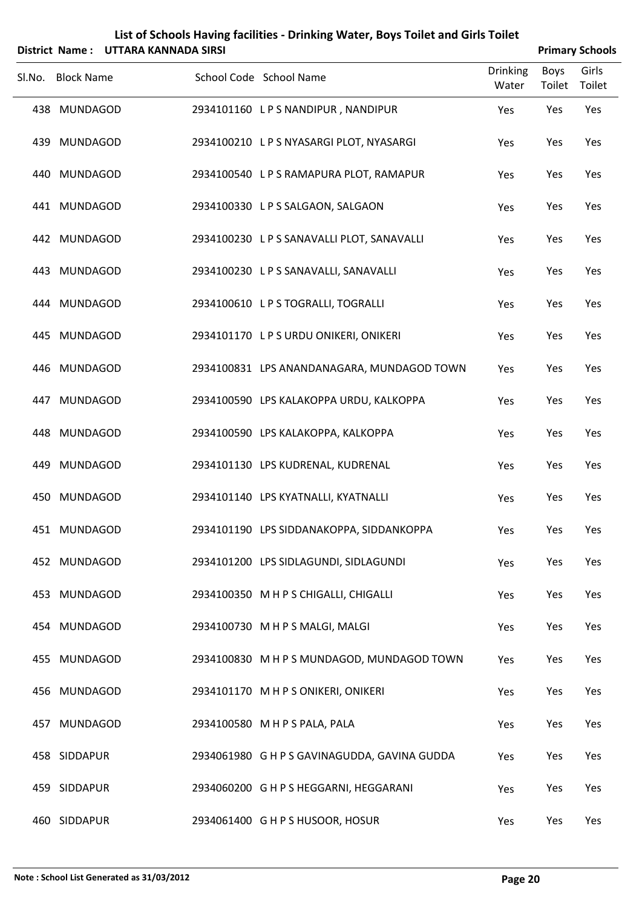# List of Schools Having facilities - Drinking Water, Boys Toilet and Girls Toilet

**District Name : UTTARA KANNADA SIRSI** **Primary Schools**

| Sl.No. | Block Name | School Code | School Name | Drinking Water | Boys Toilet | Girls Toilet |
|---|---|---|---|---|---|---|
| 438 | MUNDAGOD | 2934101160 | L P S NANDIPUR , NANDIPUR | Yes | Yes | Yes |
| 439 | MUNDAGOD | 2934100210 | L P S NYASARGI PLOT, NYASARGI | Yes | Yes | Yes |
| 440 | MUNDAGOD | 2934100540 | L P S RAMAPURA PLOT, RAMAPUR | Yes | Yes | Yes |
| 441 | MUNDAGOD | 2934100330 | L P S SALGAON, SALGAON | Yes | Yes | Yes |
| 442 | MUNDAGOD | 2934100230 | L P S SANAVALLI PLOT, SANAVALLI | Yes | Yes | Yes |
| 443 | MUNDAGOD | 2934100230 | L P S SANAVALLI, SANAVALLI | Yes | Yes | Yes |
| 444 | MUNDAGOD | 2934100610 | L P S TOGRALLI, TOGRALLI | Yes | Yes | Yes |
| 445 | MUNDAGOD | 2934101170 | L P S URDU ONIKERI, ONIKERI | Yes | Yes | Yes |
| 446 | MUNDAGOD | 2934100831 | LPS ANANDANAGARA, MUNDAGOD TOWN | Yes | Yes | Yes |
| 447 | MUNDAGOD | 2934100590 | LPS KALAKOPPA URDU, KALKOPPA | Yes | Yes | Yes |
| 448 | MUNDAGOD | 2934100590 | LPS KALAKOPPA, KALKOPPA | Yes | Yes | Yes |
| 449 | MUNDAGOD | 2934101130 | LPS KUDRENAL, KUDRENAL | Yes | Yes | Yes |
| 450 | MUNDAGOD | 2934101140 | LPS KYATNALLI, KYATNALLI | Yes | Yes | Yes |
| 451 | MUNDAGOD | 2934101190 | LPS SIDDANAKOPPA, SIDDANKOPPA | Yes | Yes | Yes |
| 452 | MUNDAGOD | 2934101200 | LPS SIDLAGUNDI, SIDLAGUNDI | Yes | Yes | Yes |
| 453 | MUNDAGOD | 2934100350 | M H P S CHIGALLI, CHIGALLI | Yes | Yes | Yes |
| 454 | MUNDAGOD | 2934100730 | M H P S MALGI, MALGI | Yes | Yes | Yes |
| 455 | MUNDAGOD | 2934100830 | M H P S MUNDAGOD, MUNDAGOD TOWN | Yes | Yes | Yes |
| 456 | MUNDAGOD | 2934101170 | M H P S ONIKERI, ONIKERI | Yes | Yes | Yes |
| 457 | MUNDAGOD | 2934100580 | M H P S PALA, PALA | Yes | Yes | Yes |
| 458 | SIDDAPUR | 2934061980 | G H P S GAVINAGUDDA, GAVINA GUDDA | Yes | Yes | Yes |
| 459 | SIDDAPUR | 2934060200 | G H P S HEGGARNI, HEGGARANI | Yes | Yes | Yes |
| 460 | SIDDAPUR | 2934061400 | G H P S HUSOOR, HOSUR | Yes | Yes | Yes |

**Note : School List Generated as 31/03/2012**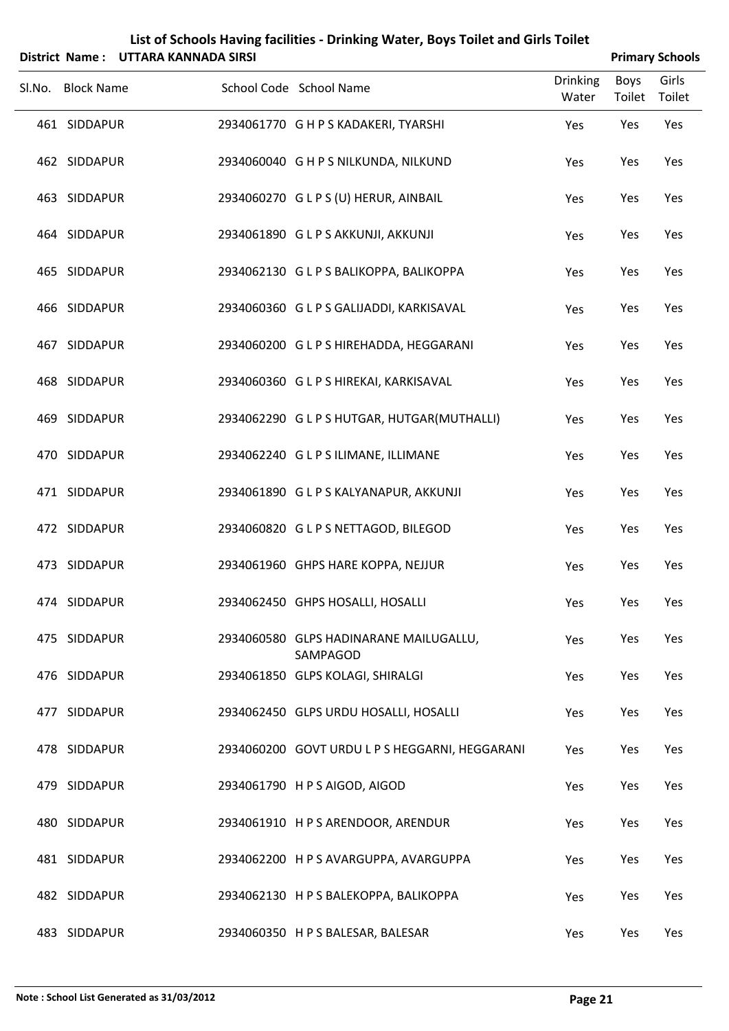## List of Schools Having facilities - Drinking Water, Boys Toilet and Girls Toilet

**District Name : UTTARA KANNADA SIRSI** | **Primary Schools**

| Sl.No. | Block Name | School Code | School Name | Drinking Water | Boys Toilet | Girls Toilet |
|---|---|---|---|---|---|---|
| 461 | SIDDAPUR | 2934061770 | G H P S KADAKERI, TYARSHI | Yes | Yes | Yes |
| 462 | SIDDAPUR | 2934060040 | G H P S NILKUNDA, NILKUND | Yes | Yes | Yes |
| 463 | SIDDAPUR | 2934060270 | G L P S (U) HERUR, AINBAIL | Yes | Yes | Yes |
| 464 | SIDDAPUR | 2934061890 | G L P S AKKUNJI, AKKUNJI | Yes | Yes | Yes |
| 465 | SIDDAPUR | 2934062130 | G L P S BALIKOPPA, BALIKOPPA | Yes | Yes | Yes |
| 466 | SIDDAPUR | 2934060360 | G L P S GALIJADDI, KARKISAVAL | Yes | Yes | Yes |
| 467 | SIDDAPUR | 2934060200 | G L P S HIREHADDA, HEGGARANI | Yes | Yes | Yes |
| 468 | SIDDAPUR | 2934060360 | G L P S HIREKAI, KARKISAVAL | Yes | Yes | Yes |
| 469 | SIDDAPUR | 2934062290 | G L P S HUTGAR, HUTGAR(MUTHALLI) | Yes | Yes | Yes |
| 470 | SIDDAPUR | 2934062240 | G L P S ILIMANE, ILLIMANE | Yes | Yes | Yes |
| 471 | SIDDAPUR | 2934061890 | G L P S KALYANAPUR, AKKUNJI | Yes | Yes | Yes |
| 472 | SIDDAPUR | 2934060820 | G L P S NETTAGOD, BILEGOD | Yes | Yes | Yes |
| 473 | SIDDAPUR | 2934061960 | GHPS HARE KOPPA, NEJJUR | Yes | Yes | Yes |
| 474 | SIDDAPUR | 2934062450 | GHPS HOSALLI, HOSALLI | Yes | Yes | Yes |
| 475 | SIDDAPUR | 2934060580 | GLPS HADINARANE MAILUGALLU, SAMPAGOD | Yes | Yes | Yes |
| 476 | SIDDAPUR | 2934061850 | GLPS KOLAGI, SHIRALGI | Yes | Yes | Yes |
| 477 | SIDDAPUR | 2934062450 | GLPS URDU HOSALLI, HOSALLI | Yes | Yes | Yes |
| 478 | SIDDAPUR | 2934060200 | GOVT URDU L P S HEGGARNI, HEGGARANI | Yes | Yes | Yes |
| 479 | SIDDAPUR | 2934061790 | H P S AIGOD, AIGOD | Yes | Yes | Yes |
| 480 | SIDDAPUR | 2934061910 | H P S ARENDOOR, ARENDUR | Yes | Yes | Yes |
| 481 | SIDDAPUR | 2934062200 | H P S AVARGUPPA, AVARGUPPA | Yes | Yes | Yes |
| 482 | SIDDAPUR | 2934062130 | H P S BALEKOPPA, BALIKOPPA | Yes | Yes | Yes |
| 483 | SIDDAPUR | 2934060350 | H P S BALESAR, BALESAR | Yes | Yes | Yes |

**Note : School List Generated as 31/03/2012**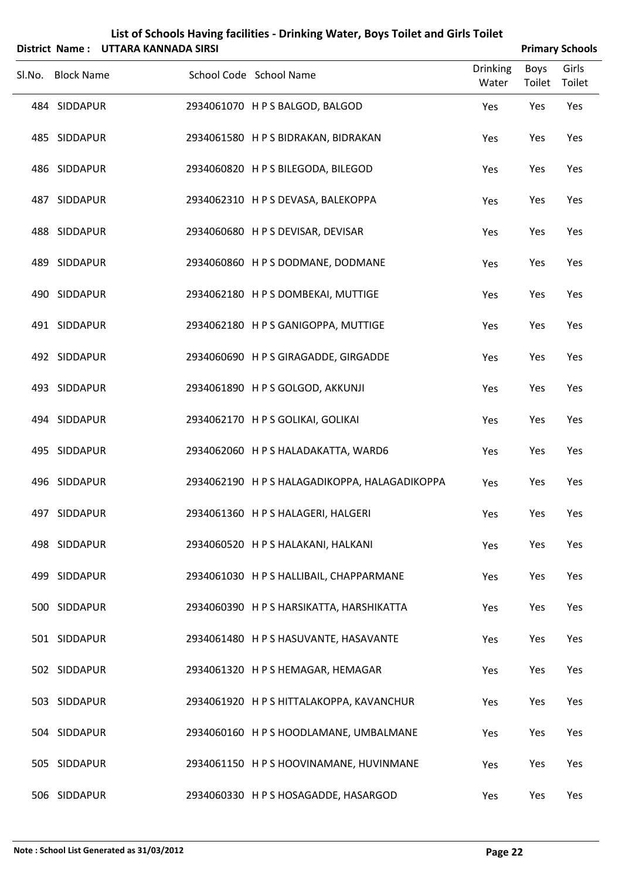# List of Schools Having facilities - Drinking Water, Boys Toilet and Girls Toilet

**District Name : UTTARA KANNADA SIRSI** **Primary Schools**

| Sl.No. | Block Name | School Code | School Name | Drinking Water | Boys Toilet | Girls Toilet |
|---|---|---|---|---|---|---|
| 484 | SIDDAPUR | 2934061070 | H P S BALGOD, BALGOD | Yes | Yes | Yes |
| 485 | SIDDAPUR | 2934061580 | H P S BIDRAKAN, BIDRAKAN | Yes | Yes | Yes |
| 486 | SIDDAPUR | 2934060820 | H P S BILEGODA, BILEGOD | Yes | Yes | Yes |
| 487 | SIDDAPUR | 2934062310 | H P S DEVASA, BALEKOPPA | Yes | Yes | Yes |
| 488 | SIDDAPUR | 2934060680 | H P S DEVISAR, DEVISAR | Yes | Yes | Yes |
| 489 | SIDDAPUR | 2934060860 | H P S DODMANE, DODMANE | Yes | Yes | Yes |
| 490 | SIDDAPUR | 2934062180 | H P S DOMBEKAI, MUTTIGE | Yes | Yes | Yes |
| 491 | SIDDAPUR | 2934062180 | H P S GANIGOPPA, MUTTIGE | Yes | Yes | Yes |
| 492 | SIDDAPUR | 2934060690 | H P S GIRAGADDE, GIRGADDE | Yes | Yes | Yes |
| 493 | SIDDAPUR | 2934061890 | H P S GOLGOD, AKKUNJI | Yes | Yes | Yes |
| 494 | SIDDAPUR | 2934062170 | H P S GOLIKAI, GOLIKAI | Yes | Yes | Yes |
| 495 | SIDDAPUR | 2934062060 | H P S HALADAKATTA, WARD6 | Yes | Yes | Yes |
| 496 | SIDDAPUR | 2934062190 | H P S HALAGADIKOPPA, HALAGADIKOPPA | Yes | Yes | Yes |
| 497 | SIDDAPUR | 2934061360 | H P S HALAGERI, HALGERI | Yes | Yes | Yes |
| 498 | SIDDAPUR | 2934060520 | H P S HALAKANI, HALKANI | Yes | Yes | Yes |
| 499 | SIDDAPUR | 2934061030 | H P S HALLIBAIL, CHAPPARMANE | Yes | Yes | Yes |
| 500 | SIDDAPUR | 2934060390 | H P S HARSIKATTA, HARSHIKATTA | Yes | Yes | Yes |
| 501 | SIDDAPUR | 2934061480 | H P S HASUVANTE, HASAVANTE | Yes | Yes | Yes |
| 502 | SIDDAPUR | 2934061320 | H P S HEMAGAR, HEMAGAR | Yes | Yes | Yes |
| 503 | SIDDAPUR | 2934061920 | H P S HITTALAKOPPA, KAVANCHUR | Yes | Yes | Yes |
| 504 | SIDDAPUR | 2934060160 | H P S HOODLAMANE, UMBALMANE | Yes | Yes | Yes |
| 505 | SIDDAPUR | 2934061150 | H P S HOOVINAMANE, HUVINMANE | Yes | Yes | Yes |
| 506 | SIDDAPUR | 2934060330 | H P S HOSAGADDE, HASARGOD | Yes | Yes | Yes |

**Note : School List Generated as 31/03/2012**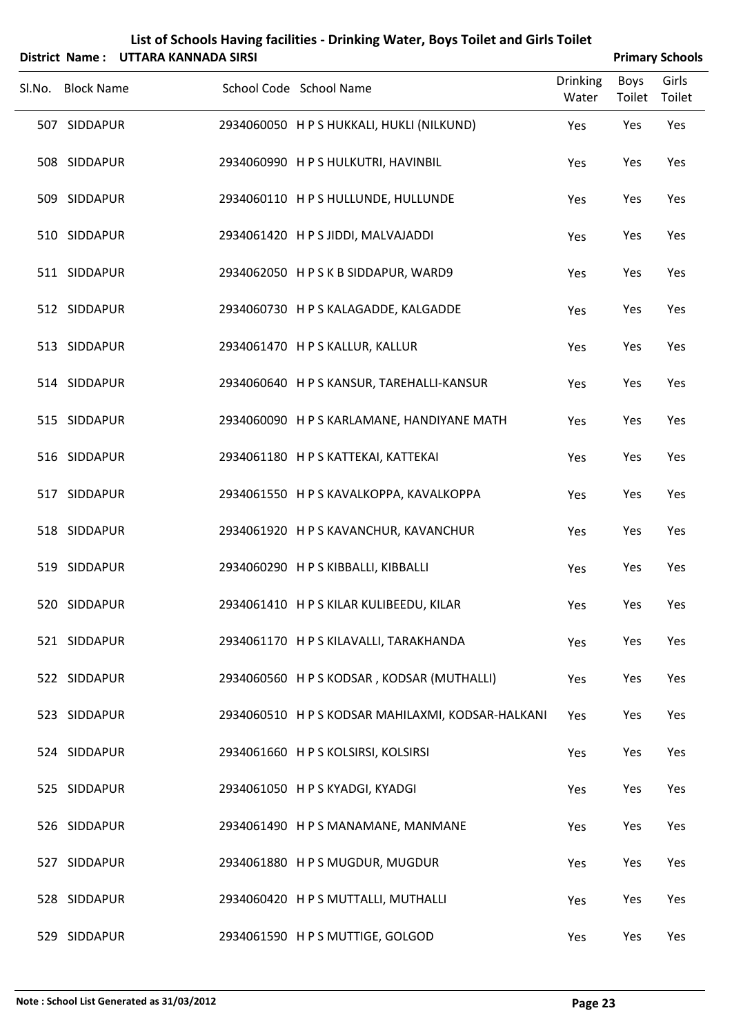## List of Schools Having facilities - Drinking Water, Boys Toilet and Girls Toilet

**District Name : UTTARA KANNADA SIRSI** **Primary Schools**

| Sl.No. | Block Name | School Code | School Name | Drinking Water | Boys Toilet | Girls Toilet |
|---|---|---|---|---|---|---|
| 507 | SIDDAPUR | 2934060050 | H P S HUKKALI, HUKLI (NILKUND) | Yes | Yes | Yes |
| 508 | SIDDAPUR | 2934060990 | H P S HULKUTRI, HAVINBIL | Yes | Yes | Yes |
| 509 | SIDDAPUR | 2934060110 | H P S HULLUNDE, HULLUNDE | Yes | Yes | Yes |
| 510 | SIDDAPUR | 2934061420 | H P S JIDDI, MALVAJADDI | Yes | Yes | Yes |
| 511 | SIDDAPUR | 2934062050 | H P S K B SIDDAPUR, WARD9 | Yes | Yes | Yes |
| 512 | SIDDAPUR | 2934060730 | H P S KALAGADDE, KALGADDE | Yes | Yes | Yes |
| 513 | SIDDAPUR | 2934061470 | H P S KALLUR, KALLUR | Yes | Yes | Yes |
| 514 | SIDDAPUR | 2934060640 | H P S KANSUR, TAREHALLI-KANSUR | Yes | Yes | Yes |
| 515 | SIDDAPUR | 2934060090 | H P S KARLAMANE, HANDIYANE MATH | Yes | Yes | Yes |
| 516 | SIDDAPUR | 2934061180 | H P S KATTEKAI, KATTEKAI | Yes | Yes | Yes |
| 517 | SIDDAPUR | 2934061550 | H P S KAVALKOPPA, KAVALKOPPA | Yes | Yes | Yes |
| 518 | SIDDAPUR | 2934061920 | H P S KAVANCHUR, KAVANCHUR | Yes | Yes | Yes |
| 519 | SIDDAPUR | 2934060290 | H P S KIBBALLI, KIBBALLI | Yes | Yes | Yes |
| 520 | SIDDAPUR | 2934061410 | H P S KILAR KULIBEEDU, KILAR | Yes | Yes | Yes |
| 521 | SIDDAPUR | 2934061170 | H P S KILAVALLI, TARAKHANDA | Yes | Yes | Yes |
| 522 | SIDDAPUR | 2934060560 | H P S KODSAR , KODSAR (MUTHALLI) | Yes | Yes | Yes |
| 523 | SIDDAPUR | 2934060510 | H P S KODSAR MAHILAXMI, KODSAR-HALKANI | Yes | Yes | Yes |
| 524 | SIDDAPUR | 2934061660 | H P S KOLSIRSI, KOLSIRSI | Yes | Yes | Yes |
| 525 | SIDDAPUR | 2934061050 | H P S KYADGI, KYADGI | Yes | Yes | Yes |
| 526 | SIDDAPUR | 2934061490 | H P S MANAMANE, MANMANE | Yes | Yes | Yes |
| 527 | SIDDAPUR | 2934061880 | H P S MUGDUR, MUGDUR | Yes | Yes | Yes |
| 528 | SIDDAPUR | 2934060420 | H P S MUTTALLI, MUTHALLI | Yes | Yes | Yes |
| 529 | SIDDAPUR | 2934061590 | H P S MUTTIGE, GOLGOD | Yes | Yes | Yes |

**Note : School List Generated as 31/03/2012**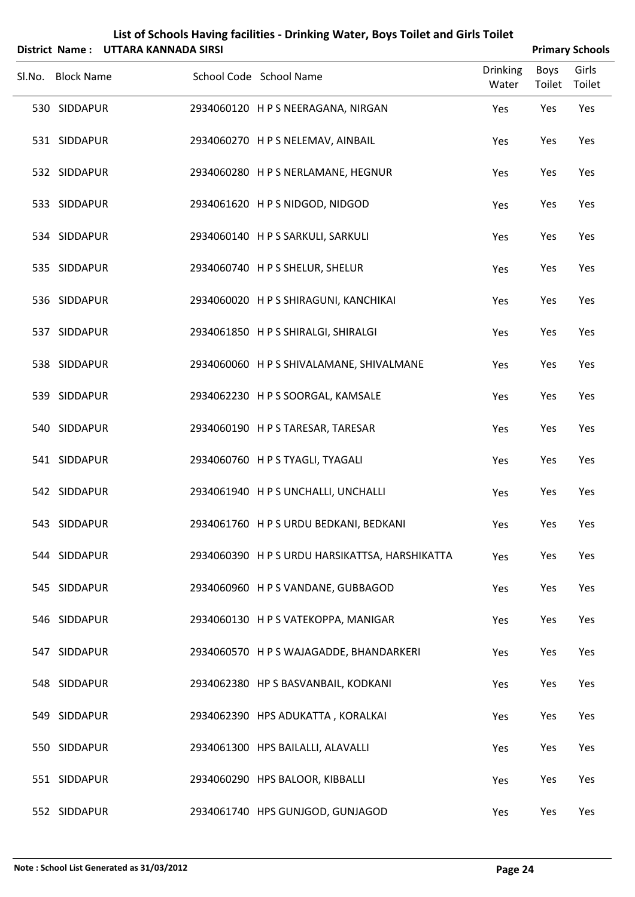# List of Schools Having facilities - Drinking Water, Boys Toilet and Girls Toilet

**District Name : UTTARA KANNADA SIRSI** **Primary Schools**

| Sl.No. | Block Name | School Code | School Name | Drinking Water | Boys Toilet | Girls Toilet |
|---|---|---|---|---|---|---|
| 530 | SIDDAPUR | 2934060120 | H P S NEERAGANA, NIRGAN | Yes | Yes | Yes |
| 531 | SIDDAPUR | 2934060270 | H P S NELEMAV, AINBAIL | Yes | Yes | Yes |
| 532 | SIDDAPUR | 2934060280 | H P S NERLAMANE, HEGNUR | Yes | Yes | Yes |
| 533 | SIDDAPUR | 2934061620 | H P S NIDGOD, NIDGOD | Yes | Yes | Yes |
| 534 | SIDDAPUR | 2934060140 | H P S SARKULI, SARKULI | Yes | Yes | Yes |
| 535 | SIDDAPUR | 2934060740 | H P S SHELUR, SHELUR | Yes | Yes | Yes |
| 536 | SIDDAPUR | 2934060020 | H P S SHIRAGUNI, KANCHIKAI | Yes | Yes | Yes |
| 537 | SIDDAPUR | 2934061850 | H P S SHIRALGI, SHIRALGI | Yes | Yes | Yes |
| 538 | SIDDAPUR | 2934060060 | H P S SHIVALAMANE, SHIVALMANE | Yes | Yes | Yes |
| 539 | SIDDAPUR | 2934062230 | H P S SOORGAL, KAMSALE | Yes | Yes | Yes |
| 540 | SIDDAPUR | 2934060190 | H P S TARESAR, TARESAR | Yes | Yes | Yes |
| 541 | SIDDAPUR | 2934060760 | H P S TYAGLI, TYAGALI | Yes | Yes | Yes |
| 542 | SIDDAPUR | 2934061940 | H P S UNCHALLI, UNCHALLI | Yes | Yes | Yes |
| 543 | SIDDAPUR | 2934061760 | H P S URDU BEDKANI, BEDKANI | Yes | Yes | Yes |
| 544 | SIDDAPUR | 2934060390 | H P S URDU HARSIKATTSA, HARSHIKATTA | Yes | Yes | Yes |
| 545 | SIDDAPUR | 2934060960 | H P S VANDANE, GUBBAGOD | Yes | Yes | Yes |
| 546 | SIDDAPUR | 2934060130 | H P S VATEKOPPA, MANIGAR | Yes | Yes | Yes |
| 547 | SIDDAPUR | 2934060570 | H P S WAJAGADDE, BHANDARKERI | Yes | Yes | Yes |
| 548 | SIDDAPUR | 2934062380 | HP S BASVANBAIL, KODKANI | Yes | Yes | Yes |
| 549 | SIDDAPUR | 2934062390 | HPS ADUKATTA , KORALKAI | Yes | Yes | Yes |
| 550 | SIDDAPUR | 2934061300 | HPS BAILALLI, ALAVALLI | Yes | Yes | Yes |
| 551 | SIDDAPUR | 2934060290 | HPS BALOOR, KIBBALLI | Yes | Yes | Yes |
| 552 | SIDDAPUR | 2934061740 | HPS GUNJGOD, GUNJAGOD | Yes | Yes | Yes |

**Note : School List Generated as 31/03/2012**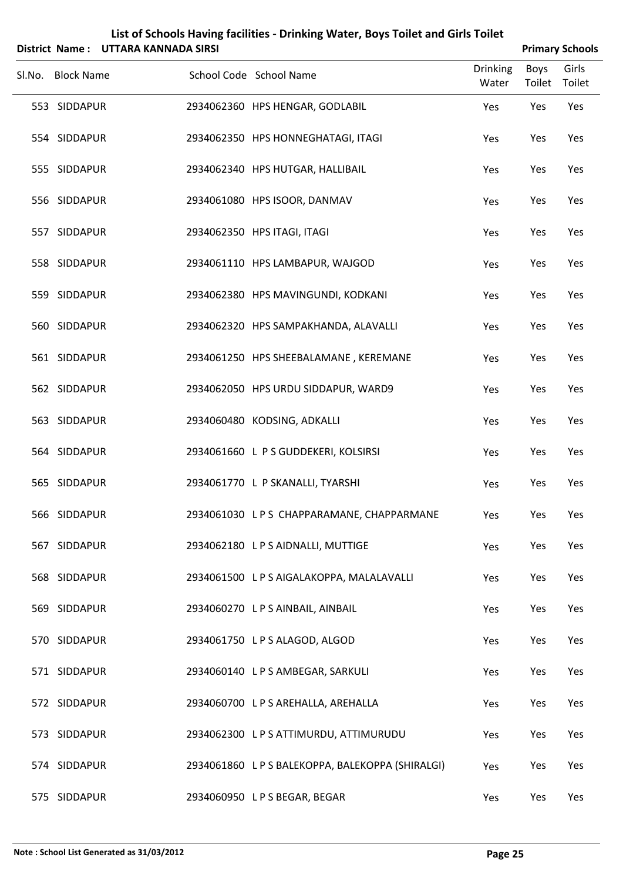# List of Schools Having facilities - Drinking Water, Boys Toilet and Girls Toilet

**District Name : UTTARA KANNADA SIRSI** | **Primary Schools**

| Sl.No. | Block Name | School Code | School Name | Drinking Water | Boys Toilet | Girls Toilet |
|---|---|---|---|---|---|---|
| 553 | SIDDAPUR | 2934062360 | HPS HENGAR, GODLABIL | Yes | Yes | Yes |
| 554 | SIDDAPUR | 2934062350 | HPS HONNEGHATAGI, ITAGI | Yes | Yes | Yes |
| 555 | SIDDAPUR | 2934062340 | HPS HUTGAR, HALLIBAIL | Yes | Yes | Yes |
| 556 | SIDDAPUR | 2934061080 | HPS ISOOR, DANMAV | Yes | Yes | Yes |
| 557 | SIDDAPUR | 2934062350 | HPS ITAGI, ITAGI | Yes | Yes | Yes |
| 558 | SIDDAPUR | 2934061110 | HPS LAMBAPUR, WAJGOD | Yes | Yes | Yes |
| 559 | SIDDAPUR | 2934062380 | HPS MAVINGUNDI, KODKANI | Yes | Yes | Yes |
| 560 | SIDDAPUR | 2934062320 | HPS SAMPAKHANDA, ALAVALLI | Yes | Yes | Yes |
| 561 | SIDDAPUR | 2934061250 | HPS SHEEBALAMANE , KEREMANE | Yes | Yes | Yes |
| 562 | SIDDAPUR | 2934062050 | HPS URDU SIDDAPUR, WARD9 | Yes | Yes | Yes |
| 563 | SIDDAPUR | 2934060480 | KODSING, ADKALLI | Yes | Yes | Yes |
| 564 | SIDDAPUR | 2934061660 | L P S GUDDEKERI, KOLSIRSI | Yes | Yes | Yes |
| 565 | SIDDAPUR | 2934061770 | L P SKANALLI, TYARSHI | Yes | Yes | Yes |
| 566 | SIDDAPUR | 2934061030 | L P S CHAPPARAMANE, CHAPPARMANE | Yes | Yes | Yes |
| 567 | SIDDAPUR | 2934062180 | L P S AIDNALLI, MUTTIGE | Yes | Yes | Yes |
| 568 | SIDDAPUR | 2934061500 | L P S AIGALAKOPPA, MALALAVALLI | Yes | Yes | Yes |
| 569 | SIDDAPUR | 2934060270 | L P S AINBAIL, AINBAIL | Yes | Yes | Yes |
| 570 | SIDDAPUR | 2934061750 | L P S ALAGOD, ALGOD | Yes | Yes | Yes |
| 571 | SIDDAPUR | 2934060140 | L P S AMBEGAR, SARKULI | Yes | Yes | Yes |
| 572 | SIDDAPUR | 2934060700 | L P S AREHALLA, AREHALLA | Yes | Yes | Yes |
| 573 | SIDDAPUR | 2934062300 | L P S ATTIMURDU, ATTIMURUDU | Yes | Yes | Yes |
| 574 | SIDDAPUR | 2934061860 | L P S BALEKOPPA, BALEKOPPA (SHIRALGI) | Yes | Yes | Yes |
| 575 | SIDDAPUR | 2934060950 | L P S BEGAR, BEGAR | Yes | Yes | Yes |

**Note : School List Generated as 31/03/2012**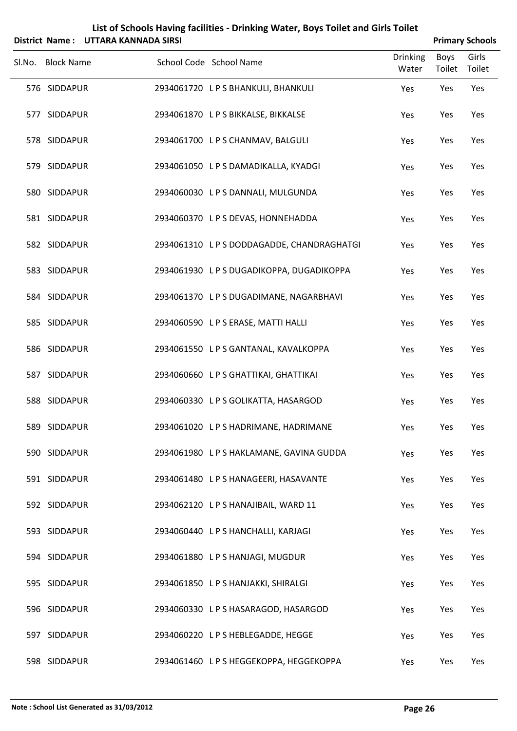# List of Schools Having facilities - Drinking Water, Boys Toilet and Girls Toilet

**District Name : UTTARA KANNADA SIRSI** **Primary Schools**

| Sl.No. | Block Name | School Code | School Name | Drinking Water | Boys Toilet | Girls Toilet |
|---|---|---|---|---|---|---|
| 576 | SIDDAPUR | 2934061720 | L P S BHANKULI, BHANKULI | Yes | Yes | Yes |
| 577 | SIDDAPUR | 2934061870 | L P S BIKKALSE, BIKKALSE | Yes | Yes | Yes |
| 578 | SIDDAPUR | 2934061700 | L P S CHANMAV, BALGULI | Yes | Yes | Yes |
| 579 | SIDDAPUR | 2934061050 | L P S DAMADIKALLA, KYADGI | Yes | Yes | Yes |
| 580 | SIDDAPUR | 2934060030 | L P S DANNALI, MULGUNDA | Yes | Yes | Yes |
| 581 | SIDDAPUR | 2934060370 | L P S DEVAS, HONNEHADDA | Yes | Yes | Yes |
| 582 | SIDDAPUR | 2934061310 | L P S DODDAGADDE, CHANDRAGHATGI | Yes | Yes | Yes |
| 583 | SIDDAPUR | 2934061930 | L P S DUGADIKOPPA, DUGADIKOPPA | Yes | Yes | Yes |
| 584 | SIDDAPUR | 2934061370 | L P S DUGADIMANE, NAGARBHAVI | Yes | Yes | Yes |
| 585 | SIDDAPUR | 2934060590 | L P S ERASE, MATTI HALLI | Yes | Yes | Yes |
| 586 | SIDDAPUR | 2934061550 | L P S GANTANAL, KAVALKOPPA | Yes | Yes | Yes |
| 587 | SIDDAPUR | 2934060660 | L P S GHATTIKAI, GHATTIKAI | Yes | Yes | Yes |
| 588 | SIDDAPUR | 2934060330 | L P S GOLIKATTA, HASARGOD | Yes | Yes | Yes |
| 589 | SIDDAPUR | 2934061020 | L P S HADRIMANE, HADRIMANE | Yes | Yes | Yes |
| 590 | SIDDAPUR | 2934061980 | L P S HAKLAMANE, GAVINA GUDDA | Yes | Yes | Yes |
| 591 | SIDDAPUR | 2934061480 | L P S HANAGEERI, HASAVANTE | Yes | Yes | Yes |
| 592 | SIDDAPUR | 2934062120 | L P S HANAJIBAIL, WARD 11 | Yes | Yes | Yes |
| 593 | SIDDAPUR | 2934060440 | L P S HANCHALLI, KARJAGI | Yes | Yes | Yes |
| 594 | SIDDAPUR | 2934061880 | L P S HANJAGI, MUGDUR | Yes | Yes | Yes |
| 595 | SIDDAPUR | 2934061850 | L P S HANJAKKI, SHIRALGI | Yes | Yes | Yes |
| 596 | SIDDAPUR | 2934060330 | L P S HASARAGOD, HASARGOD | Yes | Yes | Yes |
| 597 | SIDDAPUR | 2934060220 | L P S HEBLEGADDE, HEGGE | Yes | Yes | Yes |
| 598 | SIDDAPUR | 2934061460 | L P S HEGGEKOPPA, HEGGEKOPPA | Yes | Yes | Yes |

**Note : School List Generated as 31/03/2012**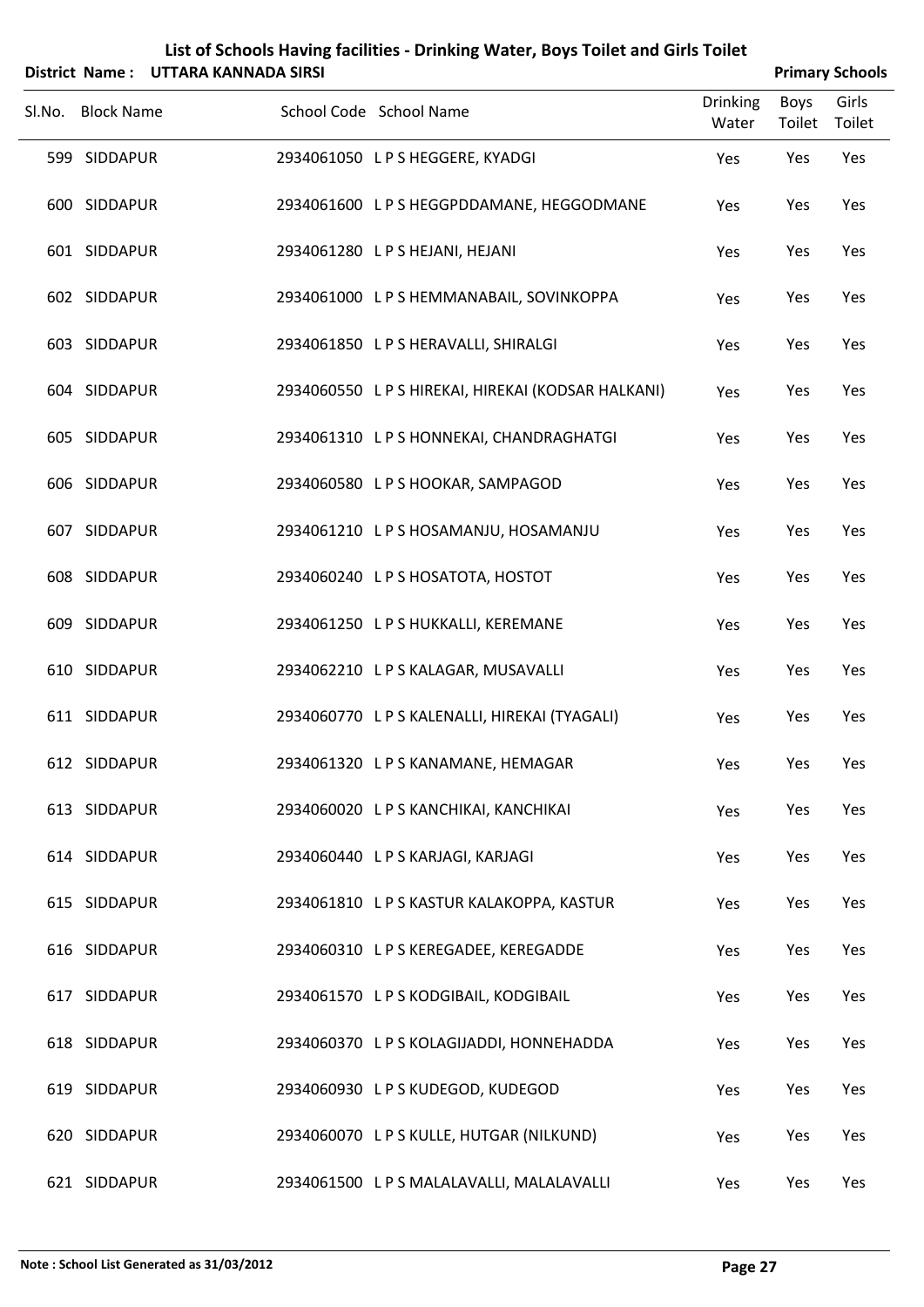# List of Schools Having facilities - Drinking Water, Boys Toilet and Girls Toilet

**District Name : UTTARA KANNADA SIRSI** **Primary Schools**

| Sl.No. | Block Name | School Code | School Name | Drinking Water | Boys Toilet | Girls Toilet |
|---|---|---|---|---|---|---|
| 599 | SIDDAPUR | 2934061050 | L P S HEGGERE, KYADGI | Yes | Yes | Yes |
| 600 | SIDDAPUR | 2934061600 | L P S HEGGPDDAMANE, HEGGODMANE | Yes | Yes | Yes |
| 601 | SIDDAPUR | 2934061280 | L P S HEJANI, HEJANI | Yes | Yes | Yes |
| 602 | SIDDAPUR | 2934061000 | L P S HEMMANABAIL, SOVINKOPPA | Yes | Yes | Yes |
| 603 | SIDDAPUR | 2934061850 | L P S HERAVALLI, SHIRALGI | Yes | Yes | Yes |
| 604 | SIDDAPUR | 2934060550 | L P S HIREKAI, HIREKAI (KODSAR HALKANI) | Yes | Yes | Yes |
| 605 | SIDDAPUR | 2934061310 | L P S HONNEKAI, CHANDRAGHATGI | Yes | Yes | Yes |
| 606 | SIDDAPUR | 2934060580 | L P S HOOKAR, SAMPAGOD | Yes | Yes | Yes |
| 607 | SIDDAPUR | 2934061210 | L P S HOSAMANJU, HOSAMANJU | Yes | Yes | Yes |
| 608 | SIDDAPUR | 2934060240 | L P S HOSATOTA, HOSTOT | Yes | Yes | Yes |
| 609 | SIDDAPUR | 2934061250 | L P S HUKKALLI, KEREMANE | Yes | Yes | Yes |
| 610 | SIDDAPUR | 2934062210 | L P S KALAGAR, MUSAVALLI | Yes | Yes | Yes |
| 611 | SIDDAPUR | 2934060770 | L P S KALENALLI, HIREKAI (TYAGALI) | Yes | Yes | Yes |
| 612 | SIDDAPUR | 2934061320 | L P S KANAMANE, HEMAGAR | Yes | Yes | Yes |
| 613 | SIDDAPUR | 2934060020 | L P S KANCHIKAI, KANCHIKAI | Yes | Yes | Yes |
| 614 | SIDDAPUR | 2934060440 | L P S KARJAGI, KARJAGI | Yes | Yes | Yes |
| 615 | SIDDAPUR | 2934061810 | L P S KASTUR KALAKOPPA, KASTUR | Yes | Yes | Yes |
| 616 | SIDDAPUR | 2934060310 | L P S KEREGADEE, KEREGADDE | Yes | Yes | Yes |
| 617 | SIDDAPUR | 2934061570 | L P S KODGIBAIL, KODGIBAIL | Yes | Yes | Yes |
| 618 | SIDDAPUR | 2934060370 | L P S KOLAGIJADDI, HONNEHADDA | Yes | Yes | Yes |
| 619 | SIDDAPUR | 2934060930 | L P S KUDEGOD, KUDEGOD | Yes | Yes | Yes |
| 620 | SIDDAPUR | 2934060070 | L P S KULLE, HUTGAR (NILKUND) | Yes | Yes | Yes |
| 621 | SIDDAPUR | 2934061500 | L P S MALALAVALLI, MALALAVALLI | Yes | Yes | Yes |

**Note : School List Generated as 31/03/2012**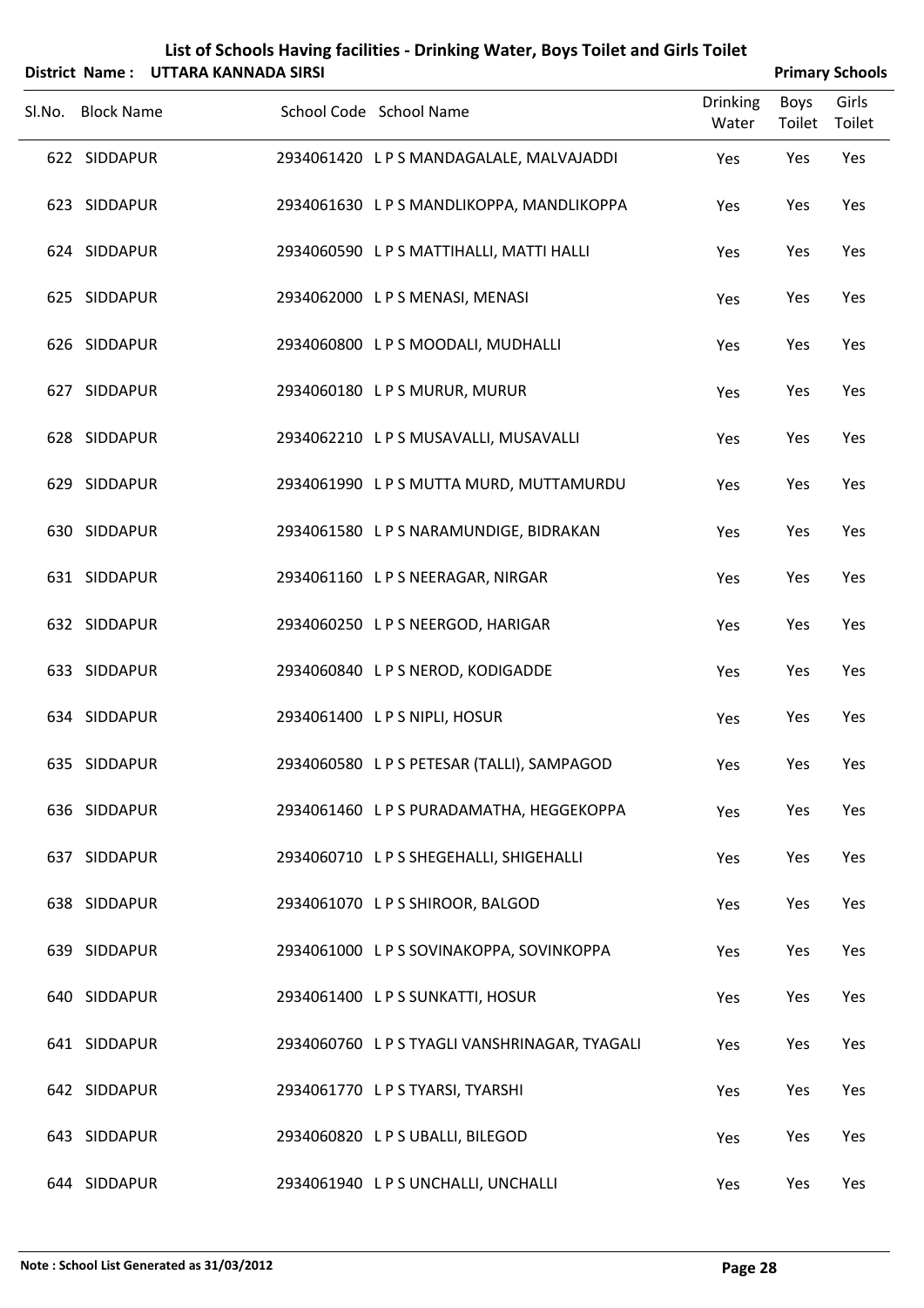# List of Schools Having facilities - Drinking Water, Boys Toilet and Girls Toilet

**District Name : UTTARA KANNADA SIRSI** **Primary Schools**

| Sl.No. | Block Name | School Code | School Name | Drinking Water | Boys Toilet | Girls Toilet |
|---|---|---|---|---|---|---|
| 622 | SIDDAPUR | 2934061420 | L P S MANDAGALALE, MALVAJADDI | Yes | Yes | Yes |
| 623 | SIDDAPUR | 2934061630 | L P S MANDLIKOPPA, MANDLIKOPPA | Yes | Yes | Yes |
| 624 | SIDDAPUR | 2934060590 | L P S MATTIHALLI, MATTI HALLI | Yes | Yes | Yes |
| 625 | SIDDAPUR | 2934062000 | L P S MENASI, MENASI | Yes | Yes | Yes |
| 626 | SIDDAPUR | 2934060800 | L P S MOODALI, MUDHALLI | Yes | Yes | Yes |
| 627 | SIDDAPUR | 2934060180 | L P S MURUR, MURUR | Yes | Yes | Yes |
| 628 | SIDDAPUR | 2934062210 | L P S MUSAVALLI, MUSAVALLI | Yes | Yes | Yes |
| 629 | SIDDAPUR | 2934061990 | L P S MUTTA MURD, MUTTAMURDU | Yes | Yes | Yes |
| 630 | SIDDAPUR | 2934061580 | L P S NARAMUNDIGE, BIDRAKAN | Yes | Yes | Yes |
| 631 | SIDDAPUR | 2934061160 | L P S NEERAGAR, NIRGAR | Yes | Yes | Yes |
| 632 | SIDDAPUR | 2934060250 | L P S NEERGOD, HARIGAR | Yes | Yes | Yes |
| 633 | SIDDAPUR | 2934060840 | L P S NEROD, KODIGADDE | Yes | Yes | Yes |
| 634 | SIDDAPUR | 2934061400 | L P S NIPLI, HOSUR | Yes | Yes | Yes |
| 635 | SIDDAPUR | 2934060580 | L P S PETESAR (TALLI), SAMPAGOD | Yes | Yes | Yes |
| 636 | SIDDAPUR | 2934061460 | L P S PURADAMATHA, HEGGEKOPPA | Yes | Yes | Yes |
| 637 | SIDDAPUR | 2934060710 | L P S SHEGEHALLI, SHIGEHALLI | Yes | Yes | Yes |
| 638 | SIDDAPUR | 2934061070 | L P S SHIROOR, BALGOD | Yes | Yes | Yes |
| 639 | SIDDAPUR | 2934061000 | L P S SOVINAKOPPA, SOVINKOPPA | Yes | Yes | Yes |
| 640 | SIDDAPUR | 2934061400 | L P S SUNKATTI, HOSUR | Yes | Yes | Yes |
| 641 | SIDDAPUR | 2934060760 | L P S TYAGLI VANSHRINAGAR, TYAGALI | Yes | Yes | Yes |
| 642 | SIDDAPUR | 2934061770 | L P S TYARSI, TYARSHI | Yes | Yes | Yes |
| 643 | SIDDAPUR | 2934060820 | L P S UBALLI, BILEGOD | Yes | Yes | Yes |
| 644 | SIDDAPUR | 2934061940 | L P S UNCHALLI, UNCHALLI | Yes | Yes | Yes |

**Note : School List Generated as 31/03/2012**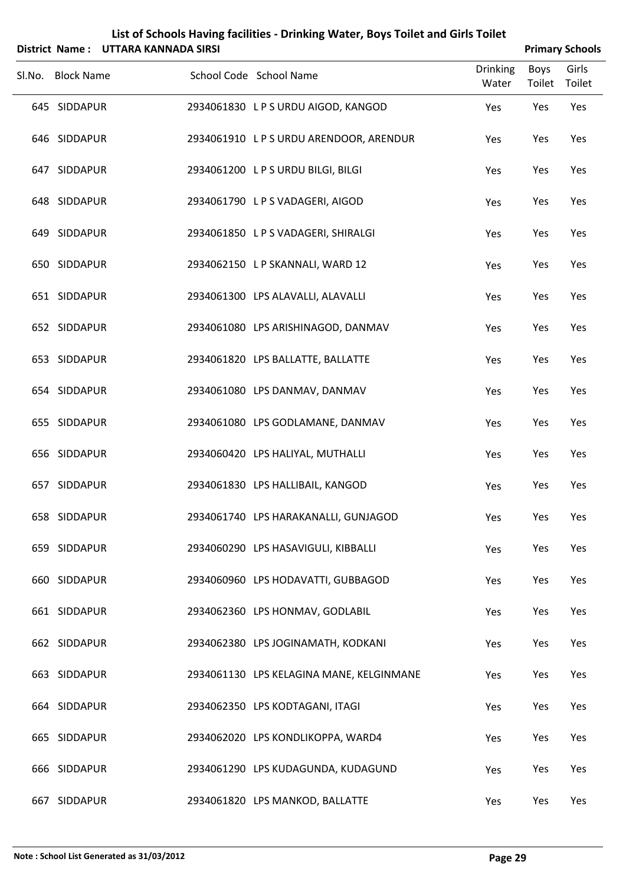# List of Schools Having facilities - Drinking Water, Boys Toilet and Girls Toilet

**District Name : UTTARA KANNADA SIRSI** **Primary Schools**

| Sl.No. | Block Name | School Code | School Name | Drinking Water | Boys Toilet | Girls Toilet |
|---|---|---|---|---|---|---|
| 645 | SIDDAPUR | 2934061830 | L P S URDU AIGOD, KANGOD | Yes | Yes | Yes |
| 646 | SIDDAPUR | 2934061910 | L P S URDU ARENDOOR, ARENDUR | Yes | Yes | Yes |
| 647 | SIDDAPUR | 2934061200 | L P S URDU BILGI, BILGI | Yes | Yes | Yes |
| 648 | SIDDAPUR | 2934061790 | L P S VADAGERI, AIGOD | Yes | Yes | Yes |
| 649 | SIDDAPUR | 2934061850 | L P S VADAGERI, SHIRALGI | Yes | Yes | Yes |
| 650 | SIDDAPUR | 2934062150 | L P SKANNALI, WARD 12 | Yes | Yes | Yes |
| 651 | SIDDAPUR | 2934061300 | LPS ALAVALLI, ALAVALLI | Yes | Yes | Yes |
| 652 | SIDDAPUR | 2934061080 | LPS ARISHINAGOD, DANMAV | Yes | Yes | Yes |
| 653 | SIDDAPUR | 2934061820 | LPS BALLATTE, BALLATTE | Yes | Yes | Yes |
| 654 | SIDDAPUR | 2934061080 | LPS DANMAV, DANMAV | Yes | Yes | Yes |
| 655 | SIDDAPUR | 2934061080 | LPS GODLAMANE, DANMAV | Yes | Yes | Yes |
| 656 | SIDDAPUR | 2934060420 | LPS HALIYAL, MUTHALLI | Yes | Yes | Yes |
| 657 | SIDDAPUR | 2934061830 | LPS HALLIBAIL, KANGOD | Yes | Yes | Yes |
| 658 | SIDDAPUR | 2934061740 | LPS HARAKANALLI, GUNJAGOD | Yes | Yes | Yes |
| 659 | SIDDAPUR | 2934060290 | LPS HASAVIGULI, KIBBALLI | Yes | Yes | Yes |
| 660 | SIDDAPUR | 2934060960 | LPS HODAVATTI, GUBBAGOD | Yes | Yes | Yes |
| 661 | SIDDAPUR | 2934062360 | LPS HONMAV, GODLABIL | Yes | Yes | Yes |
| 662 | SIDDAPUR | 2934062380 | LPS JOGINAMATH, KODKANI | Yes | Yes | Yes |
| 663 | SIDDAPUR | 2934061130 | LPS KELAGINA MANE, KELGINMANE | Yes | Yes | Yes |
| 664 | SIDDAPUR | 2934062350 | LPS KODTAGANI, ITAGI | Yes | Yes | Yes |
| 665 | SIDDAPUR | 2934062020 | LPS KONDLIKOPPA, WARD4 | Yes | Yes | Yes |
| 666 | SIDDAPUR | 2934061290 | LPS KUDAGUNDA, KUDAGUND | Yes | Yes | Yes |
| 667 | SIDDAPUR | 2934061820 | LPS MANKOD, BALLATTE | Yes | Yes | Yes |

**Note : School List Generated as 31/03/2012**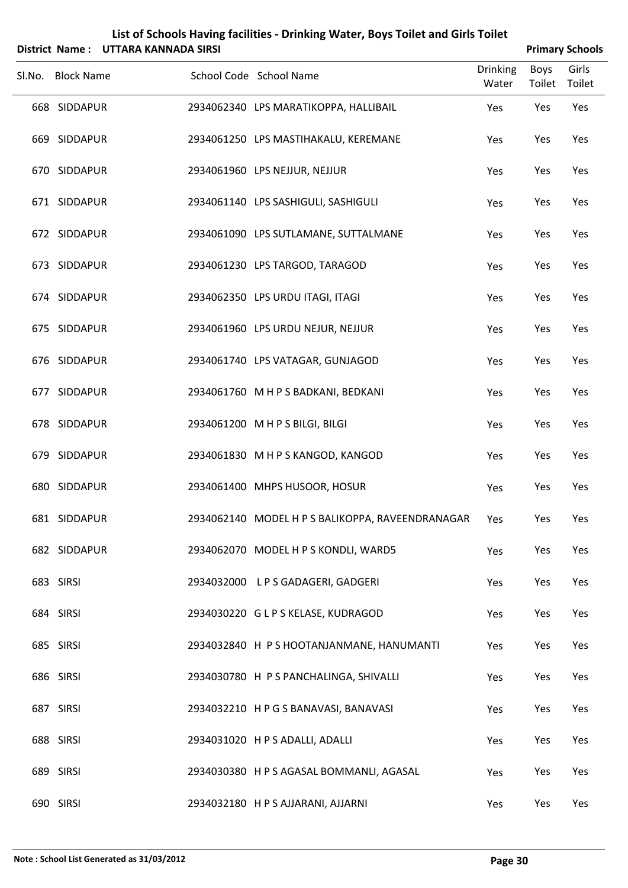## List of Schools Having facilities - Drinking Water, Boys Toilet and Girls Toilet

**District Name : UTTARA KANNADA SIRSI** **Primary Schools**

| Sl.No. | Block Name | School Code | School Name | Drinking Water | Boys Toilet | Girls Toilet |
|---|---|---|---|---|---|---|
| 668 | SIDDAPUR | 2934062340 | LPS MARATIKOPPA, HALLIBAIL | Yes | Yes | Yes |
| 669 | SIDDAPUR | 2934061250 | LPS MASTIHAKALU, KEREMANE | Yes | Yes | Yes |
| 670 | SIDDAPUR | 2934061960 | LPS NEJJUR, NEJJUR | Yes | Yes | Yes |
| 671 | SIDDAPUR | 2934061140 | LPS SASHIGULI, SASHIGULI | Yes | Yes | Yes |
| 672 | SIDDAPUR | 2934061090 | LPS SUTLAMANE, SUTTALMANE | Yes | Yes | Yes |
| 673 | SIDDAPUR | 2934061230 | LPS TARGOD, TARAGOD | Yes | Yes | Yes |
| 674 | SIDDAPUR | 2934062350 | LPS URDU ITAGI, ITAGI | Yes | Yes | Yes |
| 675 | SIDDAPUR | 2934061960 | LPS URDU NEJUR, NEJJUR | Yes | Yes | Yes |
| 676 | SIDDAPUR | 2934061740 | LPS VATAGAR, GUNJAGOD | Yes | Yes | Yes |
| 677 | SIDDAPUR | 2934061760 | M H P S BADKANI, BEDKANI | Yes | Yes | Yes |
| 678 | SIDDAPUR | 2934061200 | M H P S BILGI, BILGI | Yes | Yes | Yes |
| 679 | SIDDAPUR | 2934061830 | M H P S KANGOD, KANGOD | Yes | Yes | Yes |
| 680 | SIDDAPUR | 2934061400 | MHPS HUSOOR, HOSUR | Yes | Yes | Yes |
| 681 | SIDDAPUR | 2934062140 | MODEL H P S BALIKOPPA, RAVEENDRANAGAR | Yes | Yes | Yes |
| 682 | SIDDAPUR | 2934062070 | MODEL H P S KONDLI, WARD5 | Yes | Yes | Yes |
| 683 | SIRSI | 2934032000 | L P S GADAGERI, GADGERI | Yes | Yes | Yes |
| 684 | SIRSI | 2934030220 | G L P S KELASE, KUDRAGOD | Yes | Yes | Yes |
| 685 | SIRSI | 2934032840 | H P S HOOTANJANMANE, HANUMANTI | Yes | Yes | Yes |
| 686 | SIRSI | 2934030780 | H P S PANCHALINGA, SHIVALLI | Yes | Yes | Yes |
| 687 | SIRSI | 2934032210 | H P G S BANAVASI, BANAVASI | Yes | Yes | Yes |
| 688 | SIRSI | 2934031020 | H P S ADALLI, ADALLI | Yes | Yes | Yes |
| 689 | SIRSI | 2934030380 | H P S AGASAL BOMMANLI, AGASAL | Yes | Yes | Yes |
| 690 | SIRSI | 2934032180 | H P S AJJARANI, AJJARNI | Yes | Yes | Yes |

**Note : School List Generated as 31/03/2012**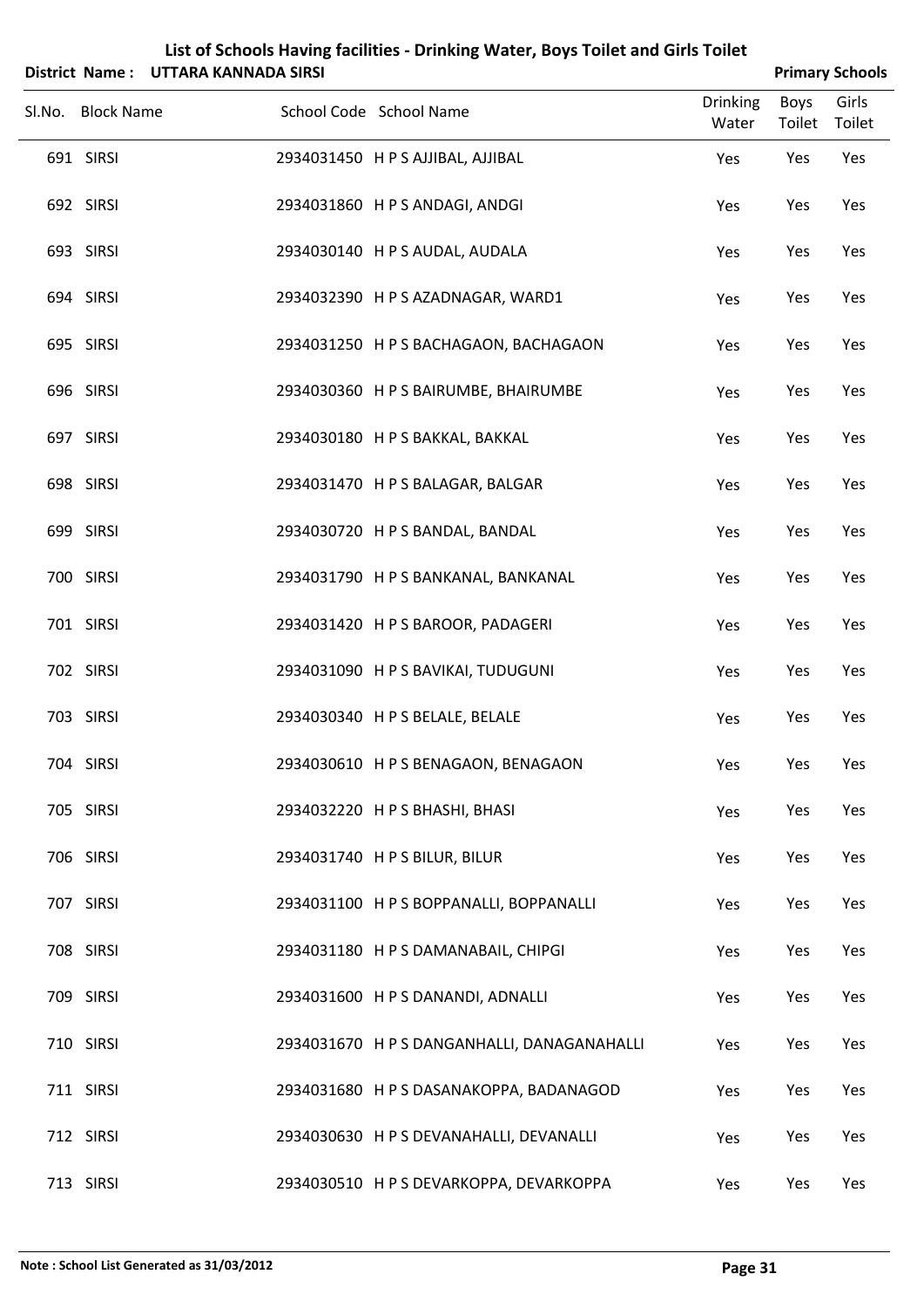# List of Schools Having facilities - Drinking Water, Boys Toilet and Girls Toilet

**District Name : UTTARA KANNADA SIRSI** **Primary Schools**

| Sl.No. | Block Name | School Code | School Name | Drinking Water | Boys Toilet | Girls Toilet |
|---|---|---|---|---|---|---|
| 691 | SIRSI | 2934031450 | H P S AJJIBAL, AJJIBAL | Yes | Yes | Yes |
| 692 | SIRSI | 2934031860 | H P S ANDAGI, ANDGI | Yes | Yes | Yes |
| 693 | SIRSI | 2934030140 | H P S AUDAL, AUDALA | Yes | Yes | Yes |
| 694 | SIRSI | 2934032390 | H P S AZADNAGAR, WARD1 | Yes | Yes | Yes |
| 695 | SIRSI | 2934031250 | H P S BACHAGAON, BACHAGAON | Yes | Yes | Yes |
| 696 | SIRSI | 2934030360 | H P S BAIRUMBE, BHAIRUMBE | Yes | Yes | Yes |
| 697 | SIRSI | 2934030180 | H P S BAKKAL, BAKKAL | Yes | Yes | Yes |
| 698 | SIRSI | 2934031470 | H P S BALAGAR, BALGAR | Yes | Yes | Yes |
| 699 | SIRSI | 2934030720 | H P S BANDAL, BANDAL | Yes | Yes | Yes |
| 700 | SIRSI | 2934031790 | H P S BANKANAL, BANKANAL | Yes | Yes | Yes |
| 701 | SIRSI | 2934031420 | H P S BAROOR, PADAGERI | Yes | Yes | Yes |
| 702 | SIRSI | 2934031090 | H P S BAVIKAI, TUDUGUNI | Yes | Yes | Yes |
| 703 | SIRSI | 2934030340 | H P S BELALE, BELALE | Yes | Yes | Yes |
| 704 | SIRSI | 2934030610 | H P S BENAGAON, BENAGAON | Yes | Yes | Yes |
| 705 | SIRSI | 2934032220 | H P S BHASHI, BHASI | Yes | Yes | Yes |
| 706 | SIRSI | 2934031740 | H P S BILUR, BILUR | Yes | Yes | Yes |
| 707 | SIRSI | 2934031100 | H P S BOPPANALLI, BOPPANALLI | Yes | Yes | Yes |
| 708 | SIRSI | 2934031180 | H P S DAMANABAIL, CHIPGI | Yes | Yes | Yes |
| 709 | SIRSI | 2934031600 | H P S DANANDI, ADNALLI | Yes | Yes | Yes |
| 710 | SIRSI | 2934031670 | H P S DANGANHALLI, DANAGANAHALLI | Yes | Yes | Yes |
| 711 | SIRSI | 2934031680 | H P S DASANAKOPPA, BADANAGOD | Yes | Yes | Yes |
| 712 | SIRSI | 2934030630 | H P S DEVANAHALLI, DEVANALLI | Yes | Yes | Yes |
| 713 | SIRSI | 2934030510 | H P S DEVARKOPPA, DEVARKOPPA | Yes | Yes | Yes |

**Note : School List Generated as 31/03/2012**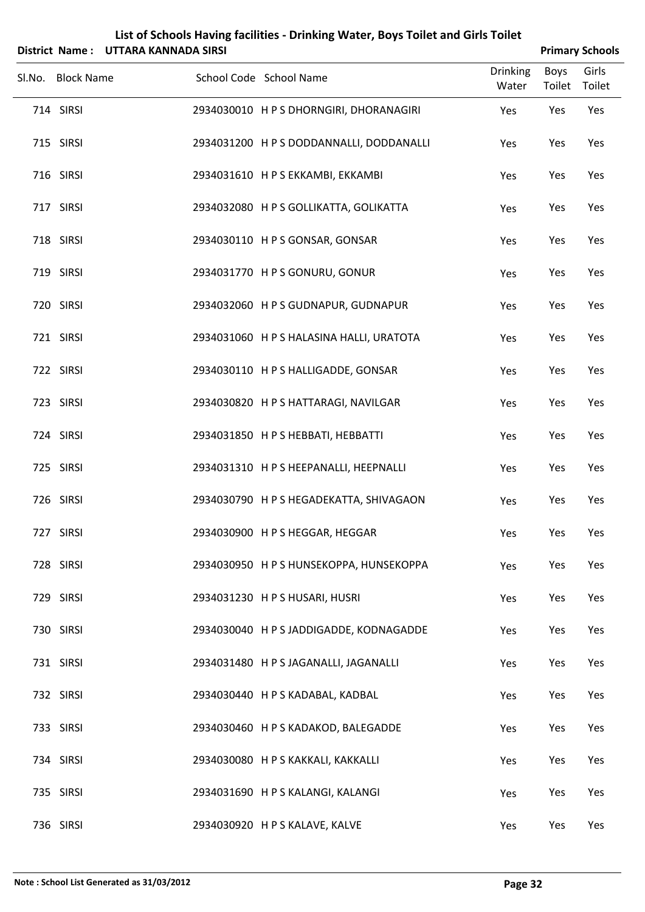# List of Schools Having facilities - Drinking Water, Boys Toilet and Girls Toilet

**District Name : UTTARA KANNADA SIRSI** **Primary Schools**

| Sl.No. | Block Name | School Code | School Name | Drinking Water | Boys Toilet | Girls Toilet |
|---|---|---|---|---|---|---|
| 714 | SIRSI | 2934030010 | H P S DHORNGIRI, DHORANAGIRI | Yes | Yes | Yes |
| 715 | SIRSI | 2934031200 | H P S DODDANNALLI, DODDANALLI | Yes | Yes | Yes |
| 716 | SIRSI | 2934031610 | H P S EKKAMBI, EKKAMBI | Yes | Yes | Yes |
| 717 | SIRSI | 2934032080 | H P S GOLLIKATTA, GOLIKATTA | Yes | Yes | Yes |
| 718 | SIRSI | 2934030110 | H P S GONSAR, GONSAR | Yes | Yes | Yes |
| 719 | SIRSI | 2934031770 | H P S GONURU, GONUR | Yes | Yes | Yes |
| 720 | SIRSI | 2934032060 | H P S GUDNAPUR, GUDNAPUR | Yes | Yes | Yes |
| 721 | SIRSI | 2934031060 | H P S HALASINA HALLI, URATOTA | Yes | Yes | Yes |
| 722 | SIRSI | 2934030110 | H P S HALLIGADDE, GONSAR | Yes | Yes | Yes |
| 723 | SIRSI | 2934030820 | H P S HATTARAGI, NAVILGAR | Yes | Yes | Yes |
| 724 | SIRSI | 2934031850 | H P S HEBBATI, HEBBATTI | Yes | Yes | Yes |
| 725 | SIRSI | 2934031310 | H P S HEEPANALLI, HEEPNALLI | Yes | Yes | Yes |
| 726 | SIRSI | 2934030790 | H P S HEGADEKATTA, SHIVAGAON | Yes | Yes | Yes |
| 727 | SIRSI | 2934030900 | H P S HEGGAR, HEGGAR | Yes | Yes | Yes |
| 728 | SIRSI | 2934030950 | H P S HUNSEKOPPA, HUNSEKOPPA | Yes | Yes | Yes |
| 729 | SIRSI | 2934031230 | H P S HUSARI, HUSRI | Yes | Yes | Yes |
| 730 | SIRSI | 2934030040 | H P S JADDIGADDE, KODNAGADDE | Yes | Yes | Yes |
| 731 | SIRSI | 2934031480 | H P S JAGANALLI, JAGANALLI | Yes | Yes | Yes |
| 732 | SIRSI | 2934030440 | H P S KADABAL, KADBAL | Yes | Yes | Yes |
| 733 | SIRSI | 2934030460 | H P S KADAKOD, BALEGADDE | Yes | Yes | Yes |
| 734 | SIRSI | 2934030080 | H P S KAKKALI, KAKKALLI | Yes | Yes | Yes |
| 735 | SIRSI | 2934031690 | H P S KALANGI, KALANGI | Yes | Yes | Yes |
| 736 | SIRSI | 2934030920 | H P S KALAVE, KALVE | Yes | Yes | Yes |

**Note : School List Generated as 31/03/2012**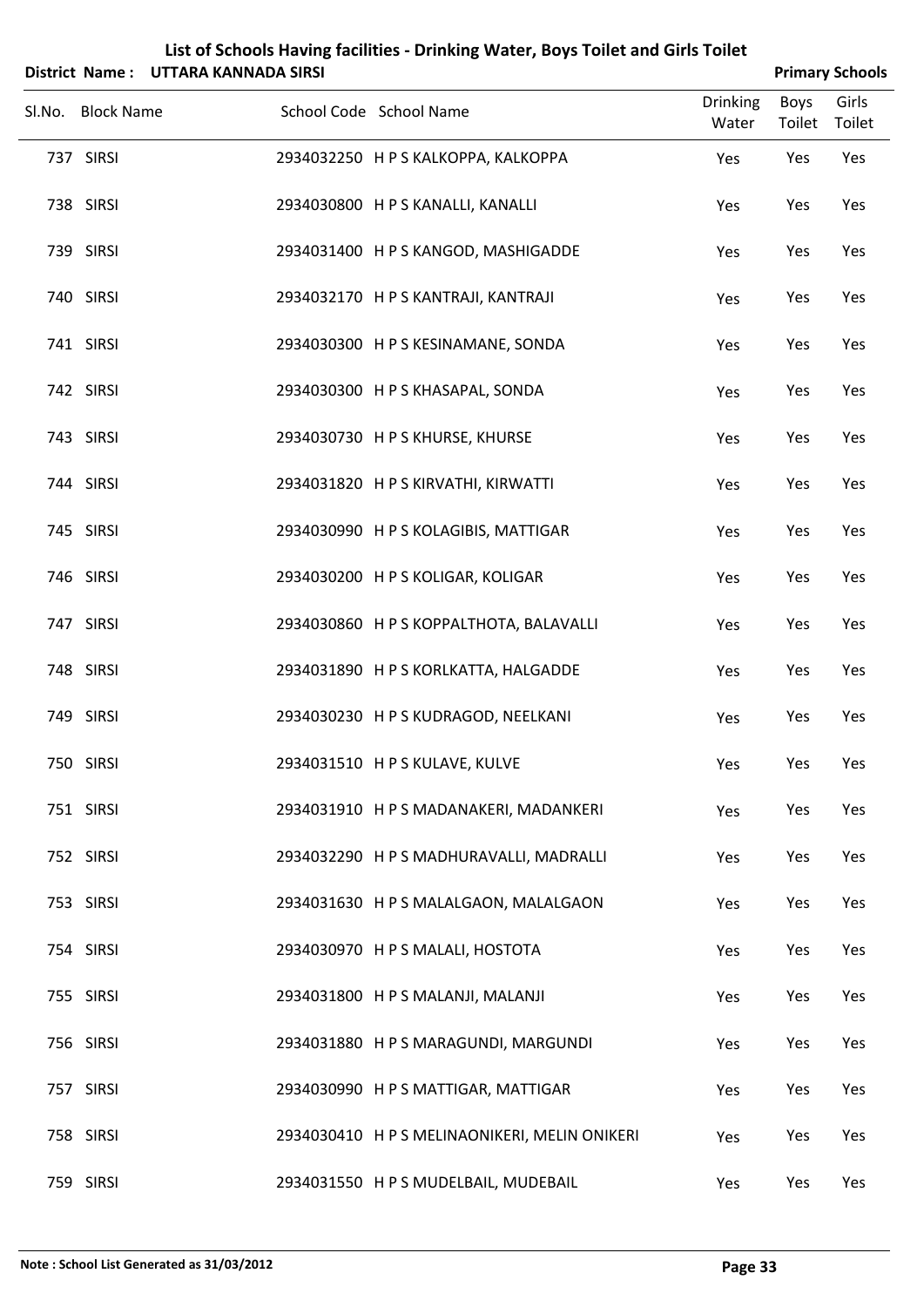# List of Schools Having facilities - Drinking Water, Boys Toilet and Girls Toilet

**District Name : UTTARA KANNADA SIRSI** — **Primary Schools**

| Sl.No. | Block Name | School Code | School Name | Drinking Water | Boys Toilet | Girls Toilet |
|---|---|---|---|---|---|---|
| 737 | SIRSI | 2934032250 | H P S KALKOPPA, KALKOPPA | Yes | Yes | Yes |
| 738 | SIRSI | 2934030800 | H P S KANALLI, KANALLI | Yes | Yes | Yes |
| 739 | SIRSI | 2934031400 | H P S KANGOD, MASHIGADDE | Yes | Yes | Yes |
| 740 | SIRSI | 2934032170 | H P S KANTRAJI, KANTRAJI | Yes | Yes | Yes |
| 741 | SIRSI | 2934030300 | H P S KESINAMANE, SONDA | Yes | Yes | Yes |
| 742 | SIRSI | 2934030300 | H P S KHASAPAL, SONDA | Yes | Yes | Yes |
| 743 | SIRSI | 2934030730 | H P S KHURSE, KHURSE | Yes | Yes | Yes |
| 744 | SIRSI | 2934031820 | H P S KIRVATHI, KIRWATTI | Yes | Yes | Yes |
| 745 | SIRSI | 2934030990 | H P S KOLAGIBIS, MATTIGAR | Yes | Yes | Yes |
| 746 | SIRSI | 2934030200 | H P S KOLIGAR, KOLIGAR | Yes | Yes | Yes |
| 747 | SIRSI | 2934030860 | H P S KOPPALTHOTA, BALAVALLI | Yes | Yes | Yes |
| 748 | SIRSI | 2934031890 | H P S KORLKATTA, HALGADDE | Yes | Yes | Yes |
| 749 | SIRSI | 2934030230 | H P S KUDRAGOD, NEELKANI | Yes | Yes | Yes |
| 750 | SIRSI | 2934031510 | H P S KULAVE, KULVE | Yes | Yes | Yes |
| 751 | SIRSI | 2934031910 | H P S MADANAKERI, MADANKERI | Yes | Yes | Yes |
| 752 | SIRSI | 2934032290 | H P S MADHURAVALLI, MADRALLI | Yes | Yes | Yes |
| 753 | SIRSI | 2934031630 | H P S MALALGAON, MALALGAON | Yes | Yes | Yes |
| 754 | SIRSI | 2934030970 | H P S MALALI, HOSTOTA | Yes | Yes | Yes |
| 755 | SIRSI | 2934031800 | H P S MALANJI, MALANJI | Yes | Yes | Yes |
| 756 | SIRSI | 2934031880 | H P S MARAGUNDI, MARGUNDI | Yes | Yes | Yes |
| 757 | SIRSI | 2934030990 | H P S MATTIGAR, MATTIGAR | Yes | Yes | Yes |
| 758 | SIRSI | 2934030410 | H P S MELINAONIKERI, MELIN ONIKERI | Yes | Yes | Yes |
| 759 | SIRSI | 2934031550 | H P S MUDELBAIL, MUDEBAIL | Yes | Yes | Yes |

**Note : School List Generated as 31/03/2012**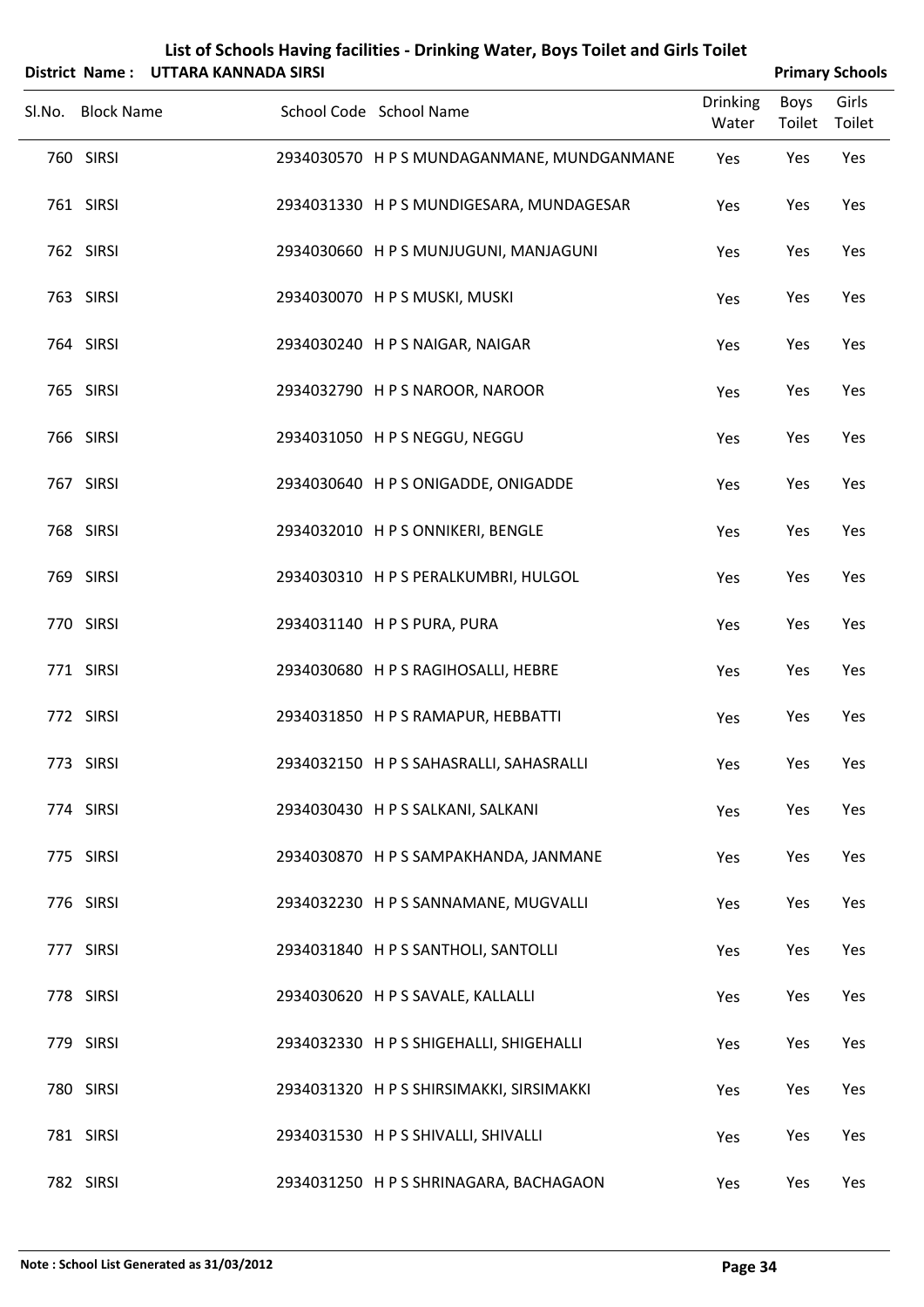# List of Schools Having facilities - Drinking Water, Boys Toilet and Girls Toilet

**District Name : UTTARA KANNADA SIRSI** **Primary Schools**

| Sl.No. | Block Name | School Code | School Name | Drinking Water | Boys Toilet | Girls Toilet |
|---|---|---|---|---|---|---|
| 760 | SIRSI | 2934030570 | H P S MUNDAGANMANE, MUNDGANMANE | Yes | Yes | Yes |
| 761 | SIRSI | 2934031330 | H P S MUNDIGESARA, MUNDAGESAR | Yes | Yes | Yes |
| 762 | SIRSI | 2934030660 | H P S MUNJUGUNI, MANJAGUNI | Yes | Yes | Yes |
| 763 | SIRSI | 2934030070 | H P S MUSKI, MUSKI | Yes | Yes | Yes |
| 764 | SIRSI | 2934030240 | H P S NAIGAR, NAIGAR | Yes | Yes | Yes |
| 765 | SIRSI | 2934032790 | H P S NAROOR, NAROOR | Yes | Yes | Yes |
| 766 | SIRSI | 2934031050 | H P S NEGGU, NEGGU | Yes | Yes | Yes |
| 767 | SIRSI | 2934030640 | H P S ONIGADDE, ONIGADDE | Yes | Yes | Yes |
| 768 | SIRSI | 2934032010 | H P S ONNIKERI, BENGLE | Yes | Yes | Yes |
| 769 | SIRSI | 2934030310 | H P S PERALKUMBRI, HULGOL | Yes | Yes | Yes |
| 770 | SIRSI | 2934031140 | H P S PURA, PURA | Yes | Yes | Yes |
| 771 | SIRSI | 2934030680 | H P S RAGIHOSALLI, HEBRE | Yes | Yes | Yes |
| 772 | SIRSI | 2934031850 | H P S RAMAPUR, HEBBATTI | Yes | Yes | Yes |
| 773 | SIRSI | 2934032150 | H P S SAHASRALLI, SAHASRALLI | Yes | Yes | Yes |
| 774 | SIRSI | 2934030430 | H P S SALKANI, SALKANI | Yes | Yes | Yes |
| 775 | SIRSI | 2934030870 | H P S SAMPAKHANDA, JANMANE | Yes | Yes | Yes |
| 776 | SIRSI | 2934032230 | H P S SANNAMANE, MUGVALLI | Yes | Yes | Yes |
| 777 | SIRSI | 2934031840 | H P S SANTHOLI, SANTOLLI | Yes | Yes | Yes |
| 778 | SIRSI | 2934030620 | H P S SAVALE, KALLALLI | Yes | Yes | Yes |
| 779 | SIRSI | 2934032330 | H P S SHIGEHALLI, SHIGEHALLI | Yes | Yes | Yes |
| 780 | SIRSI | 2934031320 | H P S SHIRSIMAKKI, SIRSIMAKKI | Yes | Yes | Yes |
| 781 | SIRSI | 2934031530 | H P S SHIVALLI, SHIVALLI | Yes | Yes | Yes |
| 782 | SIRSI | 2934031250 | H P S SHRINAGARA, BACHAGAON | Yes | Yes | Yes |

**Note : School List Generated as 31/03/2012**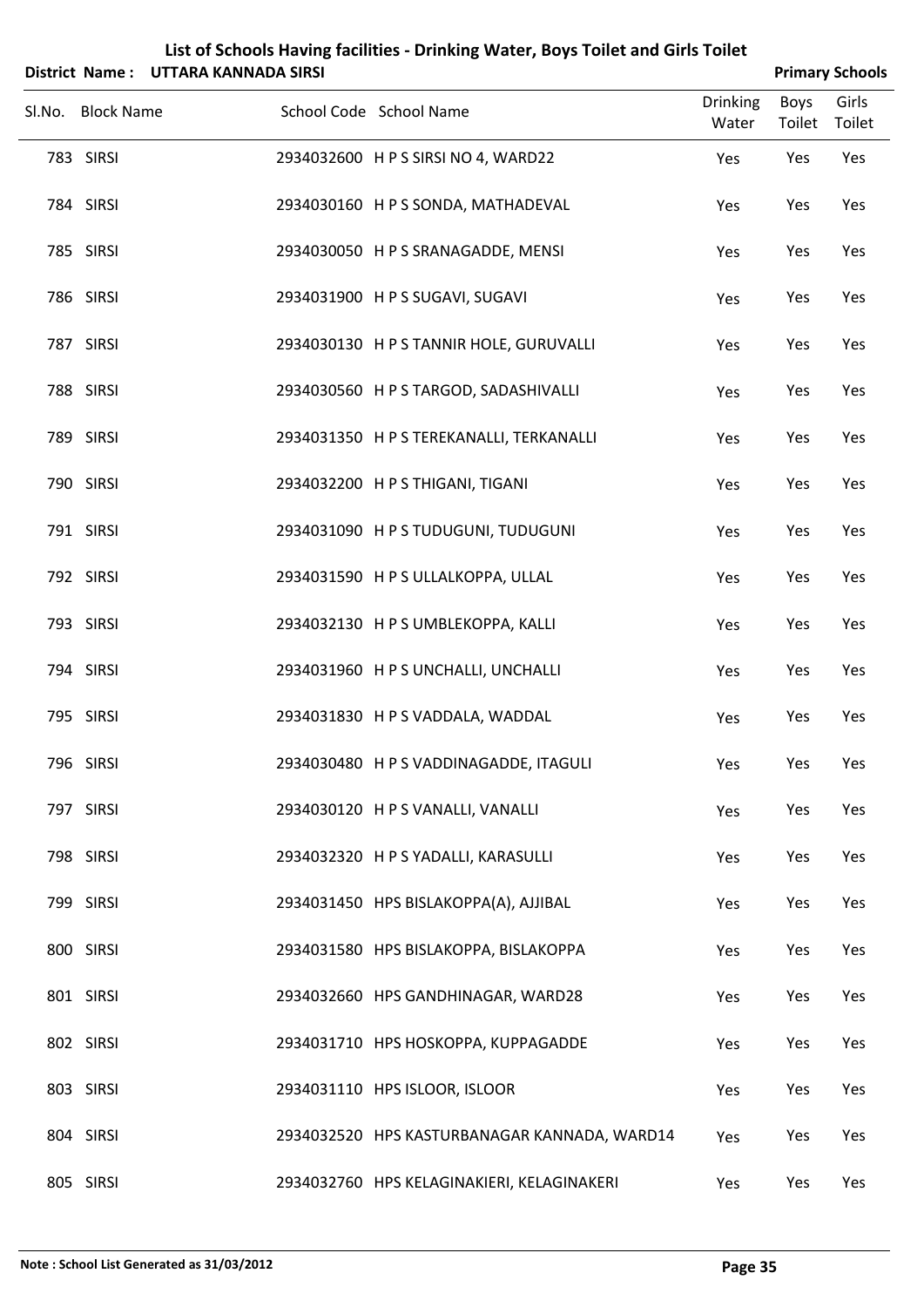# List of Schools Having facilities - Drinking Water, Boys Toilet and Girls Toilet

**District Name : UTTARA KANNADA SIRSI** **Primary Schools**

| Sl.No. | Block Name | School Code | School Name | Drinking Water | Boys Toilet | Girls Toilet |
|---|---|---|---|---|---|---|
| 783 | SIRSI | 2934032600 | H P S SIRSI NO 4, WARD22 | Yes | Yes | Yes |
| 784 | SIRSI | 2934030160 | H P S SONDA, MATHADEVAL | Yes | Yes | Yes |
| 785 | SIRSI | 2934030050 | H P S SRANAGADDE, MENSI | Yes | Yes | Yes |
| 786 | SIRSI | 2934031900 | H P S SUGAVI, SUGAVI | Yes | Yes | Yes |
| 787 | SIRSI | 2934030130 | H P S TANNIR HOLE, GURUVALLI | Yes | Yes | Yes |
| 788 | SIRSI | 2934030560 | H P S TARGOD, SADASHIVALLI | Yes | Yes | Yes |
| 789 | SIRSI | 2934031350 | H P S TEREKANALLI, TERKANALLI | Yes | Yes | Yes |
| 790 | SIRSI | 2934032200 | H P S THIGANI, TIGANI | Yes | Yes | Yes |
| 791 | SIRSI | 2934031090 | H P S TUDUGUNI, TUDUGUNI | Yes | Yes | Yes |
| 792 | SIRSI | 2934031590 | H P S ULLALKOPPA, ULLAL | Yes | Yes | Yes |
| 793 | SIRSI | 2934032130 | H P S UMBLEKOPPA, KALLI | Yes | Yes | Yes |
| 794 | SIRSI | 2934031960 | H P S UNCHALLI, UNCHALLI | Yes | Yes | Yes |
| 795 | SIRSI | 2934031830 | H P S VADDALA, WADDAL | Yes | Yes | Yes |
| 796 | SIRSI | 2934030480 | H P S VADDINAGADDE, ITAGULI | Yes | Yes | Yes |
| 797 | SIRSI | 2934030120 | H P S VANALLI, VANALLI | Yes | Yes | Yes |
| 798 | SIRSI | 2934032320 | H P S YADALLI, KARASULLI | Yes | Yes | Yes |
| 799 | SIRSI | 2934031450 | HPS BISLAKOPPA(A), AJJIBAL | Yes | Yes | Yes |
| 800 | SIRSI | 2934031580 | HPS BISLAKOPPA, BISLAKOPPA | Yes | Yes | Yes |
| 801 | SIRSI | 2934032660 | HPS GANDHINAGAR, WARD28 | Yes | Yes | Yes |
| 802 | SIRSI | 2934031710 | HPS HOSKOPPA, KUPPAGADDE | Yes | Yes | Yes |
| 803 | SIRSI | 2934031110 | HPS ISLOOR, ISLOOR | Yes | Yes | Yes |
| 804 | SIRSI | 2934032520 | HPS KASTURBANAGAR KANNADA, WARD14 | Yes | Yes | Yes |
| 805 | SIRSI | 2934032760 | HPS KELAGINAKIERI, KELAGINAKERI | Yes | Yes | Yes |

**Note : School List Generated as 31/03/2012**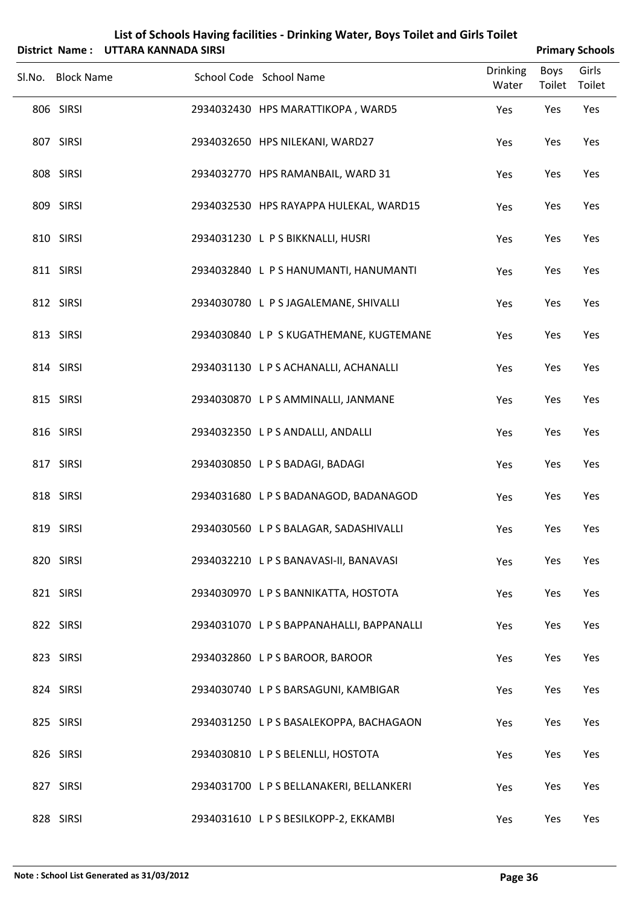# List of Schools Having facilities - Drinking Water, Boys Toilet and Girls Toilet

**District Name : UTTARA KANNADA SIRSI** | **Primary Schools**

| Sl.No. | Block Name | School Code | School Name | Drinking Water | Boys Toilet | Girls Toilet |
|---|---|---|---|---|---|---|
| 806 | SIRSI | 2934032430 | HPS MARATTIKOPA , WARD5 | Yes | Yes | Yes |
| 807 | SIRSI | 2934032650 | HPS NILEKANI, WARD27 | Yes | Yes | Yes |
| 808 | SIRSI | 2934032770 | HPS RAMANBAIL, WARD 31 | Yes | Yes | Yes |
| 809 | SIRSI | 2934032530 | HPS RAYAPPA HULEKAL, WARD15 | Yes | Yes | Yes |
| 810 | SIRSI | 2934031230 | L P S BIKKNALLI, HUSRI | Yes | Yes | Yes |
| 811 | SIRSI | 2934032840 | L P S HANUMANTI, HANUMANTI | Yes | Yes | Yes |
| 812 | SIRSI | 2934030780 | L P S JAGALEMANE, SHIVALLI | Yes | Yes | Yes |
| 813 | SIRSI | 2934030840 | L P S KUGATHEMANE, KUGTEMANE | Yes | Yes | Yes |
| 814 | SIRSI | 2934031130 | L P S ACHANALLI, ACHANALLI | Yes | Yes | Yes |
| 815 | SIRSI | 2934030870 | L P S AMMINALLI, JANMANE | Yes | Yes | Yes |
| 816 | SIRSI | 2934032350 | L P S ANDALLI, ANDALLI | Yes | Yes | Yes |
| 817 | SIRSI | 2934030850 | L P S BADAGI, BADAGI | Yes | Yes | Yes |
| 818 | SIRSI | 2934031680 | L P S BADANAGOD, BADANAGOD | Yes | Yes | Yes |
| 819 | SIRSI | 2934030560 | L P S BALAGAR, SADASHIVALLI | Yes | Yes | Yes |
| 820 | SIRSI | 2934032210 | L P S BANAVASI-II, BANAVASI | Yes | Yes | Yes |
| 821 | SIRSI | 2934030970 | L P S BANNIKATTA, HOSTOTA | Yes | Yes | Yes |
| 822 | SIRSI | 2934031070 | L P S BAPPANAHALLI, BAPPANALLI | Yes | Yes | Yes |
| 823 | SIRSI | 2934032860 | L P S BAROOR, BAROOR | Yes | Yes | Yes |
| 824 | SIRSI | 2934030740 | L P S BARSAGUNI, KAMBIGAR | Yes | Yes | Yes |
| 825 | SIRSI | 2934031250 | L P S BASALEKOPPA, BACHAGAON | Yes | Yes | Yes |
| 826 | SIRSI | 2934030810 | L P S BELENLLI, HOSTOTA | Yes | Yes | Yes |
| 827 | SIRSI | 2934031700 | L P S BELLANAKERI, BELLANKERI | Yes | Yes | Yes |
| 828 | SIRSI | 2934031610 | L P S BESILKOPP-2, EKKAMBI | Yes | Yes | Yes |

**Note : School List Generated as 31/03/2012**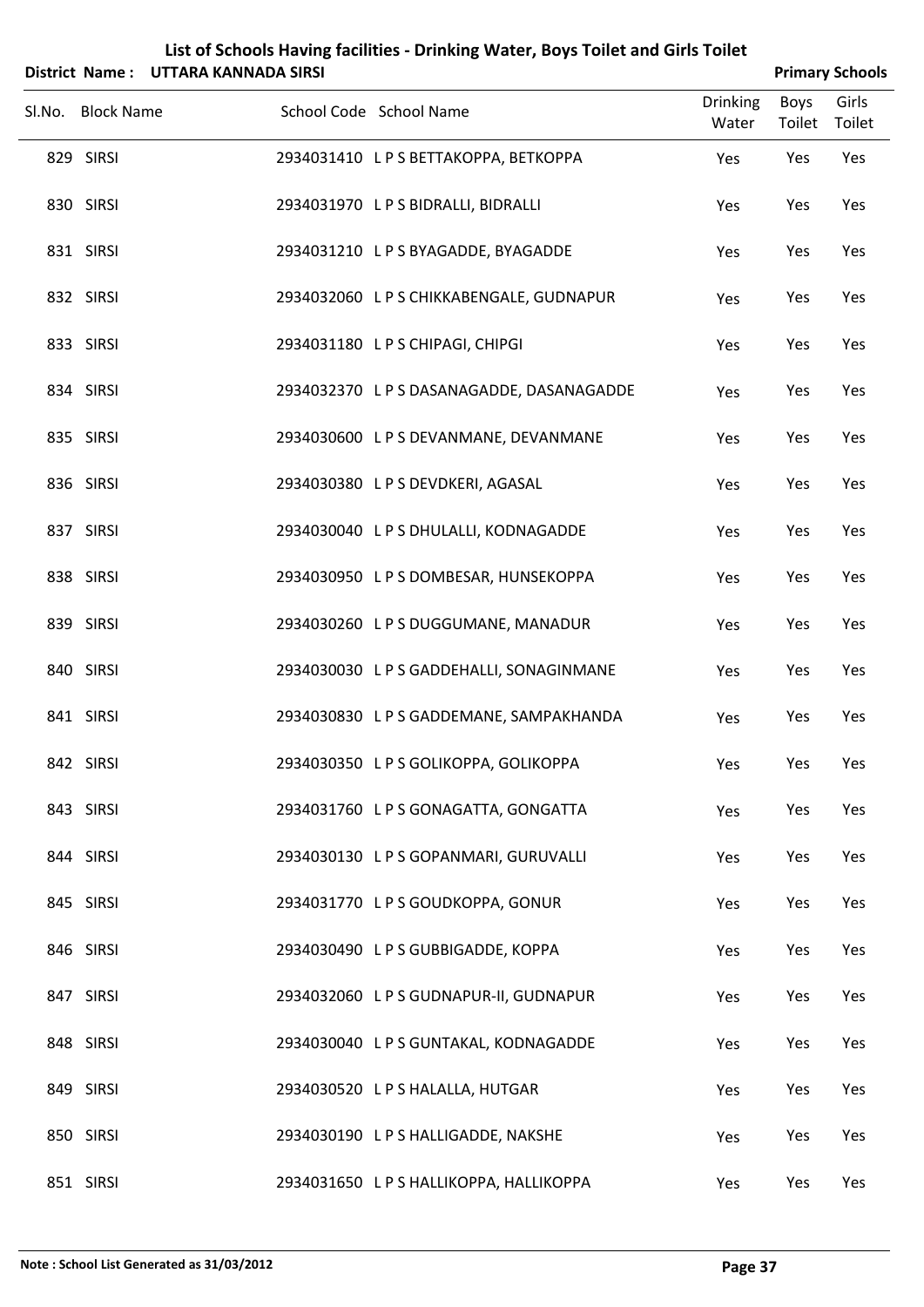# List of Schools Having facilities - Drinking Water, Boys Toilet and Girls Toilet

**District Name : UTTARA KANNADA SIRSI** **Primary Schools**

| Sl.No. | Block Name | School Code | School Name | Drinking Water | Boys Toilet | Girls Toilet |
|---|---|---|---|---|---|---|
| 829 | SIRSI | 2934031410 | L P S BETTAKOPPA, BETKOPPA | Yes | Yes | Yes |
| 830 | SIRSI | 2934031970 | L P S BIDRALLI, BIDRALLI | Yes | Yes | Yes |
| 831 | SIRSI | 2934031210 | L P S BYAGADDE, BYAGADDE | Yes | Yes | Yes |
| 832 | SIRSI | 2934032060 | L P S CHIKKABENGALE, GUDNAPUR | Yes | Yes | Yes |
| 833 | SIRSI | 2934031180 | L P S CHIPAGI, CHIPGI | Yes | Yes | Yes |
| 834 | SIRSI | 2934032370 | L P S DASANAGADDE, DASANAGADDE | Yes | Yes | Yes |
| 835 | SIRSI | 2934030600 | L P S DEVANMANE, DEVANMANE | Yes | Yes | Yes |
| 836 | SIRSI | 2934030380 | L P S DEVDKERI, AGASAL | Yes | Yes | Yes |
| 837 | SIRSI | 2934030040 | L P S DHULALLI, KODNAGADDE | Yes | Yes | Yes |
| 838 | SIRSI | 2934030950 | L P S DOMBESAR, HUNSEKOPPA | Yes | Yes | Yes |
| 839 | SIRSI | 2934030260 | L P S DUGGUMANE, MANADUR | Yes | Yes | Yes |
| 840 | SIRSI | 2934030030 | L P S GADDEHALLI, SONAGINMANE | Yes | Yes | Yes |
| 841 | SIRSI | 2934030830 | L P S GADDEMANE, SAMPAKHANDA | Yes | Yes | Yes |
| 842 | SIRSI | 2934030350 | L P S GOLIKOPPA, GOLIKOPPA | Yes | Yes | Yes |
| 843 | SIRSI | 2934031760 | L P S GONAGATTA, GONGATTA | Yes | Yes | Yes |
| 844 | SIRSI | 2934030130 | L P S GOPANMARI, GURUVALLI | Yes | Yes | Yes |
| 845 | SIRSI | 2934031770 | L P S GOUDKOPPA, GONUR | Yes | Yes | Yes |
| 846 | SIRSI | 2934030490 | L P S GUBBIGADDE, KOPPA | Yes | Yes | Yes |
| 847 | SIRSI | 2934032060 | L P S GUDNAPUR-II, GUDNAPUR | Yes | Yes | Yes |
| 848 | SIRSI | 2934030040 | L P S GUNTAKAL, KODNAGADDE | Yes | Yes | Yes |
| 849 | SIRSI | 2934030520 | L P S HALALLA, HUTGAR | Yes | Yes | Yes |
| 850 | SIRSI | 2934030190 | L P S HALLIGADDE, NAKSHE | Yes | Yes | Yes |
| 851 | SIRSI | 2934031650 | L P S HALLIKOPPA, HALLIKOPPA | Yes | Yes | Yes |

**Note : School List Generated as 31/03/2012**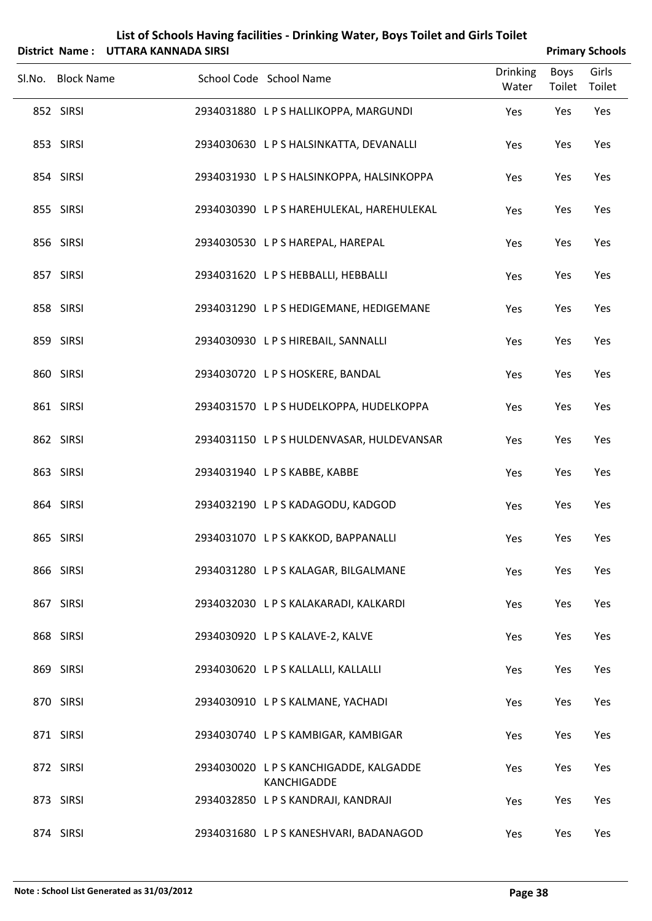# List of Schools Having facilities - Drinking Water, Boys Toilet and Girls Toilet

**District Name : UTTARA KANNADA SIRSI** **Primary Schools**

| Sl.No. | Block Name | School Code | School Name | Drinking Water | Boys Toilet | Girls Toilet |
|---|---|---|---|---|---|---|
| 852 | SIRSI | 2934031880 | L P S HALLIKOPPA, MARGUNDI | Yes | Yes | Yes |
| 853 | SIRSI | 2934030630 | L P S HALSINKATTA, DEVANALLI | Yes | Yes | Yes |
| 854 | SIRSI | 2934031930 | L P S HALSINKOPPA, HALSINKOPPA | Yes | Yes | Yes |
| 855 | SIRSI | 2934030390 | L P S HAREHULEKAL, HAREHULEKAL | Yes | Yes | Yes |
| 856 | SIRSI | 2934030530 | L P S HAREPAL, HAREPAL | Yes | Yes | Yes |
| 857 | SIRSI | 2934031620 | L P S HEBBALLI, HEBBALLI | Yes | Yes | Yes |
| 858 | SIRSI | 2934031290 | L P S HEDIGEMANE, HEDIGEMANE | Yes | Yes | Yes |
| 859 | SIRSI | 2934030930 | L P S HIREBAIL, SANNALLI | Yes | Yes | Yes |
| 860 | SIRSI | 2934030720 | L P S HOSKERE, BANDAL | Yes | Yes | Yes |
| 861 | SIRSI | 2934031570 | L P S HUDELKOPPA, HUDELKOPPA | Yes | Yes | Yes |
| 862 | SIRSI | 2934031150 | L P S HULDENVASAR, HULDEVANSAR | Yes | Yes | Yes |
| 863 | SIRSI | 2934031940 | L P S KABBE, KABBE | Yes | Yes | Yes |
| 864 | SIRSI | 2934032190 | L P S KADAGODU, KADGOD | Yes | Yes | Yes |
| 865 | SIRSI | 2934031070 | L P S KAKKOD, BAPPANALLI | Yes | Yes | Yes |
| 866 | SIRSI | 2934031280 | L P S KALAGAR, BILGALMANE | Yes | Yes | Yes |
| 867 | SIRSI | 2934032030 | L P S KALAKARADI, KALKARDI | Yes | Yes | Yes |
| 868 | SIRSI | 2934030920 | L P S KALAVE-2, KALVE | Yes | Yes | Yes |
| 869 | SIRSI | 2934030620 | L P S KALLALLI, KALLALLI | Yes | Yes | Yes |
| 870 | SIRSI | 2934030910 | L P S KALMANE, YACHADI | Yes | Yes | Yes |
| 871 | SIRSI | 2934030740 | L P S KAMBIGAR, KAMBIGAR | Yes | Yes | Yes |
| 872 | SIRSI | 2934030020 | L P S KANCHIGADDE, KALGADDE KANCHIGADDE | Yes | Yes | Yes |
| 873 | SIRSI | 2934032850 | L P S KANDRAJI, KANDRAJI | Yes | Yes | Yes |
| 874 | SIRSI | 2934031680 | L P S KANESHVARI, BADANAGOD | Yes | Yes | Yes |

**Note : School List Generated as 31/03/2012**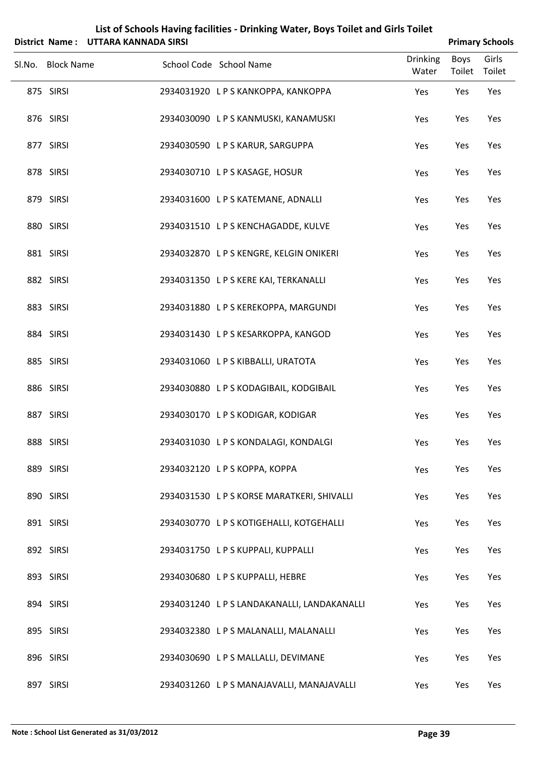## List of Schools Having facilities - Drinking Water, Boys Toilet and Girls Toilet

**District Name : UTTARA KANNADA SIRSI** **Primary Schools**

| Sl.No. | Block Name | School Code | School Name | Drinking Water | Boys Toilet | Girls Toilet |
|---|---|---|---|---|---|---|
| 875 | SIRSI | 2934031920 | L P S KANKOPPA, KANKOPPA | Yes | Yes | Yes |
| 876 | SIRSI | 2934030090 | L P S KANMUSKI, KANAMUSKI | Yes | Yes | Yes |
| 877 | SIRSI | 2934030590 | L P S KARUR, SARGUPPA | Yes | Yes | Yes |
| 878 | SIRSI | 2934030710 | L P S KASAGE, HOSUR | Yes | Yes | Yes |
| 879 | SIRSI | 2934031600 | L P S KATEMANE, ADNALLI | Yes | Yes | Yes |
| 880 | SIRSI | 2934031510 | L P S KENCHAGADDE, KULVE | Yes | Yes | Yes |
| 881 | SIRSI | 2934032870 | L P S KENGRE, KELGIN ONIKERI | Yes | Yes | Yes |
| 882 | SIRSI | 2934031350 | L P S KERE KAI, TERKANALLI | Yes | Yes | Yes |
| 883 | SIRSI | 2934031880 | L P S KEREKOPPA, MARGUNDI | Yes | Yes | Yes |
| 884 | SIRSI | 2934031430 | L P S KESARKOPPA, KANGOD | Yes | Yes | Yes |
| 885 | SIRSI | 2934031060 | L P S KIBBALLI, URATOTA | Yes | Yes | Yes |
| 886 | SIRSI | 2934030880 | L P S KODAGIBAIL, KODGIBAIL | Yes | Yes | Yes |
| 887 | SIRSI | 2934030170 | L P S KODIGAR, KODIGAR | Yes | Yes | Yes |
| 888 | SIRSI | 2934031030 | L P S KONDALAGI, KONDALGI | Yes | Yes | Yes |
| 889 | SIRSI | 2934032120 | L P S KOPPA, KOPPA | Yes | Yes | Yes |
| 890 | SIRSI | 2934031530 | L P S KORSE MARATKERI, SHIVALLI | Yes | Yes | Yes |
| 891 | SIRSI | 2934030770 | L P S KOTIGEHALLI, KOTGEHALLI | Yes | Yes | Yes |
| 892 | SIRSI | 2934031750 | L P S KUPPALI, KUPPALLI | Yes | Yes | Yes |
| 893 | SIRSI | 2934030680 | L P S KUPPALLI, HEBRE | Yes | Yes | Yes |
| 894 | SIRSI | 2934031240 | L P S LANDAKANALLI, LANDAKANALLI | Yes | Yes | Yes |
| 895 | SIRSI | 2934032380 | L P S MALANALLI, MALANALLI | Yes | Yes | Yes |
| 896 | SIRSI | 2934030690 | L P S MALLALLI, DEVIMANE | Yes | Yes | Yes |
| 897 | SIRSI | 2934031260 | L P S MANAJAVALLI, MANAJAVALLI | Yes | Yes | Yes |

**Note : School List Generated as 31/03/2012**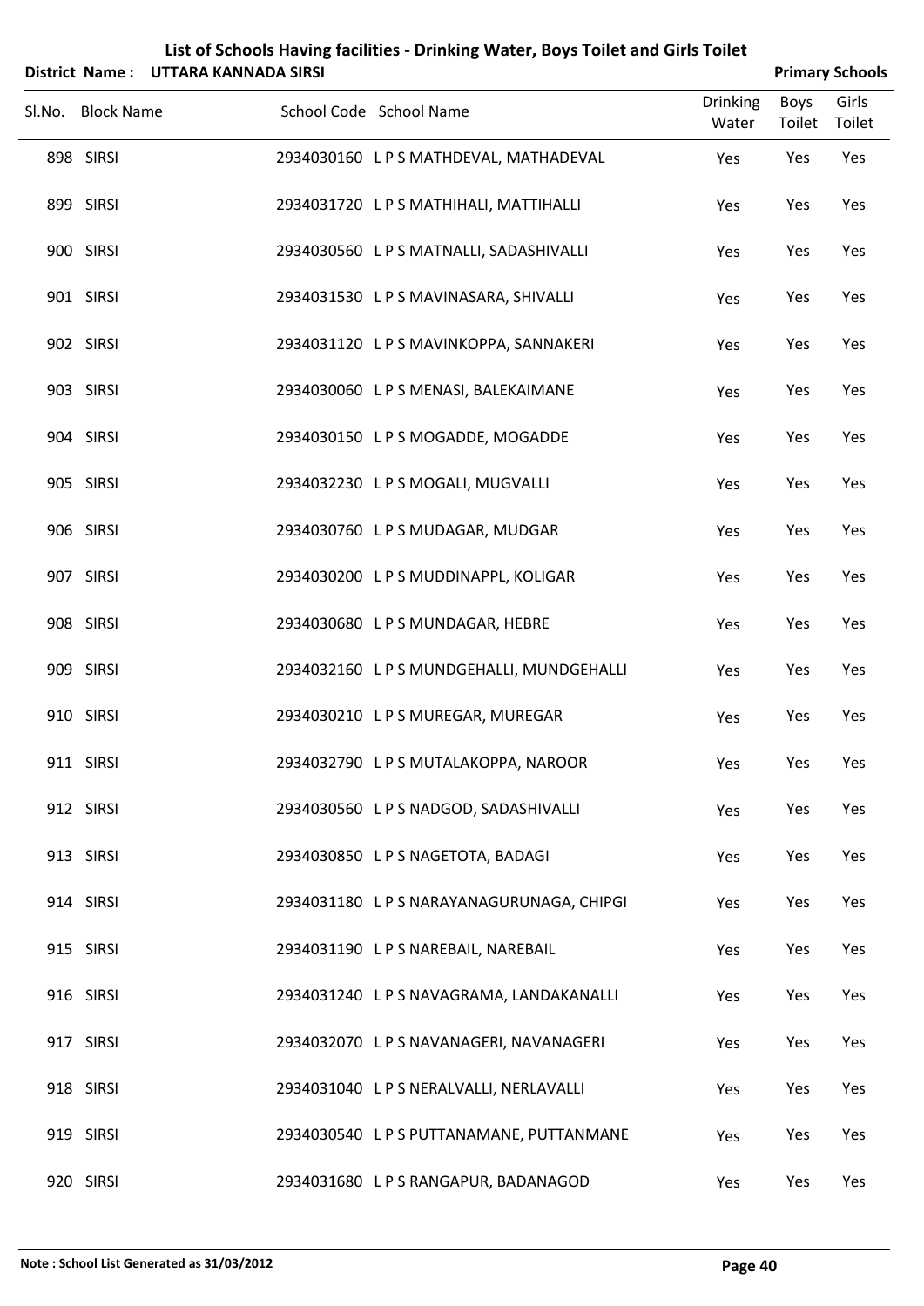# List of Schools Having facilities - Drinking Water, Boys Toilet and Girls Toilet

**District Name : UTTARA KANNADA SIRSI** **Primary Schools**

| Sl.No. | Block Name | School Code | School Name | Drinking Water | Boys Toilet | Girls Toilet |
|---|---|---|---|---|---|---|
| 898 | SIRSI | 2934030160 | L P S MATHDEVAL, MATHADEVAL | Yes | Yes | Yes |
| 899 | SIRSI | 2934031720 | L P S MATHIHALI, MATTIHALLI | Yes | Yes | Yes |
| 900 | SIRSI | 2934030560 | L P S MATNALLI, SADASHIVALLI | Yes | Yes | Yes |
| 901 | SIRSI | 2934031530 | L P S MAVINASARA, SHIVALLI | Yes | Yes | Yes |
| 902 | SIRSI | 2934031120 | L P S MAVINKOPPA, SANNAKERI | Yes | Yes | Yes |
| 903 | SIRSI | 2934030060 | L P S MENASI, BALEKAIMANE | Yes | Yes | Yes |
| 904 | SIRSI | 2934030150 | L P S MOGADDE, MOGADDE | Yes | Yes | Yes |
| 905 | SIRSI | 2934032230 | L P S MOGALI, MUGVALLI | Yes | Yes | Yes |
| 906 | SIRSI | 2934030760 | L P S MUDAGAR, MUDGAR | Yes | Yes | Yes |
| 907 | SIRSI | 2934030200 | L P S MUDDINAPPL, KOLIGAR | Yes | Yes | Yes |
| 908 | SIRSI | 2934030680 | L P S MUNDAGAR, HEBRE | Yes | Yes | Yes |
| 909 | SIRSI | 2934032160 | L P S MUNDGEHALLI, MUNDGEHALLI | Yes | Yes | Yes |
| 910 | SIRSI | 2934030210 | L P S MUREGAR, MUREGAR | Yes | Yes | Yes |
| 911 | SIRSI | 2934032790 | L P S MUTALAKOPPA, NAROOR | Yes | Yes | Yes |
| 912 | SIRSI | 2934030560 | L P S NADGOD, SADASHIVALLI | Yes | Yes | Yes |
| 913 | SIRSI | 2934030850 | L P S NAGETOTA, BADAGI | Yes | Yes | Yes |
| 914 | SIRSI | 2934031180 | L P S NARAYANAGURUNAGA, CHIPGI | Yes | Yes | Yes |
| 915 | SIRSI | 2934031190 | L P S NAREBAIL, NAREBAIL | Yes | Yes | Yes |
| 916 | SIRSI | 2934031240 | L P S NAVAGRAMA, LANDAKANALLI | Yes | Yes | Yes |
| 917 | SIRSI | 2934032070 | L P S NAVANAGERI, NAVANAGERI | Yes | Yes | Yes |
| 918 | SIRSI | 2934031040 | L P S NERALVALLI, NERLAVALLI | Yes | Yes | Yes |
| 919 | SIRSI | 2934030540 | L P S PUTTANAMANE, PUTTANMANE | Yes | Yes | Yes |
| 920 | SIRSI | 2934031680 | L P S RANGAPUR, BADANAGOD | Yes | Yes | Yes |

**Note : School List Generated as 31/03/2012**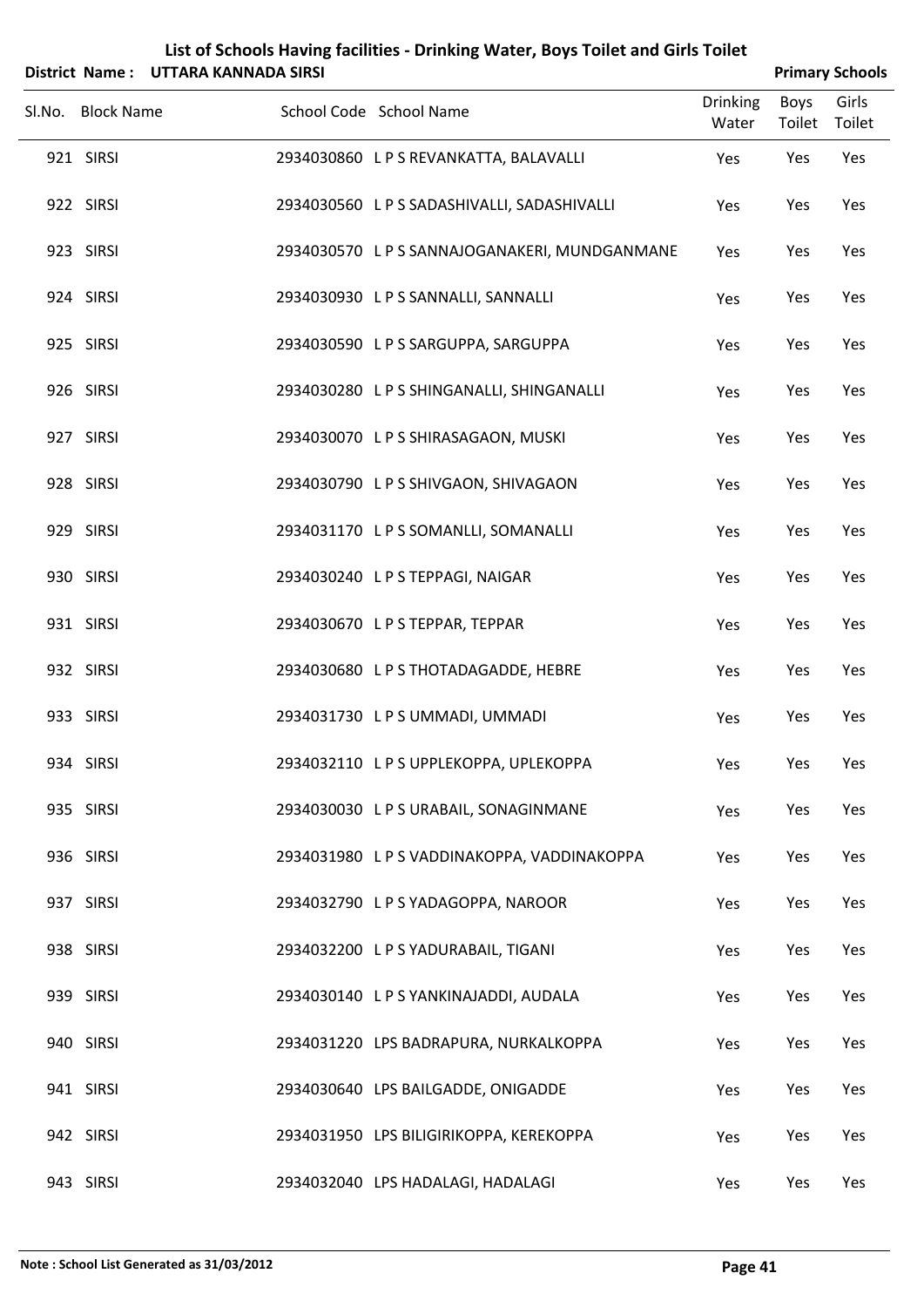## List of Schools Having facilities - Drinking Water, Boys Toilet and Girls Toilet

**District Name : UTTARA KANNADA SIRSI** **Primary Schools**

| Sl.No. | Block Name | School Code | School Name | Drinking Water | Boys Toilet | Girls Toilet |
|---|---|---|---|---|---|---|
| 921 | SIRSI | 2934030860 | L P S REVANKATTA, BALAVALLI | Yes | Yes | Yes |
| 922 | SIRSI | 2934030560 | L P S SADASHIVALLI, SADASHIVALLI | Yes | Yes | Yes |
| 923 | SIRSI | 2934030570 | L P S SANNAJOGANAKERI, MUNDGANMANE | Yes | Yes | Yes |
| 924 | SIRSI | 2934030930 | L P S SANNALLI, SANNALLI | Yes | Yes | Yes |
| 925 | SIRSI | 2934030590 | L P S SARGUPPA, SARGUPPA | Yes | Yes | Yes |
| 926 | SIRSI | 2934030280 | L P S SHINGANALLI, SHINGANALLI | Yes | Yes | Yes |
| 927 | SIRSI | 2934030070 | L P S SHIRASAGAON, MUSKI | Yes | Yes | Yes |
| 928 | SIRSI | 2934030790 | L P S SHIVGAON, SHIVAGAON | Yes | Yes | Yes |
| 929 | SIRSI | 2934031170 | L P S SOMANLLI, SOMANALLI | Yes | Yes | Yes |
| 930 | SIRSI | 2934030240 | L P S TEPPAGI, NAIGAR | Yes | Yes | Yes |
| 931 | SIRSI | 2934030670 | L P S TEPPAR, TEPPAR | Yes | Yes | Yes |
| 932 | SIRSI | 2934030680 | L P S THOTADAGADDE, HEBRE | Yes | Yes | Yes |
| 933 | SIRSI | 2934031730 | L P S UMMADI, UMMADI | Yes | Yes | Yes |
| 934 | SIRSI | 2934032110 | L P S UPPLEKOPPA, UPLEKOPPA | Yes | Yes | Yes |
| 935 | SIRSI | 2934030030 | L P S URABAIL, SONAGINMANE | Yes | Yes | Yes |
| 936 | SIRSI | 2934031980 | L P S VADDINAKOPPA, VADDINAKOPPA | Yes | Yes | Yes |
| 937 | SIRSI | 2934032790 | L P S YADAGOPPA, NAROOR | Yes | Yes | Yes |
| 938 | SIRSI | 2934032200 | L P S YADURABAIL, TIGANI | Yes | Yes | Yes |
| 939 | SIRSI | 2934030140 | L P S YANKINAJADDI, AUDALA | Yes | Yes | Yes |
| 940 | SIRSI | 2934031220 | LPS BADRAPURA, NURKALKOPPA | Yes | Yes | Yes |
| 941 | SIRSI | 2934030640 | LPS BAILGADDE, ONIGADDE | Yes | Yes | Yes |
| 942 | SIRSI | 2934031950 | LPS BILIGIRIKOPPA, KEREKOPPA | Yes | Yes | Yes |
| 943 | SIRSI | 2934032040 | LPS HADALAGI, HADALAGI | Yes | Yes | Yes |

**Note : School List Generated as 31/03/2012**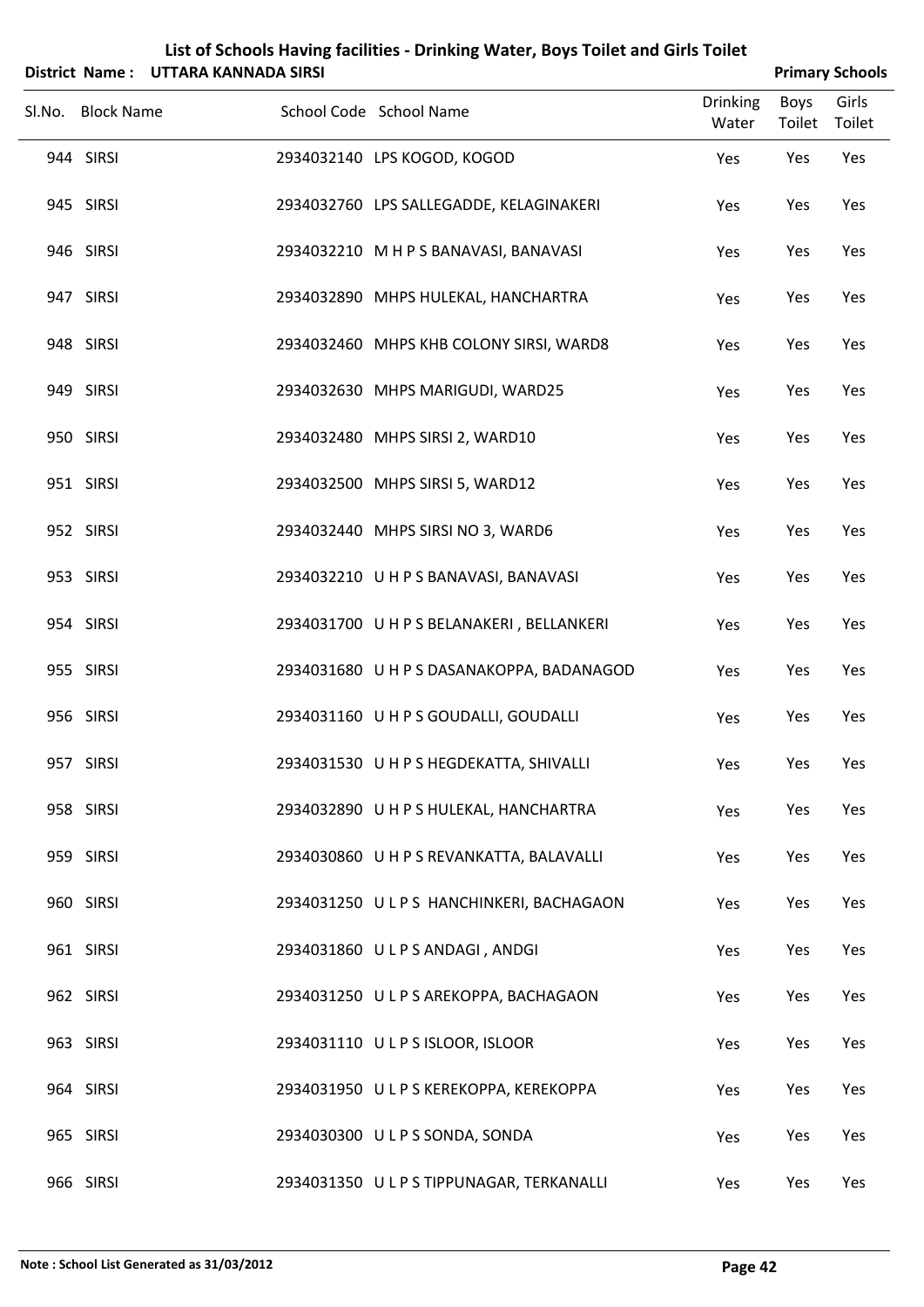# List of Schools Having facilities - Drinking Water, Boys Toilet and Girls Toilet

**District Name : UTTARA KANNADA SIRSI** **Primary Schools**

| Sl.No. | Block Name | School Code | School Name | Drinking Water | Boys Toilet | Girls Toilet |
|---|---|---|---|---|---|---|
| 944 | SIRSI | 2934032140 | LPS KOGOD, KOGOD | Yes | Yes | Yes |
| 945 | SIRSI | 2934032760 | LPS SALLEGADDE, KELAGINAKERI | Yes | Yes | Yes |
| 946 | SIRSI | 2934032210 | M H P S BANAVASI, BANAVASI | Yes | Yes | Yes |
| 947 | SIRSI | 2934032890 | MHPS HULEKAL, HANCHARTRA | Yes | Yes | Yes |
| 948 | SIRSI | 2934032460 | MHPS KHB COLONY SIRSI, WARD8 | Yes | Yes | Yes |
| 949 | SIRSI | 2934032630 | MHPS MARIGUDI, WARD25 | Yes | Yes | Yes |
| 950 | SIRSI | 2934032480 | MHPS SIRSI 2, WARD10 | Yes | Yes | Yes |
| 951 | SIRSI | 2934032500 | MHPS SIRSI 5, WARD12 | Yes | Yes | Yes |
| 952 | SIRSI | 2934032440 | MHPS SIRSI NO 3, WARD6 | Yes | Yes | Yes |
| 953 | SIRSI | 2934032210 | U H P S BANAVASI, BANAVASI | Yes | Yes | Yes |
| 954 | SIRSI | 2934031700 | U H P S BELANAKERI , BELLANKERI | Yes | Yes | Yes |
| 955 | SIRSI | 2934031680 | U H P S DASANAKOPPA, BADANAGOD | Yes | Yes | Yes |
| 956 | SIRSI | 2934031160 | U H P S GOUDALLI, GOUDALLI | Yes | Yes | Yes |
| 957 | SIRSI | 2934031530 | U H P S HEGDEKATTA, SHIVALLI | Yes | Yes | Yes |
| 958 | SIRSI | 2934032890 | U H P S HULEKAL, HANCHARTRA | Yes | Yes | Yes |
| 959 | SIRSI | 2934030860 | U H P S REVANKATTA, BALAVALLI | Yes | Yes | Yes |
| 960 | SIRSI | 2934031250 | U L P S HANCHINKERI, BACHAGAON | Yes | Yes | Yes |
| 961 | SIRSI | 2934031860 | U L P S ANDAGI , ANDGI | Yes | Yes | Yes |
| 962 | SIRSI | 2934031250 | U L P S AREKOPPA, BACHAGAON | Yes | Yes | Yes |
| 963 | SIRSI | 2934031110 | U L P S ISLOOR, ISLOOR | Yes | Yes | Yes |
| 964 | SIRSI | 2934031950 | U L P S KEREKOPPA, KEREKOPPA | Yes | Yes | Yes |
| 965 | SIRSI | 2934030300 | U L P S SONDA, SONDA | Yes | Yes | Yes |
| 966 | SIRSI | 2934031350 | U L P S TIPPUNAGAR, TERKANALLI | Yes | Yes | Yes |

**Note : School List Generated as 31/03/2012**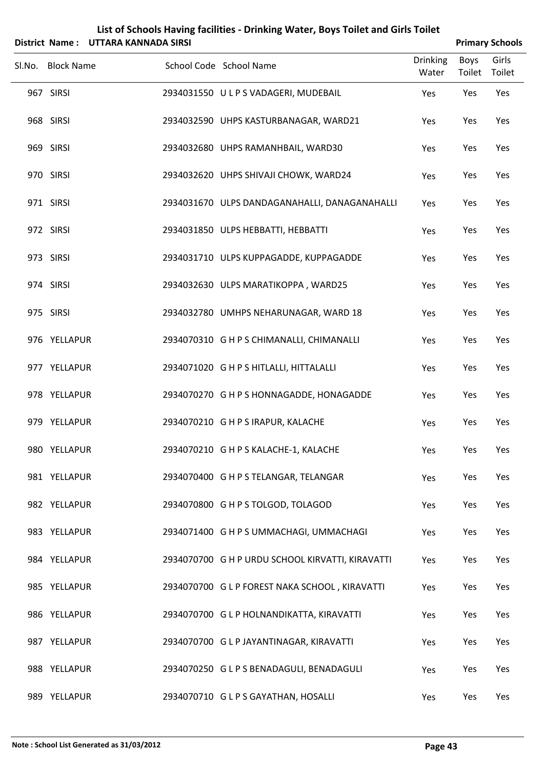# List of Schools Having facilities - Drinking Water, Boys Toilet and Girls Toilet

**District Name : UTTARA KANNADA SIRSI** **Primary Schools**

| Sl.No. | Block Name | School Code | School Name | Drinking Water | Boys Toilet | Girls Toilet |
|---|---|---|---|---|---|---|
| 967 | SIRSI | 2934031550 | U L P S VADAGERI, MUDEBAIL | Yes | Yes | Yes |
| 968 | SIRSI | 2934032590 | UHPS KASTURBANAGAR, WARD21 | Yes | Yes | Yes |
| 969 | SIRSI | 2934032680 | UHPS RAMANHBAIL, WARD30 | Yes | Yes | Yes |
| 970 | SIRSI | 2934032620 | UHPS SHIVAJI CHOWK, WARD24 | Yes | Yes | Yes |
| 971 | SIRSI | 2934031670 | ULPS DANDAGANAHALLI, DANAGANAHALLI | Yes | Yes | Yes |
| 972 | SIRSI | 2934031850 | ULPS HEBBATTI, HEBBATTI | Yes | Yes | Yes |
| 973 | SIRSI | 2934031710 | ULPS KUPPAGADDE, KUPPAGADDE | Yes | Yes | Yes |
| 974 | SIRSI | 2934032630 | ULPS MARATIKOPPA , WARD25 | Yes | Yes | Yes |
| 975 | SIRSI | 2934032780 | UMHPS NEHARUNAGAR, WARD 18 | Yes | Yes | Yes |
| 976 | YELLAPUR | 2934070310 | G H P S CHIMANALLI, CHIMANALLI | Yes | Yes | Yes |
| 977 | YELLAPUR | 2934071020 | G H P S HITLALLI, HITTALALLI | Yes | Yes | Yes |
| 978 | YELLAPUR | 2934070270 | G H P S HONNAGADDE, HONAGADDE | Yes | Yes | Yes |
| 979 | YELLAPUR | 2934070210 | G H P S IRAPUR, KALACHE | Yes | Yes | Yes |
| 980 | YELLAPUR | 2934070210 | G H P S KALACHE-1, KALACHE | Yes | Yes | Yes |
| 981 | YELLAPUR | 2934070400 | G H P S TELANGAR, TELANGAR | Yes | Yes | Yes |
| 982 | YELLAPUR | 2934070800 | G H P S TOLGOD, TOLAGOD | Yes | Yes | Yes |
| 983 | YELLAPUR | 2934071400 | G H P S UMMACHAGI, UMMACHAGI | Yes | Yes | Yes |
| 984 | YELLAPUR | 2934070700 | G H P URDU SCHOOL KIRVATTI, KIRAVATTI | Yes | Yes | Yes |
| 985 | YELLAPUR | 2934070700 | G L P FOREST NAKA SCHOOL , KIRAVATTI | Yes | Yes | Yes |
| 986 | YELLAPUR | 2934070700 | G L P HOLNANDIKATTA, KIRAVATTI | Yes | Yes | Yes |
| 987 | YELLAPUR | 2934070700 | G L P JAYANTINAGAR, KIRAVATTI | Yes | Yes | Yes |
| 988 | YELLAPUR | 2934070250 | G L P S BENADAGULI, BENADAGULI | Yes | Yes | Yes |
| 989 | YELLAPUR | 2934070710 | G L P S GAYATHAN, HOSALLI | Yes | Yes | Yes |

**Note : School List Generated as 31/03/2012**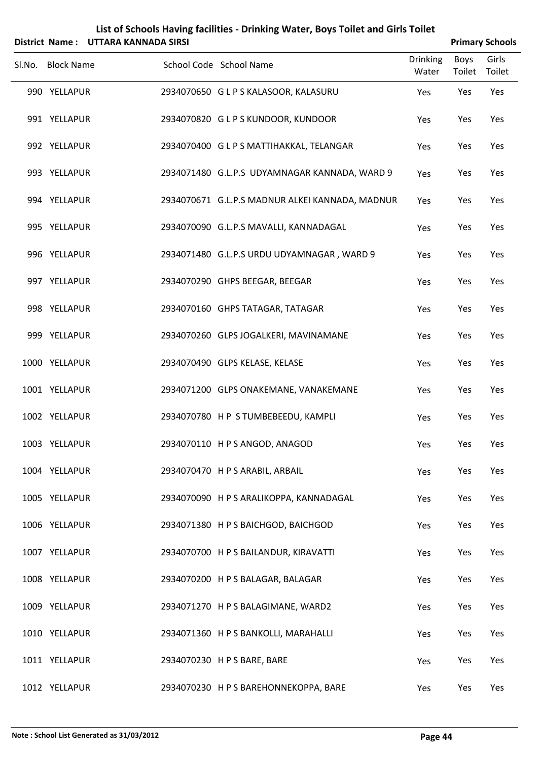# List of Schools Having facilities - Drinking Water, Boys Toilet and Girls Toilet

**District Name : UTTARA KANNADA SIRSI** | **Primary Schools**

| Sl.No. | Block Name | School Code | School Name | Drinking Water | Boys Toilet | Girls Toilet |
|---|---|---|---|---|---|---|
| 990 | YELLAPUR | 2934070650 | G L P S KALASOOR, KALASURU | Yes | Yes | Yes |
| 991 | YELLAPUR | 2934070820 | G L P S KUNDOOR, KUNDOOR | Yes | Yes | Yes |
| 992 | YELLAPUR | 2934070400 | G L P S MATTIHAKKAL, TELANGAR | Yes | Yes | Yes |
| 993 | YELLAPUR | 2934071480 | G.L.P.S UDYAMNAGAR KANNADA, WARD 9 | Yes | Yes | Yes |
| 994 | YELLAPUR | 2934070671 | G.L.P.S MADNUR ALKEI KANNADA, MADNUR | Yes | Yes | Yes |
| 995 | YELLAPUR | 2934070090 | G.L.P.S MAVALLI, KANNADAGAL | Yes | Yes | Yes |
| 996 | YELLAPUR | 2934071480 | G.L.P.S URDU UDYAMNAGAR , WARD 9 | Yes | Yes | Yes |
| 997 | YELLAPUR | 2934070290 | GHPS BEEGAR, BEEGAR | Yes | Yes | Yes |
| 998 | YELLAPUR | 2934070160 | GHPS TATAGAR, TATAGAR | Yes | Yes | Yes |
| 999 | YELLAPUR | 2934070260 | GLPS JOGALKERI, MAVINAMANE | Yes | Yes | Yes |
| 1000 | YELLAPUR | 2934070490 | GLPS KELASE, KELASE | Yes | Yes | Yes |
| 1001 | YELLAPUR | 2934071200 | GLPS ONAKEMANE, VANAKEMANE | Yes | Yes | Yes |
| 1002 | YELLAPUR | 2934070780 | H P S TUMBEBEEDU, KAMPLI | Yes | Yes | Yes |
| 1003 | YELLAPUR | 2934070110 | H P S ANGOD, ANAGOD | Yes | Yes | Yes |
| 1004 | YELLAPUR | 2934070470 | H P S ARABIL, ARBAIL | Yes | Yes | Yes |
| 1005 | YELLAPUR | 2934070090 | H P S ARALIKOPPA, KANNADAGAL | Yes | Yes | Yes |
| 1006 | YELLAPUR | 2934071380 | H P S BAICHGOD, BAICHGOD | Yes | Yes | Yes |
| 1007 | YELLAPUR | 2934070700 | H P S BAILANDUR, KIRAVATTI | Yes | Yes | Yes |
| 1008 | YELLAPUR | 2934070200 | H P S BALAGAR, BALAGAR | Yes | Yes | Yes |
| 1009 | YELLAPUR | 2934071270 | H P S BALAGIMANE, WARD2 | Yes | Yes | Yes |
| 1010 | YELLAPUR | 2934071360 | H P S BANKOLLI, MARAHALLI | Yes | Yes | Yes |
| 1011 | YELLAPUR | 2934070230 | H P S BARE, BARE | Yes | Yes | Yes |
| 1012 | YELLAPUR | 2934070230 | H P S BAREHONNEKOPPA, BARE | Yes | Yes | Yes |

**Note : School List Generated as 31/03/2012**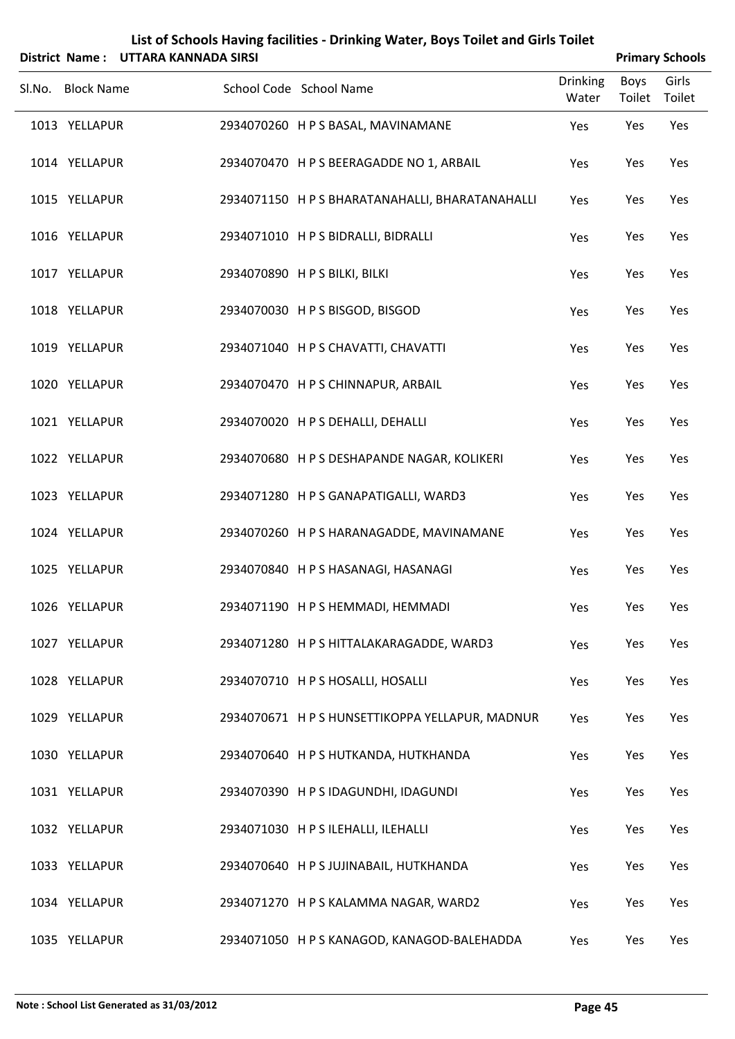# List of Schools Having facilities - Drinking Water, Boys Toilet and Girls Toilet

**District Name : UTTARA KANNADA SIRSI** — **Primary Schools**

| Sl.No. | Block Name | School Code | School Name | Drinking Water | Boys Toilet | Girls Toilet |
|---|---|---|---|---|---|---|
| 1013 | YELLAPUR | 2934070260 | H P S BASAL, MAVINAMANE | Yes | Yes | Yes |
| 1014 | YELLAPUR | 2934070470 | H P S BEERAGADDE NO 1, ARBAIL | Yes | Yes | Yes |
| 1015 | YELLAPUR | 2934071150 | H P S BHARATANAHALLI, BHARATANAHALLI | Yes | Yes | Yes |
| 1016 | YELLAPUR | 2934071010 | H P S BIDRALLI, BIDRALLI | Yes | Yes | Yes |
| 1017 | YELLAPUR | 2934070890 | H P S BILKI, BILKI | Yes | Yes | Yes |
| 1018 | YELLAPUR | 2934070030 | H P S BISGOD, BISGOD | Yes | Yes | Yes |
| 1019 | YELLAPUR | 2934071040 | H P S CHAVATTI, CHAVATTI | Yes | Yes | Yes |
| 1020 | YELLAPUR | 2934070470 | H P S CHINNAPUR, ARBAIL | Yes | Yes | Yes |
| 1021 | YELLAPUR | 2934070020 | H P S DEHALLI, DEHALLI | Yes | Yes | Yes |
| 1022 | YELLAPUR | 2934070680 | H P S DESHAPANDE NAGAR, KOLIKERI | Yes | Yes | Yes |
| 1023 | YELLAPUR | 2934071280 | H P S GANAPATIGALLI, WARD3 | Yes | Yes | Yes |
| 1024 | YELLAPUR | 2934070260 | H P S HARANAGADDE, MAVINAMANE | Yes | Yes | Yes |
| 1025 | YELLAPUR | 2934070840 | H P S HASANAGI, HASANAGI | Yes | Yes | Yes |
| 1026 | YELLAPUR | 2934071190 | H P S HEMMADI, HEMMADI | Yes | Yes | Yes |
| 1027 | YELLAPUR | 2934071280 | H P S HITTALAKARAGADDE, WARD3 | Yes | Yes | Yes |
| 1028 | YELLAPUR | 2934070710 | H P S HOSALLI, HOSALLI | Yes | Yes | Yes |
| 1029 | YELLAPUR | 2934070671 | H P S HUNSETTIKOPPA YELLAPUR, MADNUR | Yes | Yes | Yes |
| 1030 | YELLAPUR | 2934070640 | H P S HUTKANDA, HUTKHANDA | Yes | Yes | Yes |
| 1031 | YELLAPUR | 2934070390 | H P S IDAGUNDHI, IDAGUNDI | Yes | Yes | Yes |
| 1032 | YELLAPUR | 2934071030 | H P S ILEHALLI, ILEHALLI | Yes | Yes | Yes |
| 1033 | YELLAPUR | 2934070640 | H P S JUJINABAIL, HUTKHANDA | Yes | Yes | Yes |
| 1034 | YELLAPUR | 2934071270 | H P S KALAMMA NAGAR, WARD2 | Yes | Yes | Yes |
| 1035 | YELLAPUR | 2934071050 | H P S KANAGOD, KANAGOD-BALEHADDA | Yes | Yes | Yes |

**Note : School List Generated as 31/03/2012**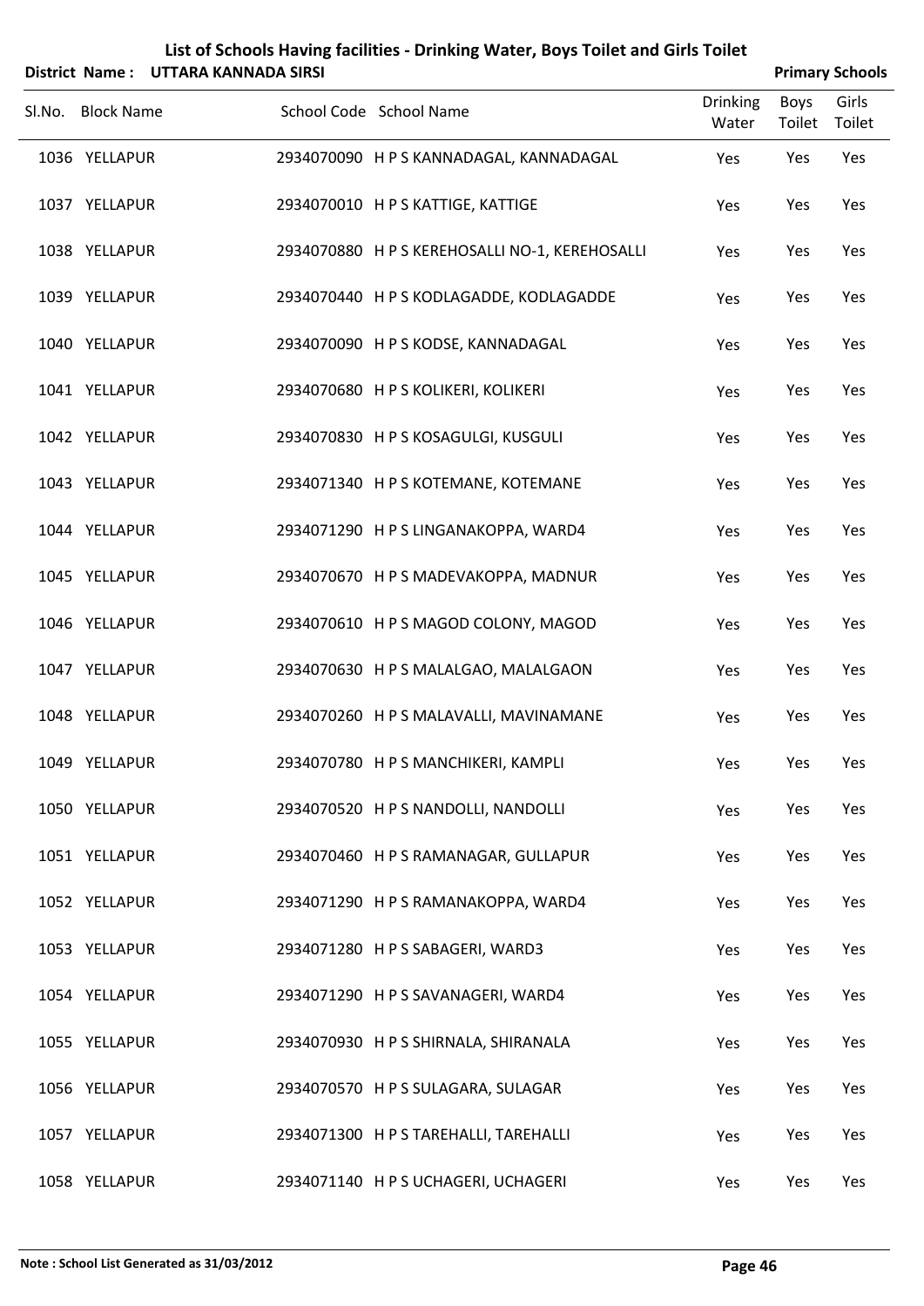# List of Schools Having facilities - Drinking Water, Boys Toilet and Girls Toilet

**District Name : UTTARA KANNADA SIRSI** **Primary Schools**

| Sl.No. | Block Name | School Code | School Name | Drinking Water | Boys Toilet | Girls Toilet |
|---|---|---|---|---|---|---|
| 1036 | YELLAPUR | 2934070090 | H P S KANNADAGAL, KANNADAGAL | Yes | Yes | Yes |
| 1037 | YELLAPUR | 2934070010 | H P S KATTIGE, KATTIGE | Yes | Yes | Yes |
| 1038 | YELLAPUR | 2934070880 | H P S KEREHOSALLI NO-1, KEREHOSALLI | Yes | Yes | Yes |
| 1039 | YELLAPUR | 2934070440 | H P S KODLAGADDE, KODLAGADDE | Yes | Yes | Yes |
| 1040 | YELLAPUR | 2934070090 | H P S KODSE, KANNADAGAL | Yes | Yes | Yes |
| 1041 | YELLAPUR | 2934070680 | H P S KOLIKERI, KOLIKERI | Yes | Yes | Yes |
| 1042 | YELLAPUR | 2934070830 | H P S KOSAGULGI, KUSGULI | Yes | Yes | Yes |
| 1043 | YELLAPUR | 2934071340 | H P S KOTEMANE, KOTEMANE | Yes | Yes | Yes |
| 1044 | YELLAPUR | 2934071290 | H P S LINGANAKOPPA, WARD4 | Yes | Yes | Yes |
| 1045 | YELLAPUR | 2934070670 | H P S MADEVAKOPPA, MADNUR | Yes | Yes | Yes |
| 1046 | YELLAPUR | 2934070610 | H P S MAGOD COLONY, MAGOD | Yes | Yes | Yes |
| 1047 | YELLAPUR | 2934070630 | H P S MALALGAO, MALALGAON | Yes | Yes | Yes |
| 1048 | YELLAPUR | 2934070260 | H P S MALAVALLI, MAVINAMANE | Yes | Yes | Yes |
| 1049 | YELLAPUR | 2934070780 | H P S MANCHIKERI, KAMPLI | Yes | Yes | Yes |
| 1050 | YELLAPUR | 2934070520 | H P S NANDOLLI, NANDOLLI | Yes | Yes | Yes |
| 1051 | YELLAPUR | 2934070460 | H P S RAMANAGAR, GULLAPUR | Yes | Yes | Yes |
| 1052 | YELLAPUR | 2934071290 | H P S RAMANAKOPPA, WARD4 | Yes | Yes | Yes |
| 1053 | YELLAPUR | 2934071280 | H P S SABAGERI, WARD3 | Yes | Yes | Yes |
| 1054 | YELLAPUR | 2934071290 | H P S SAVANAGERI, WARD4 | Yes | Yes | Yes |
| 1055 | YELLAPUR | 2934070930 | H P S SHIRNALA, SHIRANALA | Yes | Yes | Yes |
| 1056 | YELLAPUR | 2934070570 | H P S SULAGARA, SULAGAR | Yes | Yes | Yes |
| 1057 | YELLAPUR | 2934071300 | H P S TAREHALLI, TAREHALLI | Yes | Yes | Yes |
| 1058 | YELLAPUR | 2934071140 | H P S UCHAGERI, UCHAGERI | Yes | Yes | Yes |

**Note : School List Generated as 31/03/2012**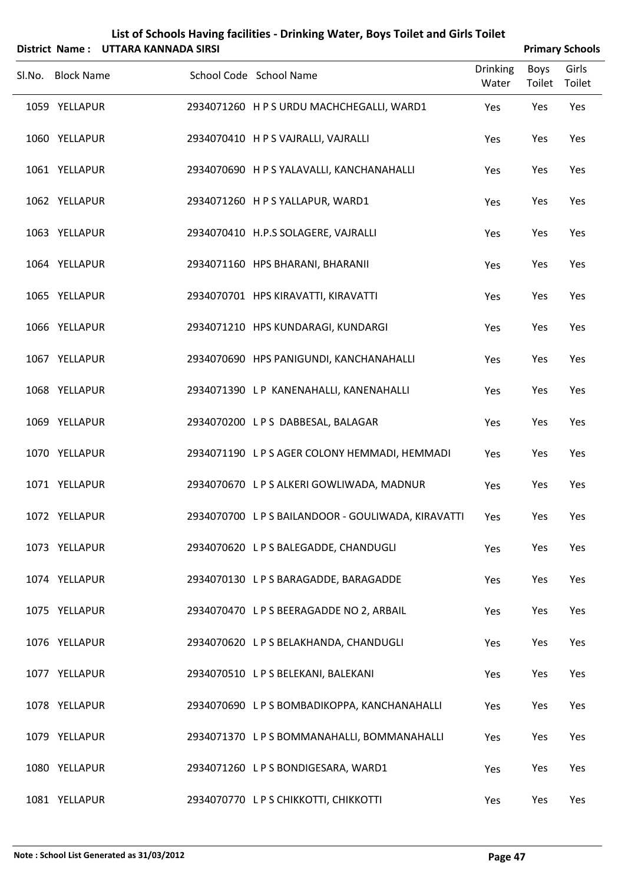# List of Schools Having facilities - Drinking Water, Boys Toilet and Girls Toilet

**District Name : UTTARA KANNADA SIRSI** **Primary Schools**

| Sl.No. | Block Name | School Code | School Name | Drinking Water | Boys Toilet | Girls Toilet |
|---|---|---|---|---|---|---|
| 1059 | YELLAPUR | 2934071260 | H P S URDU MACHCHEGALLI, WARD1 | Yes | Yes | Yes |
| 1060 | YELLAPUR | 2934070410 | H P S VAJRALLI, VAJRALLI | Yes | Yes | Yes |
| 1061 | YELLAPUR | 2934070690 | H P S YALAVALLI, KANCHANAHALLI | Yes | Yes | Yes |
| 1062 | YELLAPUR | 2934071260 | H P S YALLAPUR, WARD1 | Yes | Yes | Yes |
| 1063 | YELLAPUR | 2934070410 | H.P.S SOLAGERE, VAJRALLI | Yes | Yes | Yes |
| 1064 | YELLAPUR | 2934071160 | HPS BHARANI, BHARANII | Yes | Yes | Yes |
| 1065 | YELLAPUR | 2934070701 | HPS KIRAVATTI, KIRAVATTI | Yes | Yes | Yes |
| 1066 | YELLAPUR | 2934071210 | HPS KUNDARAGI, KUNDARGI | Yes | Yes | Yes |
| 1067 | YELLAPUR | 2934070690 | HPS PANIGUNDI, KANCHANAHALLI | Yes | Yes | Yes |
| 1068 | YELLAPUR | 2934071390 | L P KANENAHALLI, KANENAHALLI | Yes | Yes | Yes |
| 1069 | YELLAPUR | 2934070200 | L P S DABBESAL, BALAGAR | Yes | Yes | Yes |
| 1070 | YELLAPUR | 2934071190 | L P S AGER COLONY HEMMADI, HEMMADI | Yes | Yes | Yes |
| 1071 | YELLAPUR | 2934070670 | L P S ALKERI GOWLIWADA, MADNUR | Yes | Yes | Yes |
| 1072 | YELLAPUR | 2934070700 | L P S BAILANDOOR - GOULIWADA, KIRAVATTI | Yes | Yes | Yes |
| 1073 | YELLAPUR | 2934070620 | L P S BALEGADDE, CHANDUGLI | Yes | Yes | Yes |
| 1074 | YELLAPUR | 2934070130 | L P S BARAGADDE, BARAGADDE | Yes | Yes | Yes |
| 1075 | YELLAPUR | 2934070470 | L P S BEERAGADDE NO 2, ARBAIL | Yes | Yes | Yes |
| 1076 | YELLAPUR | 2934070620 | L P S BELAKHANDA, CHANDUGLI | Yes | Yes | Yes |
| 1077 | YELLAPUR | 2934070510 | L P S BELEKANI, BALEKANI | Yes | Yes | Yes |
| 1078 | YELLAPUR | 2934070690 | L P S BOMBADIKOPPA, KANCHANAHALLI | Yes | Yes | Yes |
| 1079 | YELLAPUR | 2934071370 | L P S BOMMANAHALLI, BOMMANAHALLI | Yes | Yes | Yes |
| 1080 | YELLAPUR | 2934071260 | L P S BONDIGESARA, WARD1 | Yes | Yes | Yes |
| 1081 | YELLAPUR | 2934070770 | L P S CHIKKOTTI, CHIKKOTTI | Yes | Yes | Yes |

**Note : School List Generated as 31/03/2012**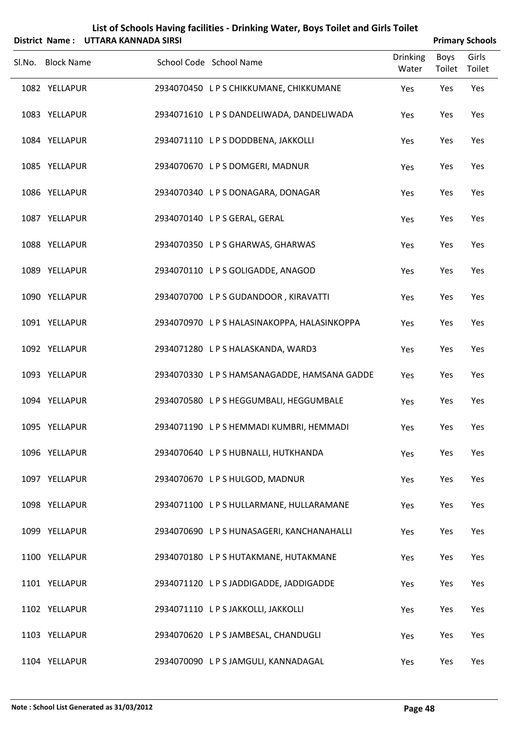# List of Schools Having facilities - Drinking Water, Boys Toilet and Girls Toilet

**District Name : UTTARA KANNADA SIRSI** **Primary Schools**

| Sl.No. | Block Name | School Code | School Name | Drinking Water | Boys Toilet | Girls Toilet |
|---|---|---|---|---|---|---|
| 1082 | YELLAPUR | 2934070450 | L P S CHIKKUMANE, CHIKKUMANE | Yes | Yes | Yes |
| 1083 | YELLAPUR | 2934071610 | L P S DANDELIWADA, DANDELIWADA | Yes | Yes | Yes |
| 1084 | YELLAPUR | 2934071110 | L P S DODDBENA, JAKKOLLI | Yes | Yes | Yes |
| 1085 | YELLAPUR | 2934070670 | L P S DOMGERI, MADNUR | Yes | Yes | Yes |
| 1086 | YELLAPUR | 2934070340 | L P S DONAGARA, DONAGAR | Yes | Yes | Yes |
| 1087 | YELLAPUR | 2934070140 | L P S GERAL, GERAL | Yes | Yes | Yes |
| 1088 | YELLAPUR | 2934070350 | L P S GHARWAS, GHARWAS | Yes | Yes | Yes |
| 1089 | YELLAPUR | 2934070110 | L P S GOLIGADDE, ANAGOD | Yes | Yes | Yes |
| 1090 | YELLAPUR | 2934070700 | L P S GUDANDOOR , KIRAVATTI | Yes | Yes | Yes |
| 1091 | YELLAPUR | 2934070970 | L P S HALASINAKOPPA, HALASINKOPPA | Yes | Yes | Yes |
| 1092 | YELLAPUR | 2934071280 | L P S HALASKANDA, WARD3 | Yes | Yes | Yes |
| 1093 | YELLAPUR | 2934070330 | L P S HAMSANAGADDE, HAMSANA GADDE | Yes | Yes | Yes |
| 1094 | YELLAPUR | 2934070580 | L P S HEGGUMBALI, HEGGUMBALE | Yes | Yes | Yes |
| 1095 | YELLAPUR | 2934071190 | L P S HEMMADI KUMBRI, HEMMADI | Yes | Yes | Yes |
| 1096 | YELLAPUR | 2934070640 | L P S HUBNALLI, HUTKHANDA | Yes | Yes | Yes |
| 1097 | YELLAPUR | 2934070670 | L P S HULGOD, MADNUR | Yes | Yes | Yes |
| 1098 | YELLAPUR | 2934071100 | L P S HULLARMANE, HULLARAMANE | Yes | Yes | Yes |
| 1099 | YELLAPUR | 2934070690 | L P S HUNASAGERI, KANCHANAHALLI | Yes | Yes | Yes |
| 1100 | YELLAPUR | 2934070180 | L P S HUTAKMANE, HUTAKMANE | Yes | Yes | Yes |
| 1101 | YELLAPUR | 2934071120 | L P S JADDIGADDE, JADDIGADDE | Yes | Yes | Yes |
| 1102 | YELLAPUR | 2934071110 | L P S JAKKOLLI, JAKKOLLI | Yes | Yes | Yes |
| 1103 | YELLAPUR | 2934070620 | L P S JAMBESAL, CHANDUGLI | Yes | Yes | Yes |
| 1104 | YELLAPUR | 2934070090 | L P S JAMGULI, KANNADAGAL | Yes | Yes | Yes |

**Note : School List Generated as 31/03/2012**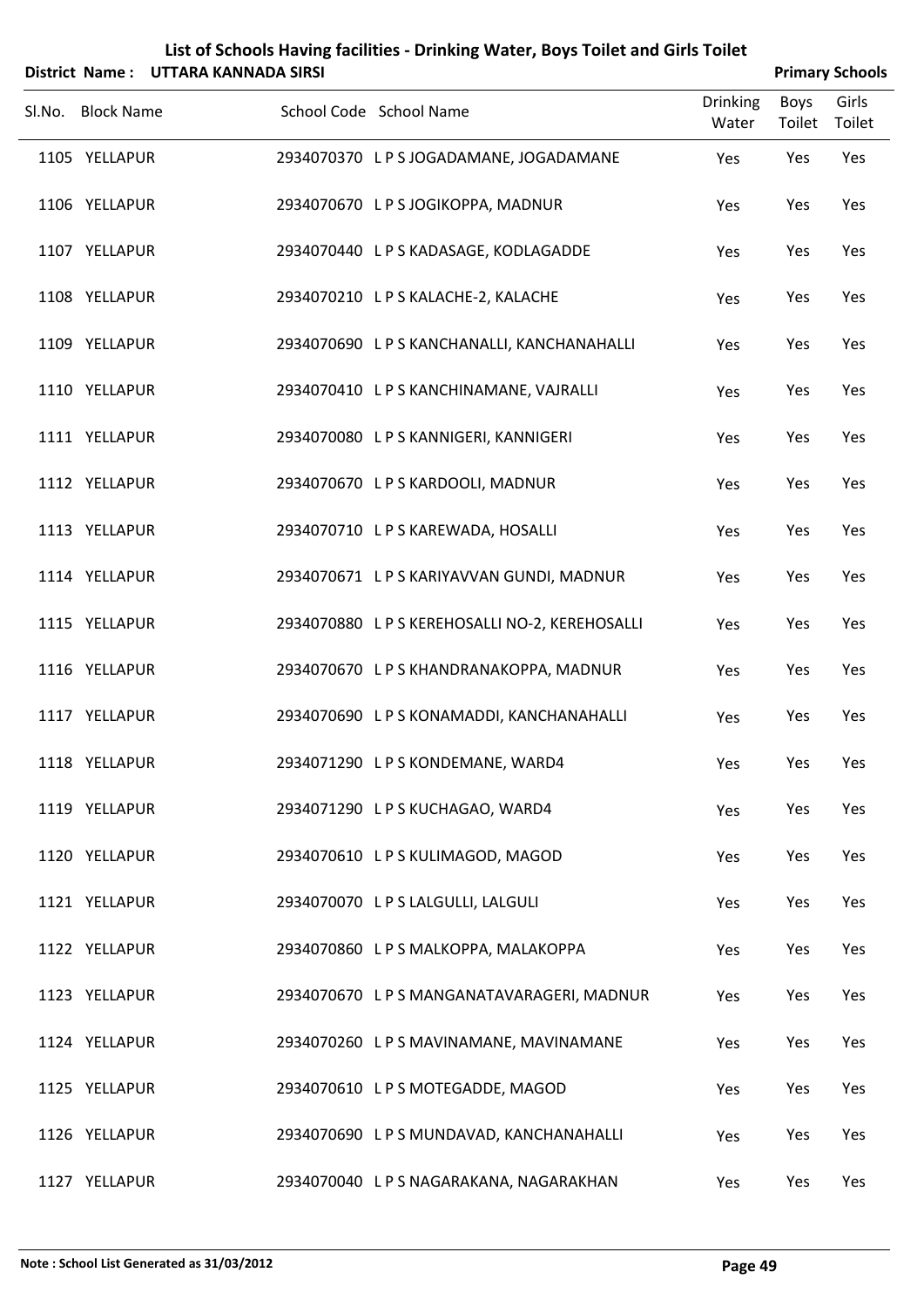# List of Schools Having facilities - Drinking Water, Boys Toilet and Girls Toilet

**District Name : UTTARA KANNADA SIRSI** — **Primary Schools**

| Sl.No. | Block Name | School Code | School Name | Drinking Water | Boys Toilet | Girls Toilet |
|---|---|---|---|---|---|---|
| 1105 | YELLAPUR | 2934070370 | L P S JOGADAMANE, JOGADAMANE | Yes | Yes | Yes |
| 1106 | YELLAPUR | 2934070670 | L P S JOGIKOPPA, MADNUR | Yes | Yes | Yes |
| 1107 | YELLAPUR | 2934070440 | L P S KADASAGE, KODLAGADDE | Yes | Yes | Yes |
| 1108 | YELLAPUR | 2934070210 | L P S KALACHE-2, KALACHE | Yes | Yes | Yes |
| 1109 | YELLAPUR | 2934070690 | L P S KANCHANALLI, KANCHANAHALLI | Yes | Yes | Yes |
| 1110 | YELLAPUR | 2934070410 | L P S KANCHINAMANE, VAJRALLI | Yes | Yes | Yes |
| 1111 | YELLAPUR | 2934070080 | L P S KANNIGERI, KANNIGERI | Yes | Yes | Yes |
| 1112 | YELLAPUR | 2934070670 | L P S KARDOOLI, MADNUR | Yes | Yes | Yes |
| 1113 | YELLAPUR | 2934070710 | L P S KAREWADA, HOSALLI | Yes | Yes | Yes |
| 1114 | YELLAPUR | 2934070671 | L P S KARIYAVVAN GUNDI, MADNUR | Yes | Yes | Yes |
| 1115 | YELLAPUR | 2934070880 | L P S KEREHOSALLI NO-2, KEREHOSALLI | Yes | Yes | Yes |
| 1116 | YELLAPUR | 2934070670 | L P S KHANDRANAKOPPA, MADNUR | Yes | Yes | Yes |
| 1117 | YELLAPUR | 2934070690 | L P S KONAMADDI, KANCHANAHALLI | Yes | Yes | Yes |
| 1118 | YELLAPUR | 2934071290 | L P S KONDEMANE, WARD4 | Yes | Yes | Yes |
| 1119 | YELLAPUR | 2934071290 | L P S KUCHAGAO, WARD4 | Yes | Yes | Yes |
| 1120 | YELLAPUR | 2934070610 | L P S KULIMAGOD, MAGOD | Yes | Yes | Yes |
| 1121 | YELLAPUR | 2934070070 | L P S LALGULLI, LALGULI | Yes | Yes | Yes |
| 1122 | YELLAPUR | 2934070860 | L P S MALKOPPA, MALAKOPPA | Yes | Yes | Yes |
| 1123 | YELLAPUR | 2934070670 | L P S MANGANATAVARAGERI, MADNUR | Yes | Yes | Yes |
| 1124 | YELLAPUR | 2934070260 | L P S MAVINAMANE, MAVINAMANE | Yes | Yes | Yes |
| 1125 | YELLAPUR | 2934070610 | L P S MOTEGADDE, MAGOD | Yes | Yes | Yes |
| 1126 | YELLAPUR | 2934070690 | L P S MUNDAVAD, KANCHANAHALLI | Yes | Yes | Yes |
| 1127 | YELLAPUR | 2934070040 | L P S NAGARAKANA, NAGARAKHAN | Yes | Yes | Yes |

**Note : School List Generated as 31/03/2012**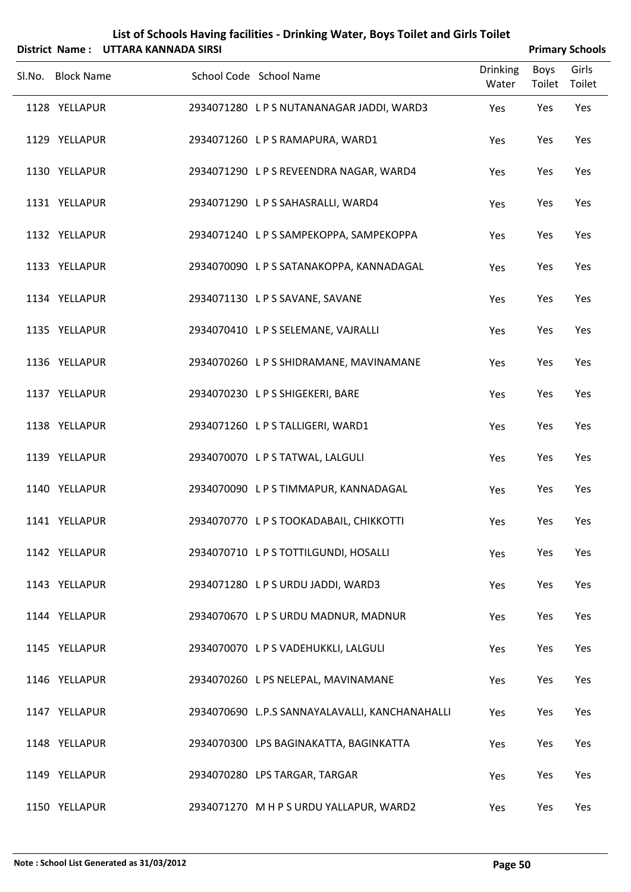# List of Schools Having facilities - Drinking Water, Boys Toilet and Girls Toilet

**District Name : UTTARA KANNADA SIRSI** **Primary Schools**

| Sl.No. | Block Name | School Code | School Name | Drinking Water | Boys Toilet | Girls Toilet |
|---|---|---|---|---|---|---|
| 1128 | YELLAPUR | 2934071280 | L P S NUTANANAGAR JADDI, WARD3 | Yes | Yes | Yes |
| 1129 | YELLAPUR | 2934071260 | L P S RAMAPURA, WARD1 | Yes | Yes | Yes |
| 1130 | YELLAPUR | 2934071290 | L P S REVEENDRA NAGAR, WARD4 | Yes | Yes | Yes |
| 1131 | YELLAPUR | 2934071290 | L P S SAHASRALLI, WARD4 | Yes | Yes | Yes |
| 1132 | YELLAPUR | 2934071240 | L P S SAMPEKOPPA, SAMPEKOPPA | Yes | Yes | Yes |
| 1133 | YELLAPUR | 2934070090 | L P S SATANAKOPPA, KANNADAGAL | Yes | Yes | Yes |
| 1134 | YELLAPUR | 2934071130 | L P S SAVANE, SAVANE | Yes | Yes | Yes |
| 1135 | YELLAPUR | 2934070410 | L P S SELEMANE, VAJRALLI | Yes | Yes | Yes |
| 1136 | YELLAPUR | 2934070260 | L P S SHIDRAMANE, MAVINAMANE | Yes | Yes | Yes |
| 1137 | YELLAPUR | 2934070230 | L P S SHIGEKERI, BARE | Yes | Yes | Yes |
| 1138 | YELLAPUR | 2934071260 | L P S TALLIGERI, WARD1 | Yes | Yes | Yes |
| 1139 | YELLAPUR | 2934070070 | L P S TATWAL, LALGULI | Yes | Yes | Yes |
| 1140 | YELLAPUR | 2934070090 | L P S TIMMAPUR, KANNADAGAL | Yes | Yes | Yes |
| 1141 | YELLAPUR | 2934070770 | L P S TOOKADABAIL, CHIKKOTTI | Yes | Yes | Yes |
| 1142 | YELLAPUR | 2934070710 | L P S TOTTILGUNDI, HOSALLI | Yes | Yes | Yes |
| 1143 | YELLAPUR | 2934071280 | L P S URDU JADDI, WARD3 | Yes | Yes | Yes |
| 1144 | YELLAPUR | 2934070670 | L P S URDU MADNUR, MADNUR | Yes | Yes | Yes |
| 1145 | YELLAPUR | 2934070070 | L P S VADEHUKKLI, LALGULI | Yes | Yes | Yes |
| 1146 | YELLAPUR | 2934070260 | L PS NELEPAL, MAVINAMANE | Yes | Yes | Yes |
| 1147 | YELLAPUR | 2934070690 | L.P.S SANNAYALAVALLI, KANCHANAHALLI | Yes | Yes | Yes |
| 1148 | YELLAPUR | 2934070300 | LPS BAGINAKATTA, BAGINKATTA | Yes | Yes | Yes |
| 1149 | YELLAPUR | 2934070280 | LPS TARGAR, TARGAR | Yes | Yes | Yes |
| 1150 | YELLAPUR | 2934071270 | M H P S URDU YALLAPUR, WARD2 | Yes | Yes | Yes |

**Note : School List Generated as 31/03/2012**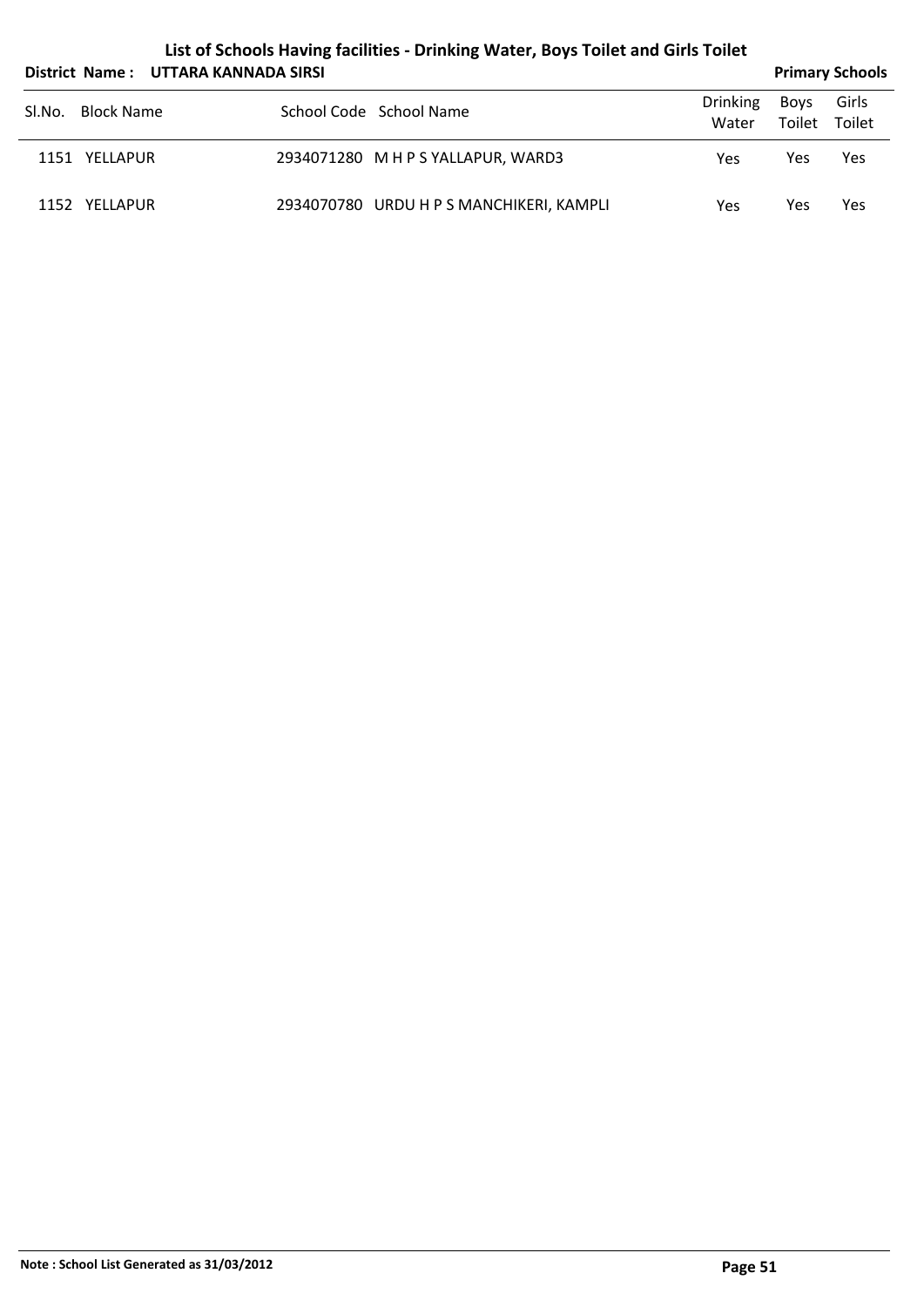# List of Schools Having facilities - Drinking Water, Boys Toilet and Girls Toilet

**District Name : UTTARA KANNADA SIRSI** **Primary Schools**

| Sl.No. | Block Name | School Code | School Name | Drinking Water | Boys Toilet | Girls Toilet |
|---|---|---|---|---|---|---|
| 1151 | YELLAPUR | 2934071280 | M H P S YALLAPUR, WARD3 | Yes | Yes | Yes |
| 1152 | YELLAPUR | 2934070780 | URDU H P S MANCHIKERI, KAMPLI | Yes | Yes | Yes |

**Note : School List Generated as 31/03/2012**